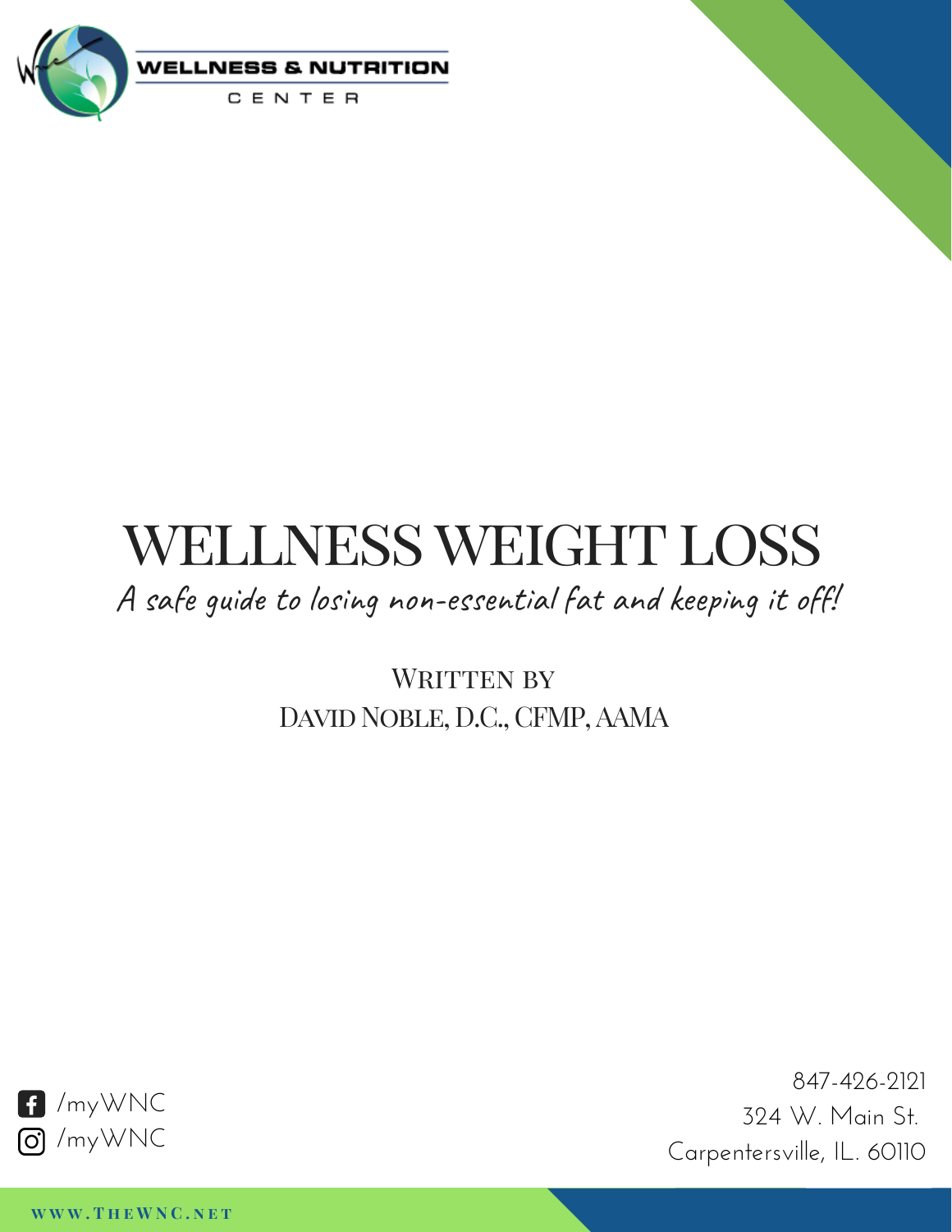WELLNESS & NUTRITION CENTER

# WELLNESS WEIGHT LOSS

*A safe guide to losing non-essential fat and keeping it off!*

Written by
David Noble, D.C., CFMP, AAMA

/myWNC
/myWNC

847-426-2121
324 W. Main St.
Carpentersville, IL. 60110

www.TheWNC.net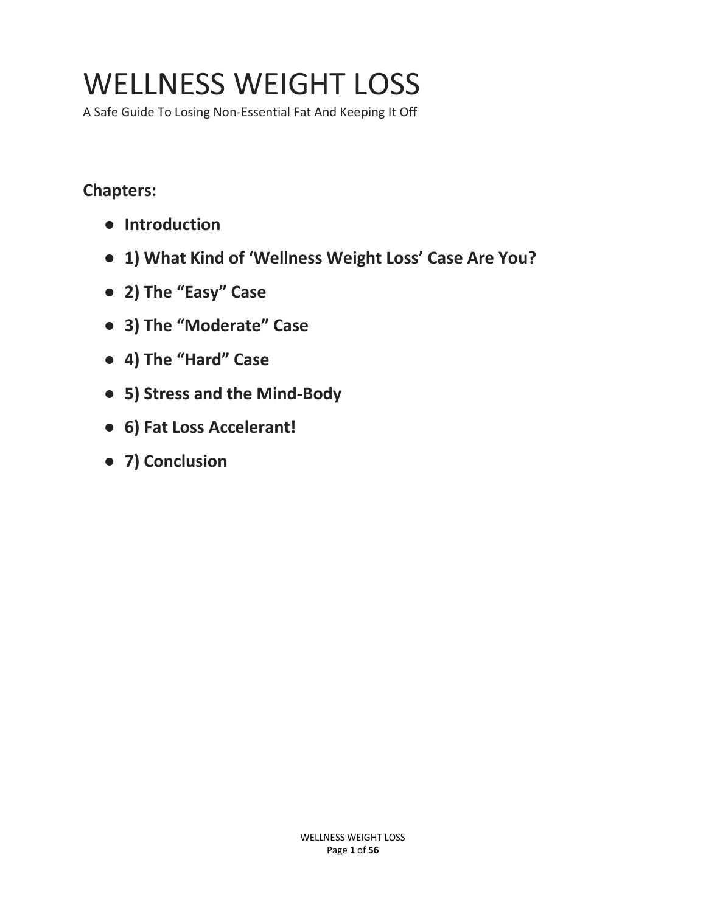# WELLNESS WEIGHT LOSS

A Safe Guide To Losing Non-Essential Fat And Keeping It Off

**Chapters:**

- **Introduction**
- **1) What Kind of 'Wellness Weight Loss' Case Are You?**
- **2) The "Easy" Case**
- **3) The "Moderate" Case**
- **4) The "Hard" Case**
- **5) Stress and the Mind-Body**
- **6) Fat Loss Accelerant!**
- **7) Conclusion**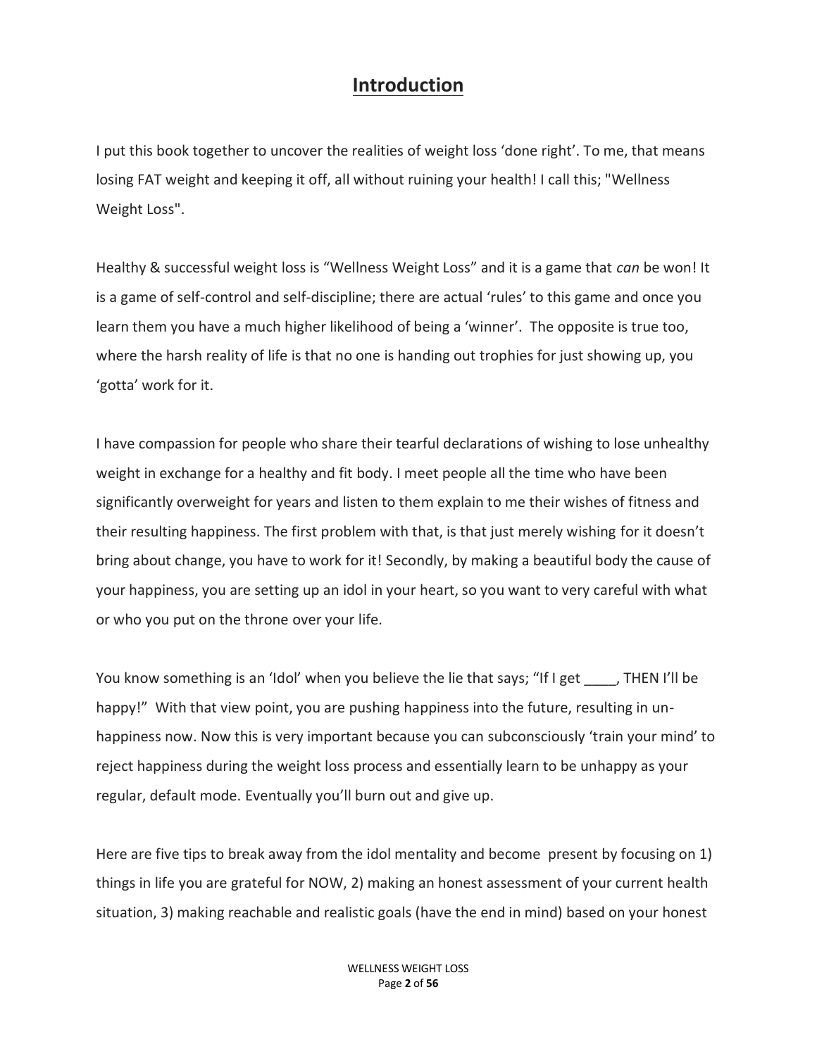# Introduction

I put this book together to uncover the realities of weight loss 'done right'. To me, that means losing FAT weight and keeping it off, all without ruining your health! I call this; "Wellness Weight Loss".

Healthy & successful weight loss is "Wellness Weight Loss" and it is a game that *can* be won! It is a game of self-control and self-discipline; there are actual 'rules' to this game and once you learn them you have a much higher likelihood of being a 'winner'. The opposite is true too, where the harsh reality of life is that no one is handing out trophies for just showing up, you 'gotta' work for it.

I have compassion for people who share their tearful declarations of wishing to lose unhealthy weight in exchange for a healthy and fit body. I meet people all the time who have been significantly overweight for years and listen to them explain to me their wishes of fitness and their resulting happiness. The first problem with that, is that just merely wishing for it doesn't bring about change, you have to work for it! Secondly, by making a beautiful body the cause of your happiness, you are setting up an idol in your heart, so you want to very careful with what or who you put on the throne over your life.

You know something is an 'Idol' when you believe the lie that says; "If I get ____, THEN I'll be happy!" With that view point, you are pushing happiness into the future, resulting in un-happiness now. Now this is very important because you can subconsciously 'train your mind' to reject happiness during the weight loss process and essentially learn to be unhappy as your regular, default mode. Eventually you'll burn out and give up.

Here are five tips to break away from the idol mentality and become present by focusing on 1) things in life you are grateful for NOW, 2) making an honest assessment of your current health situation, 3) making reachable and realistic goals (have the end in mind) based on your honest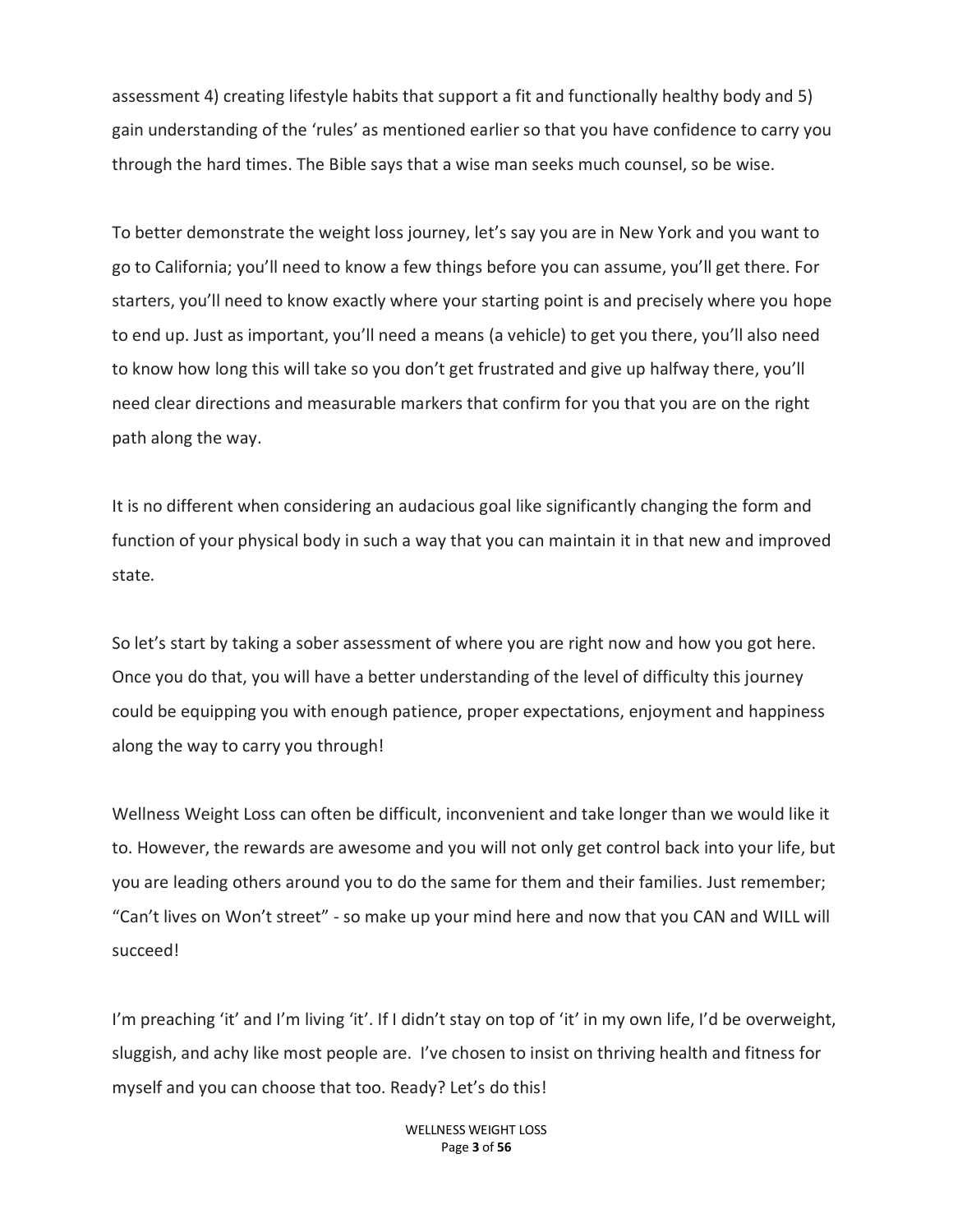assessment 4) creating lifestyle habits that support a fit and functionally healthy body and 5) gain understanding of the 'rules' as mentioned earlier so that you have confidence to carry you through the hard times. The Bible says that a wise man seeks much counsel, so be wise.

To better demonstrate the weight loss journey, let's say you are in New York and you want to go to California; you'll need to know a few things before you can assume, you'll get there. For starters, you'll need to know exactly where your starting point is and precisely where you hope to end up. Just as important, you'll need a means (a vehicle) to get you there, you'll also need to know how long this will take so you don't get frustrated and give up halfway there, you'll need clear directions and measurable markers that confirm for you that you are on the right path along the way.

It is no different when considering an audacious goal like significantly changing the form and function of your physical body in such a way that you can maintain it in that new and improved state.

So let's start by taking a sober assessment of where you are right now and how you got here. Once you do that, you will have a better understanding of the level of difficulty this journey could be equipping you with enough patience, proper expectations, enjoyment and happiness along the way to carry you through!

Wellness Weight Loss can often be difficult, inconvenient and take longer than we would like it to. However, the rewards are awesome and you will not only get control back into your life, but you are leading others around you to do the same for them and their families. Just remember; "Can't lives on Won't street" - so make up your mind here and now that you CAN and WILL will succeed!

I'm preaching 'it' and I'm living 'it'. If I didn't stay on top of 'it' in my own life, I'd be overweight, sluggish, and achy like most people are. I've chosen to insist on thriving health and fitness for myself and you can choose that too. Ready? Let's do this!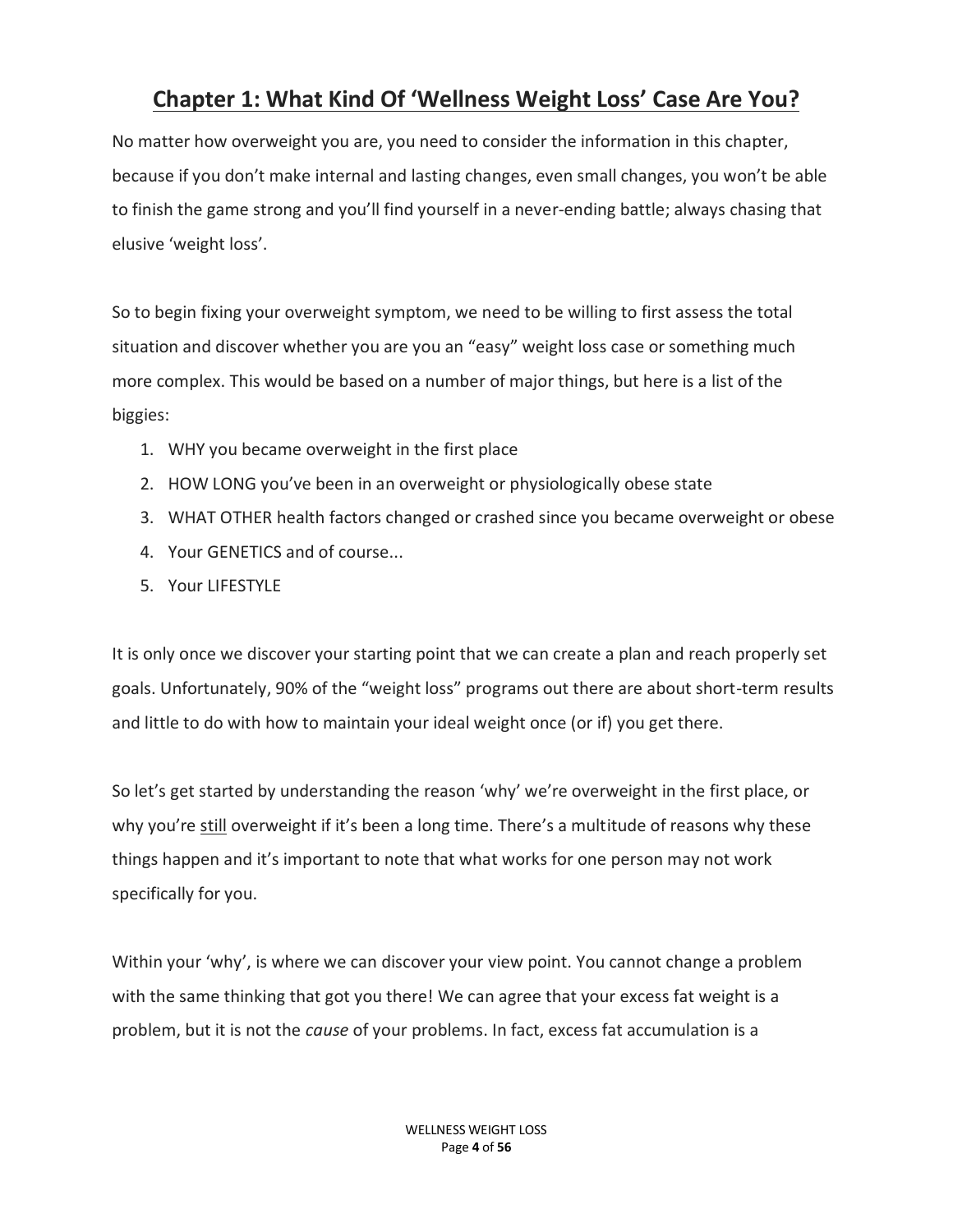## Chapter 1: What Kind Of 'Wellness Weight Loss' Case Are You?

No matter how overweight you are, you need to consider the information in this chapter, because if you don't make internal and lasting changes, even small changes, you won't be able to finish the game strong and you'll find yourself in a never-ending battle; always chasing that elusive 'weight loss'.

So to begin fixing your overweight symptom, we need to be willing to first assess the total situation and discover whether you are you an "easy" weight loss case or something much more complex. This would be based on a number of major things, but here is a list of the biggies:

1. WHY you became overweight in the first place
2. HOW LONG you've been in an overweight or physiologically obese state
3. WHAT OTHER health factors changed or crashed since you became overweight or obese
4. Your GENETICS and of course...
5. Your LIFESTYLE

It is only once we discover your starting point that we can create a plan and reach properly set goals. Unfortunately, 90% of the "weight loss" programs out there are about short-term results and little to do with how to maintain your ideal weight once (or if) you get there.

So let's get started by understanding the reason 'why' we're overweight in the first place, or why you're <u>still</u> overweight if it's been a long time. There's a multitude of reasons why these things happen and it's important to note that what works for one person may not work specifically for you.

Within your 'why', is where we can discover your view point. You cannot change a problem with the same thinking that got you there! We can agree that your excess fat weight is a problem, but it is not the *cause* of your problems. In fact, excess fat accumulation is a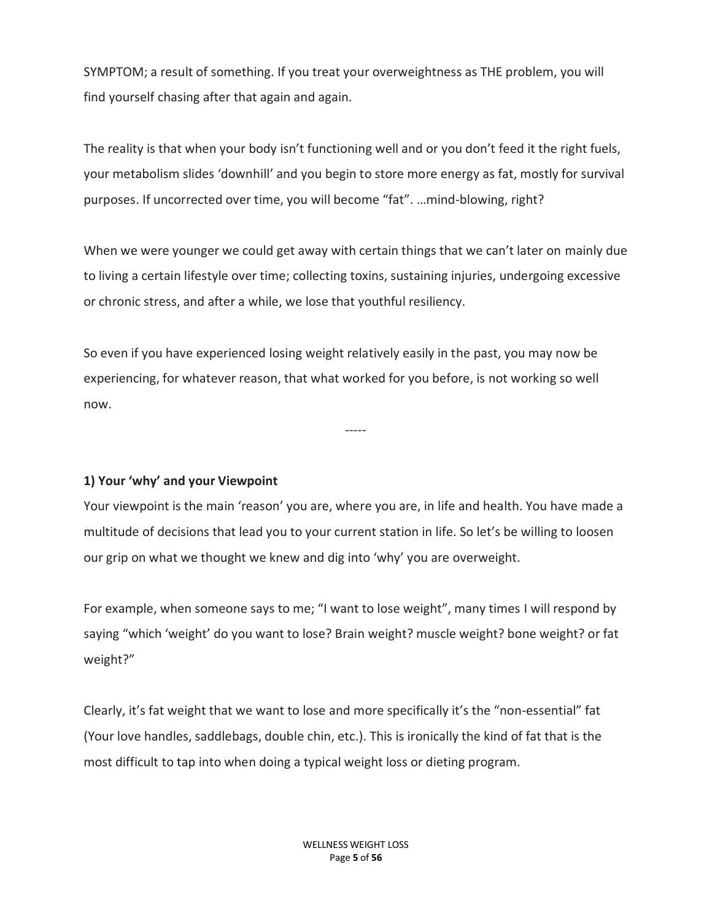SYMPTOM; a result of something. If you treat your overweightness as THE problem, you will find yourself chasing after that again and again.

The reality is that when your body isn't functioning well and or you don't feed it the right fuels, your metabolism slides 'downhill' and you begin to store more energy as fat, mostly for survival purposes. If uncorrected over time, you will become "fat". …mind-blowing, right?

When we were younger we could get away with certain things that we can't later on mainly due to living a certain lifestyle over time; collecting toxins, sustaining injuries, undergoing excessive or chronic stress, and after a while, we lose that youthful resiliency.

So even if you have experienced losing weight relatively easily in the past, you may now be experiencing, for whatever reason, that what worked for you before, is not working so well now.

-----

**1) Your 'why' and your Viewpoint**

Your viewpoint is the main 'reason' you are, where you are, in life and health. You have made a multitude of decisions that lead you to your current station in life. So let's be willing to loosen our grip on what we thought we knew and dig into 'why' you are overweight.

For example, when someone says to me; "I want to lose weight", many times I will respond by saying "which 'weight' do you want to lose? Brain weight? muscle weight? bone weight? or fat weight?"

Clearly, it's fat weight that we want to lose and more specifically it's the "non-essential" fat (Your love handles, saddlebags, double chin, etc.). This is ironically the kind of fat that is the most difficult to tap into when doing a typical weight loss or dieting program.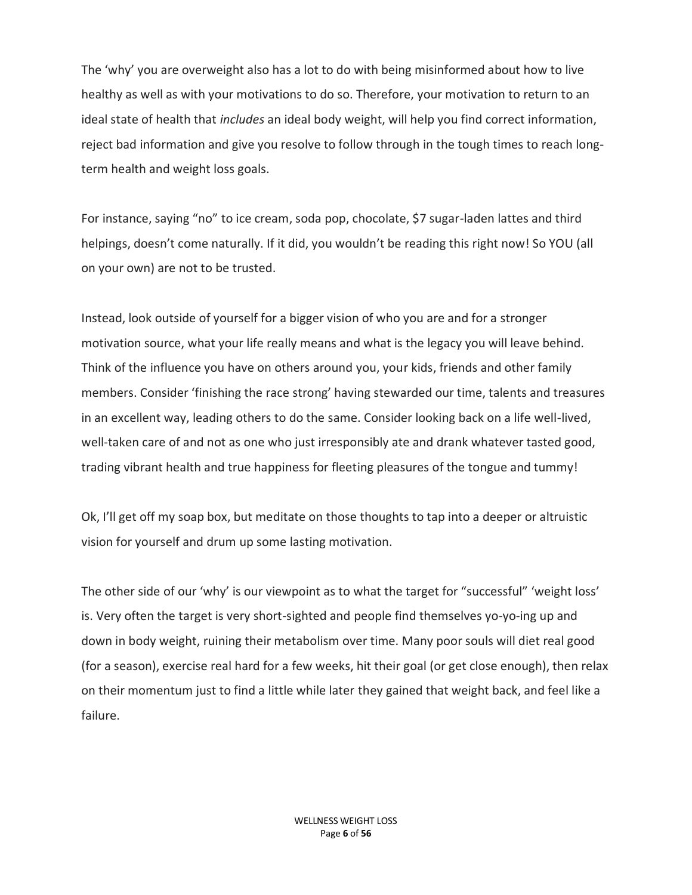The 'why' you are overweight also has a lot to do with being misinformed about how to live healthy as well as with your motivations to do so. Therefore, your motivation to return to an ideal state of health that *includes* an ideal body weight, will help you find correct information, reject bad information and give you resolve to follow through in the tough times to reach long-term health and weight loss goals.

For instance, saying "no" to ice cream, soda pop, chocolate, $7 sugar-laden lattes and third helpings, doesn't come naturally. If it did, you wouldn't be reading this right now! So YOU (all on your own) are not to be trusted.

Instead, look outside of yourself for a bigger vision of who you are and for a stronger motivation source, what your life really means and what is the legacy you will leave behind. Think of the influence you have on others around you, your kids, friends and other family members. Consider 'finishing the race strong' having stewarded our time, talents and treasures in an excellent way, leading others to do the same. Consider looking back on a life well-lived, well-taken care of and not as one who just irresponsibly ate and drank whatever tasted good, trading vibrant health and true happiness for fleeting pleasures of the tongue and tummy!

Ok, I'll get off my soap box, but meditate on those thoughts to tap into a deeper or altruistic vision for yourself and drum up some lasting motivation.

The other side of our 'why' is our viewpoint as to what the target for "successful" 'weight loss' is. Very often the target is very short-sighted and people find themselves yo-yo-ing up and down in body weight, ruining their metabolism over time. Many poor souls will diet real good (for a season), exercise real hard for a few weeks, hit their goal (or get close enough), then relax on their momentum just to find a little while later they gained that weight back, and feel like a failure.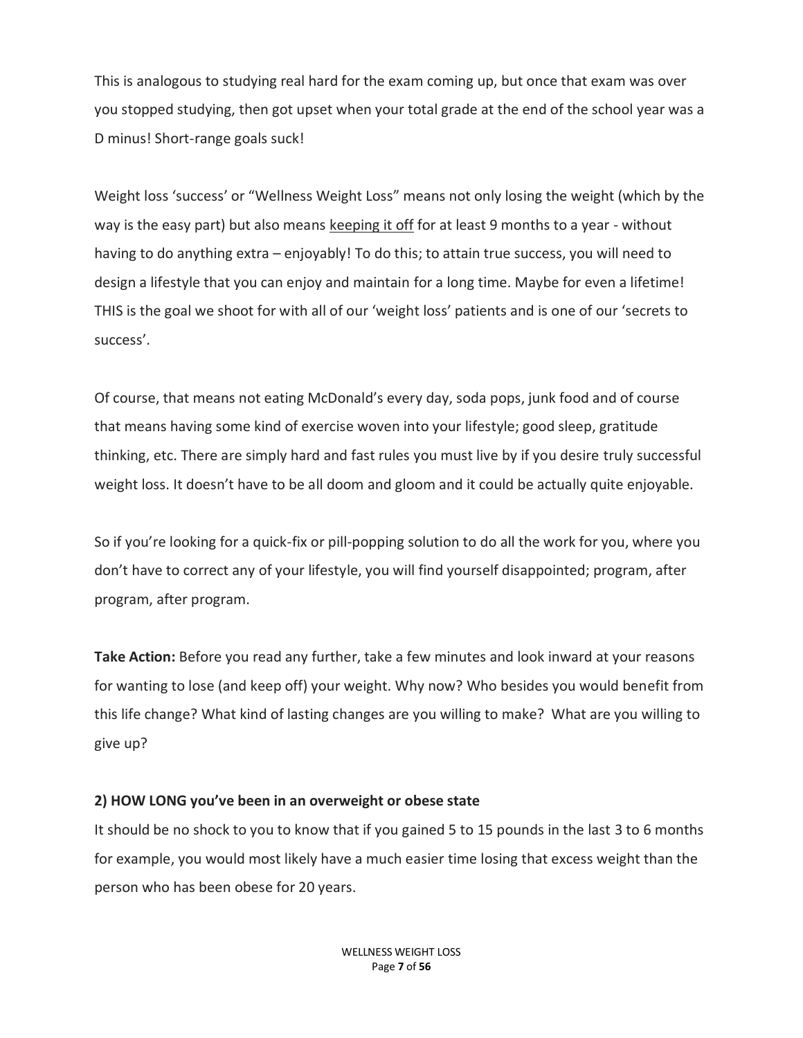This is analogous to studying real hard for the exam coming up, but once that exam was over you stopped studying, then got upset when your total grade at the end of the school year was a D minus! Short-range goals suck!

Weight loss 'success' or "Wellness Weight Loss" means not only losing the weight (which by the way is the easy part) but also means <u>keeping it off</u> for at least 9 months to a year - without having to do anything extra – enjoyably! To do this; to attain true success, you will need to design a lifestyle that you can enjoy and maintain for a long time. Maybe for even a lifetime! THIS is the goal we shoot for with all of our 'weight loss' patients and is one of our 'secrets to success'.

Of course, that means not eating McDonald's every day, soda pops, junk food and of course that means having some kind of exercise woven into your lifestyle; good sleep, gratitude thinking, etc. There are simply hard and fast rules you must live by if you desire truly successful weight loss. It doesn't have to be all doom and gloom and it could be actually quite enjoyable.

So if you're looking for a quick-fix or pill-popping solution to do all the work for you, where you don't have to correct any of your lifestyle, you will find yourself disappointed; program, after program, after program.

**Take Action:** Before you read any further, take a few minutes and look inward at your reasons for wanting to lose (and keep off) your weight. Why now? Who besides you would benefit from this life change? What kind of lasting changes are you willing to make? What are you willing to give up?

**2) HOW LONG you've been in an overweight or obese state**

It should be no shock to you to know that if you gained 5 to 15 pounds in the last 3 to 6 months for example, you would most likely have a much easier time losing that excess weight than the person who has been obese for 20 years.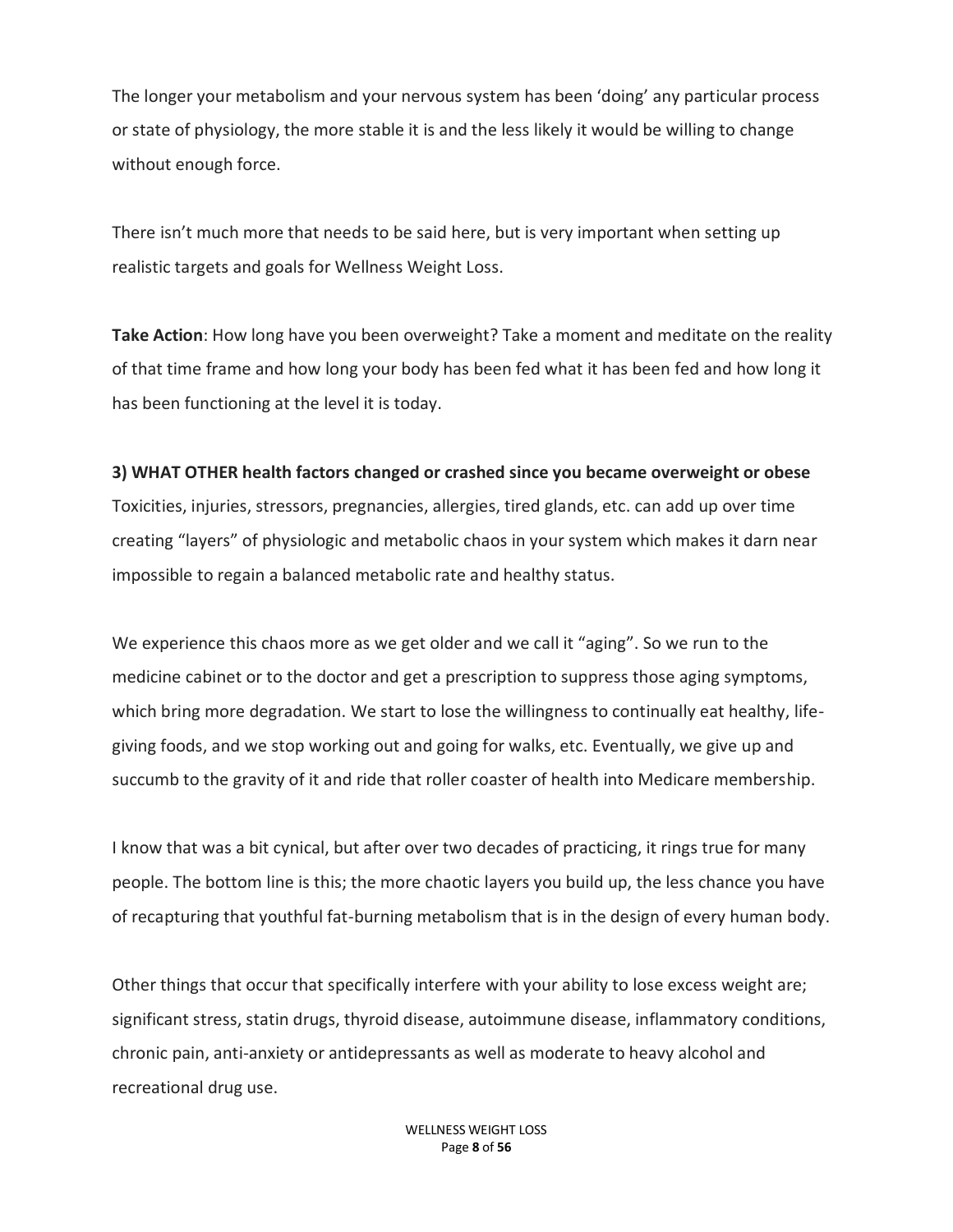The longer your metabolism and your nervous system has been 'doing' any particular process or state of physiology, the more stable it is and the less likely it would be willing to change without enough force.

There isn't much more that needs to be said here, but is very important when setting up realistic targets and goals for Wellness Weight Loss.

**Take Action**: How long have you been overweight? Take a moment and meditate on the reality of that time frame and how long your body has been fed what it has been fed and how long it has been functioning at the level it is today.

**3) WHAT OTHER health factors changed or crashed since you became overweight or obese**

Toxicities, injuries, stressors, pregnancies, allergies, tired glands, etc. can add up over time creating "layers" of physiologic and metabolic chaos in your system which makes it darn near impossible to regain a balanced metabolic rate and healthy status.

We experience this chaos more as we get older and we call it "aging". So we run to the medicine cabinet or to the doctor and get a prescription to suppress those aging symptoms, which bring more degradation. We start to lose the willingness to continually eat healthy, life-giving foods, and we stop working out and going for walks, etc. Eventually, we give up and succumb to the gravity of it and ride that roller coaster of health into Medicare membership.

I know that was a bit cynical, but after over two decades of practicing, it rings true for many people. The bottom line is this; the more chaotic layers you build up, the less chance you have of recapturing that youthful fat-burning metabolism that is in the design of every human body.

Other things that occur that specifically interfere with your ability to lose excess weight are; significant stress, statin drugs, thyroid disease, autoimmune disease, inflammatory conditions, chronic pain, anti-anxiety or antidepressants as well as moderate to heavy alcohol and recreational drug use.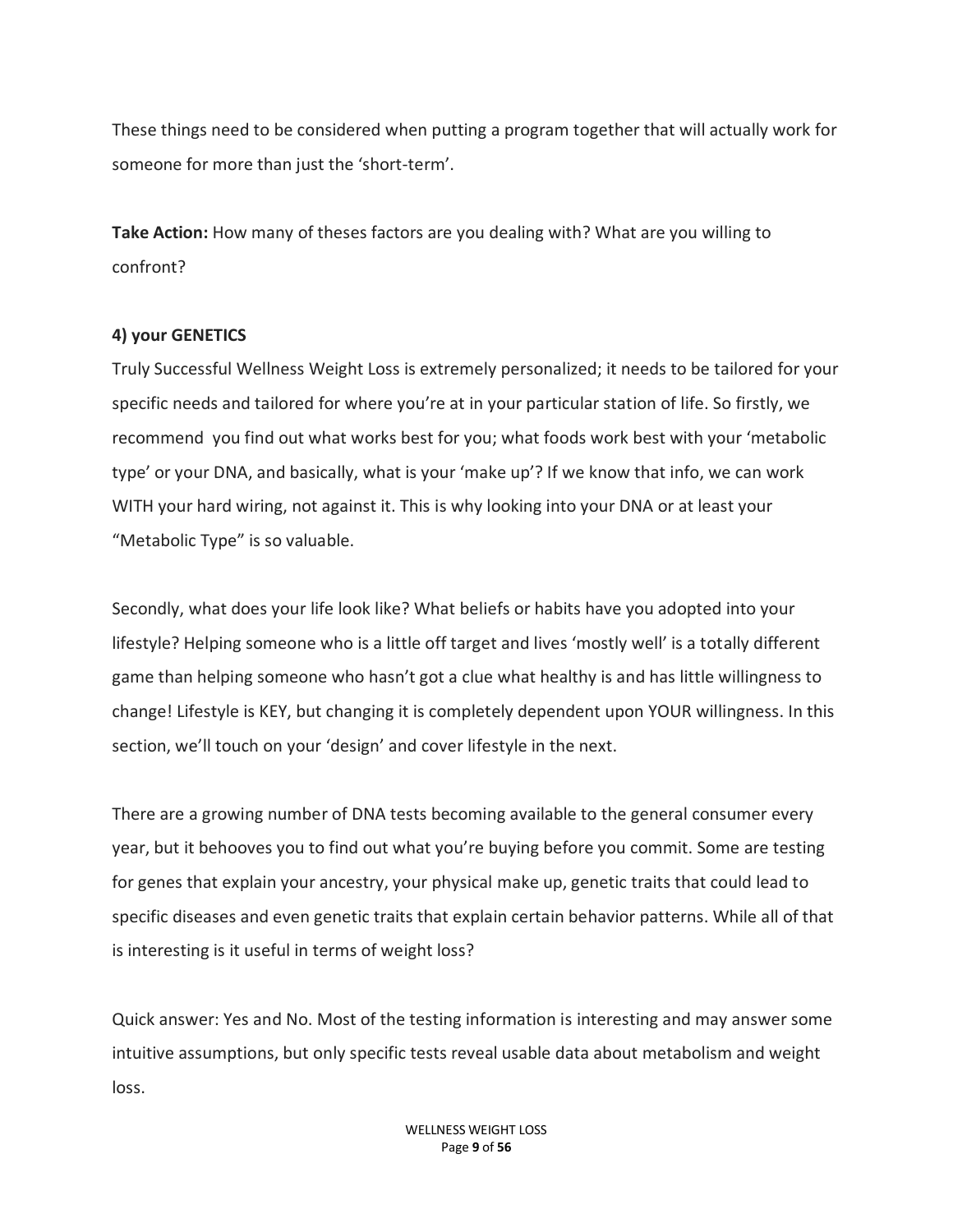These things need to be considered when putting a program together that will actually work for someone for more than just the 'short-term'.

**Take Action:** How many of theses factors are you dealing with? What are you willing to confront?

**4) your GENETICS**

Truly Successful Wellness Weight Loss is extremely personalized; it needs to be tailored for your specific needs and tailored for where you're at in your particular station of life. So firstly, we recommend you find out what works best for you; what foods work best with your 'metabolic type' or your DNA, and basically, what is your 'make up'? If we know that info, we can work WITH your hard wiring, not against it. This is why looking into your DNA or at least your "Metabolic Type" is so valuable.

Secondly, what does your life look like? What beliefs or habits have you adopted into your lifestyle? Helping someone who is a little off target and lives 'mostly well' is a totally different game than helping someone who hasn't got a clue what healthy is and has little willingness to change! Lifestyle is KEY, but changing it is completely dependent upon YOUR willingness. In this section, we'll touch on your 'design' and cover lifestyle in the next.

There are a growing number of DNA tests becoming available to the general consumer every year, but it behooves you to find out what you're buying before you commit. Some are testing for genes that explain your ancestry, your physical make up, genetic traits that could lead to specific diseases and even genetic traits that explain certain behavior patterns. While all of that is interesting is it useful in terms of weight loss?

Quick answer: Yes and No. Most of the testing information is interesting and may answer some intuitive assumptions, but only specific tests reveal usable data about metabolism and weight loss.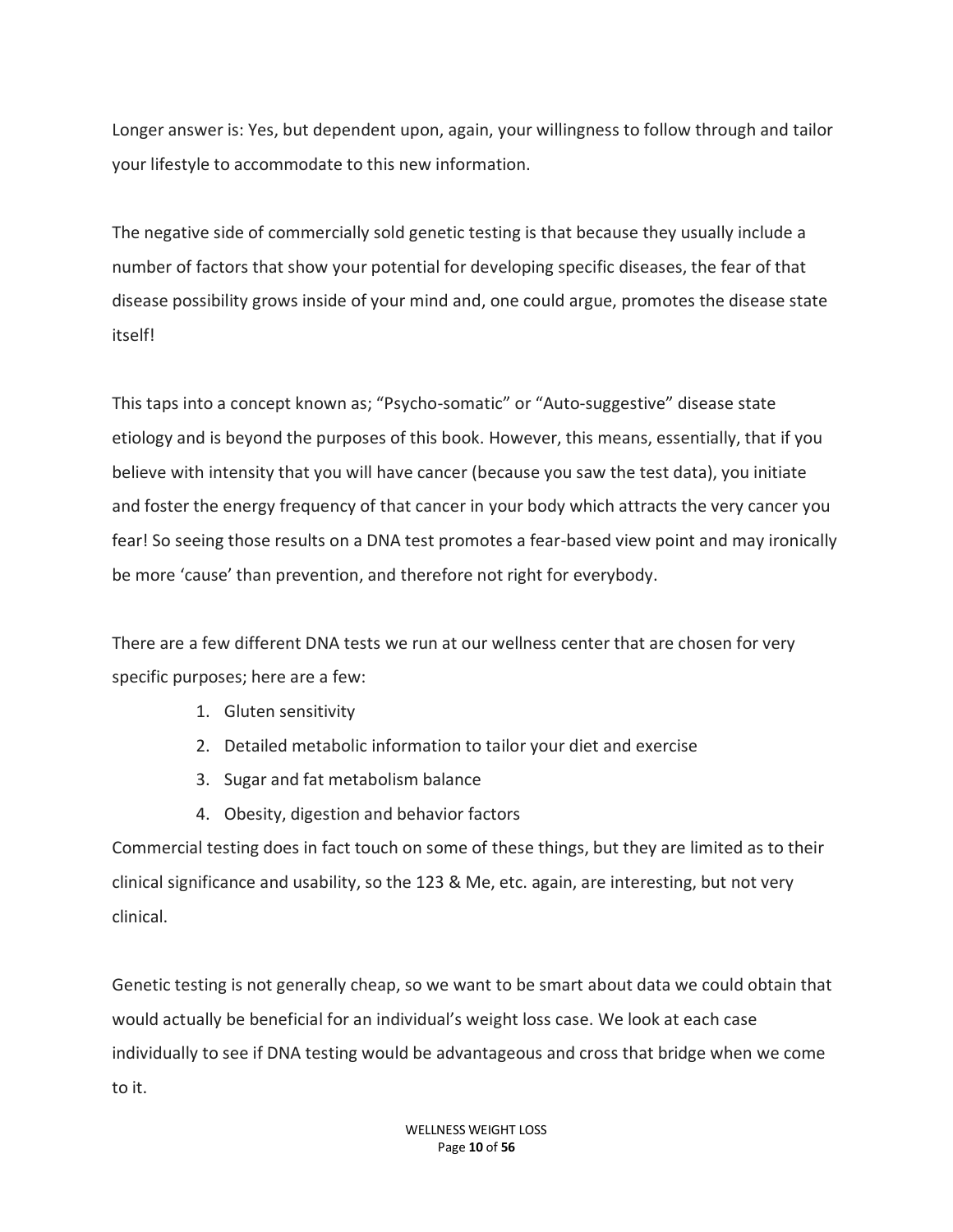Longer answer is: Yes, but dependent upon, again, your willingness to follow through and tailor your lifestyle to accommodate to this new information.

The negative side of commercially sold genetic testing is that because they usually include a number of factors that show your potential for developing specific diseases, the fear of that disease possibility grows inside of your mind and, one could argue, promotes the disease state itself!

This taps into a concept known as; "Psycho-somatic" or "Auto-suggestive" disease state etiology and is beyond the purposes of this book. However, this means, essentially, that if you believe with intensity that you will have cancer (because you saw the test data), you initiate and foster the energy frequency of that cancer in your body which attracts the very cancer you fear! So seeing those results on a DNA test promotes a fear-based view point and may ironically be more 'cause' than prevention, and therefore not right for everybody.

There are a few different DNA tests we run at our wellness center that are chosen for very specific purposes; here are a few:

1. Gluten sensitivity
2. Detailed metabolic information to tailor your diet and exercise
3. Sugar and fat metabolism balance
4. Obesity, digestion and behavior factors

Commercial testing does in fact touch on some of these things, but they are limited as to their clinical significance and usability, so the 123 & Me, etc. again, are interesting, but not very clinical.

Genetic testing is not generally cheap, so we want to be smart about data we could obtain that would actually be beneficial for an individual's weight loss case. We look at each case individually to see if DNA testing would be advantageous and cross that bridge when we come to it.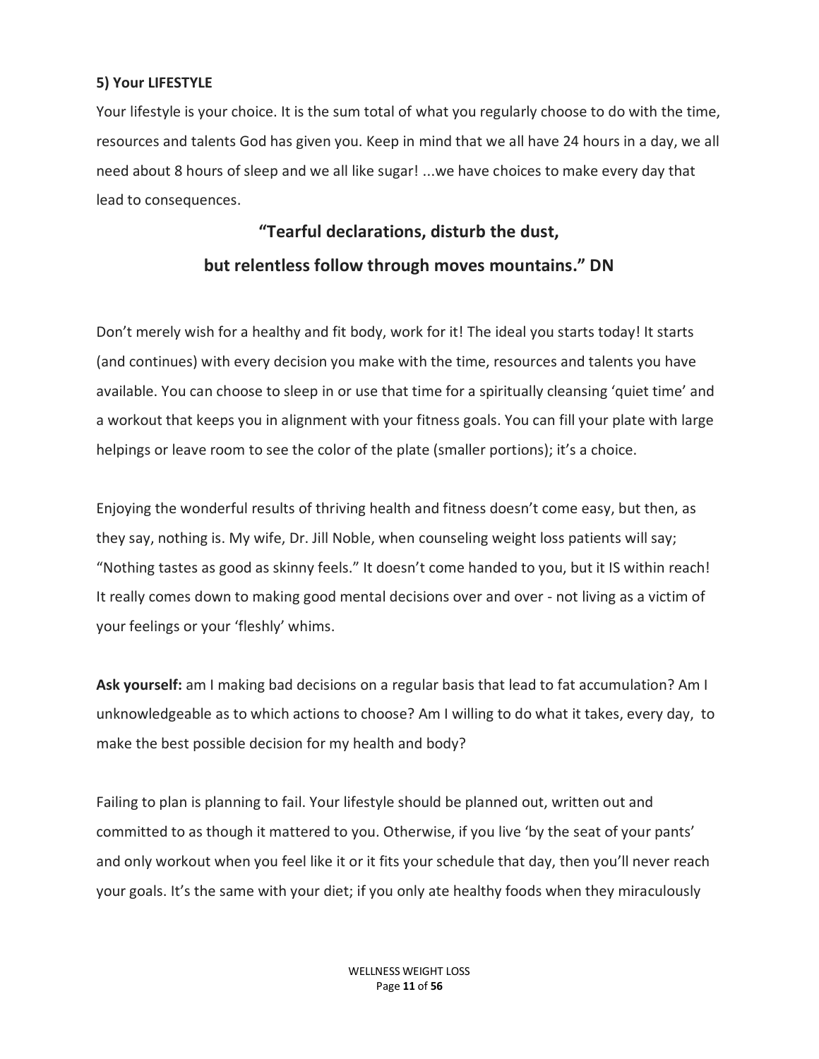**5) Your LIFESTYLE**

Your lifestyle is your choice. It is the sum total of what you regularly choose to do with the time, resources and talents God has given you. Keep in mind that we all have 24 hours in a day, we all need about 8 hours of sleep and we all like sugar! ...we have choices to make every day that lead to consequences.

**"Tearful declarations, disturb the dust,**

**but relentless follow through moves mountains." DN**

Don't merely wish for a healthy and fit body, work for it! The ideal you starts today! It starts (and continues) with every decision you make with the time, resources and talents you have available. You can choose to sleep in or use that time for a spiritually cleansing 'quiet time' and a workout that keeps you in alignment with your fitness goals. You can fill your plate with large helpings or leave room to see the color of the plate (smaller portions); it's a choice.

Enjoying the wonderful results of thriving health and fitness doesn't come easy, but then, as they say, nothing is. My wife, Dr. Jill Noble, when counseling weight loss patients will say; "Nothing tastes as good as skinny feels." It doesn't come handed to you, but it IS within reach! It really comes down to making good mental decisions over and over - not living as a victim of your feelings or your 'fleshly' whims.

**Ask yourself:** am I making bad decisions on a regular basis that lead to fat accumulation? Am I unknowledgeable as to which actions to choose? Am I willing to do what it takes, every day, to make the best possible decision for my health and body?

Failing to plan is planning to fail. Your lifestyle should be planned out, written out and committed to as though it mattered to you. Otherwise, if you live 'by the seat of your pants' and only workout when you feel like it or it fits your schedule that day, then you'll never reach your goals. It's the same with your diet; if you only ate healthy foods when they miraculously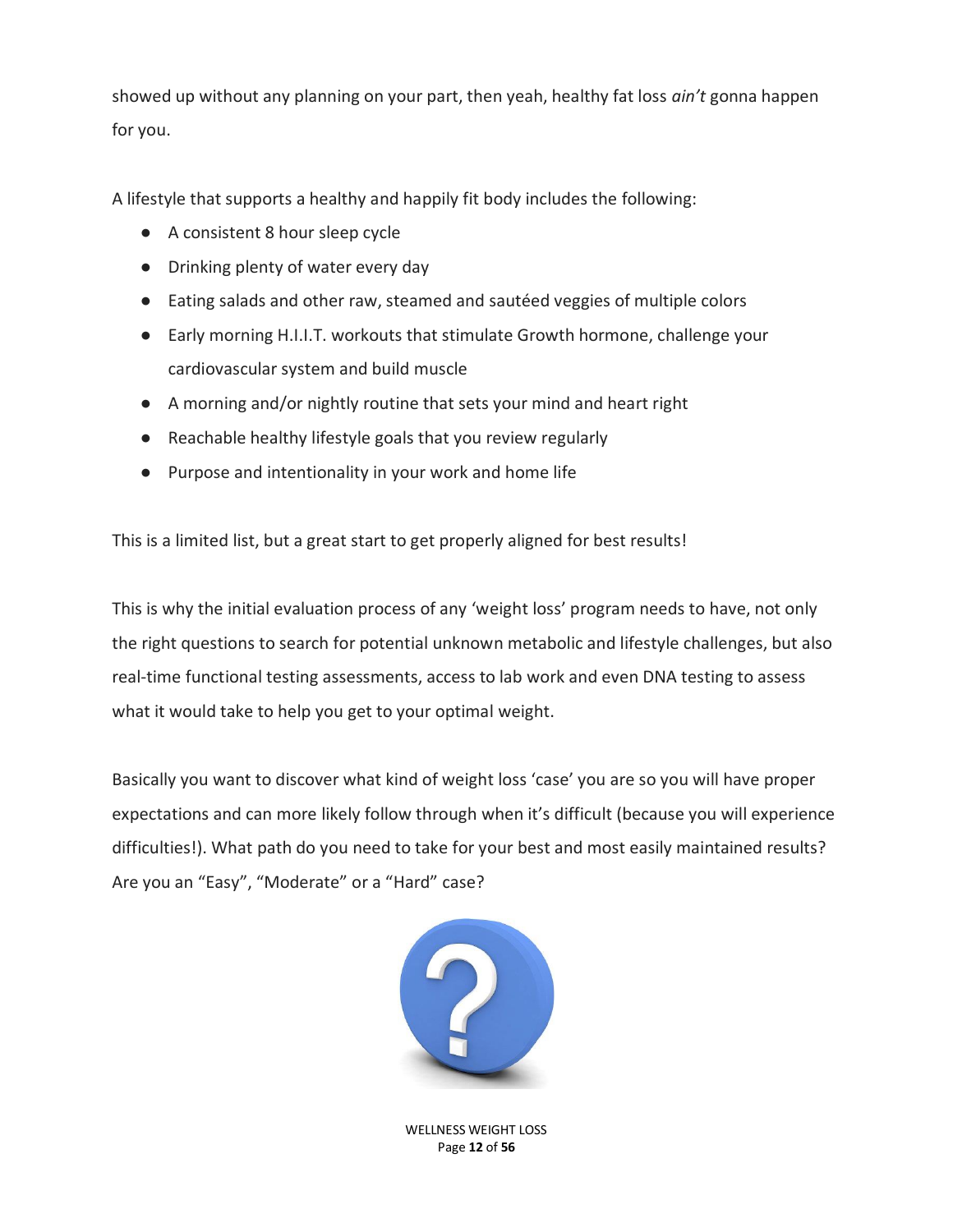showed up without any planning on your part, then yeah, healthy fat loss *ain't* gonna happen for you.

A lifestyle that supports a healthy and happily fit body includes the following:

- A consistent 8 hour sleep cycle
- Drinking plenty of water every day
- Eating salads and other raw, steamed and sautéed veggies of multiple colors
- Early morning H.I.I.T. workouts that stimulate Growth hormone, challenge your cardiovascular system and build muscle
- A morning and/or nightly routine that sets your mind and heart right
- Reachable healthy lifestyle goals that you review regularly
- Purpose and intentionality in your work and home life

This is a limited list, but a great start to get properly aligned for best results!

This is why the initial evaluation process of any 'weight loss' program needs to have, not only the right questions to search for potential unknown metabolic and lifestyle challenges, but also real-time functional testing assessments, access to lab work and even DNA testing to assess what it would take to help you get to your optimal weight.

Basically you want to discover what kind of weight loss 'case' you are so you will have proper expectations and can more likely follow through when it's difficult (because you will experience difficulties!). What path do you need to take for your best and most easily maintained results? Are you an "Easy", "Moderate" or a "Hard" case?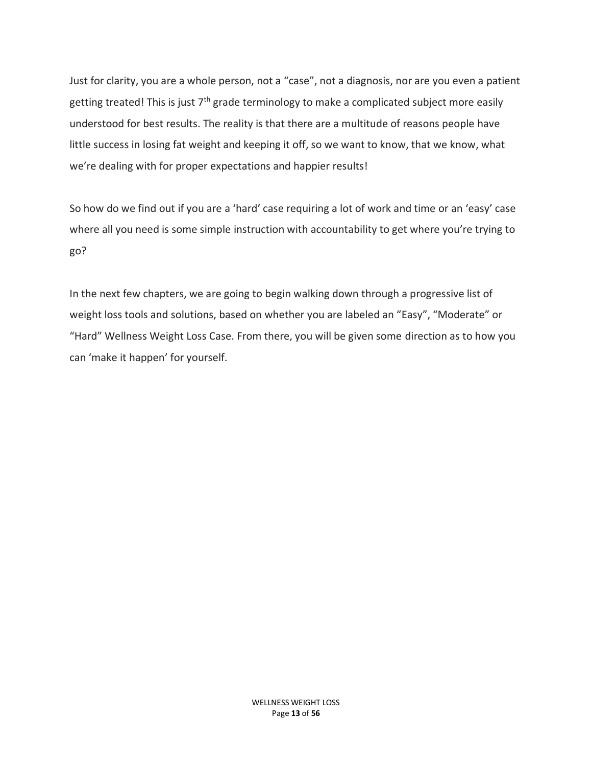Just for clarity, you are a whole person, not a "case", not a diagnosis, nor are you even a patient getting treated! This is just 7th grade terminology to make a complicated subject more easily understood for best results. The reality is that there are a multitude of reasons people have little success in losing fat weight and keeping it off, so we want to know, that we know, what we're dealing with for proper expectations and happier results!

So how do we find out if you are a 'hard' case requiring a lot of work and time or an 'easy' case where all you need is some simple instruction with accountability to get where you're trying to go?

In the next few chapters, we are going to begin walking down through a progressive list of weight loss tools and solutions, based on whether you are labeled an "Easy", "Moderate" or "Hard" Wellness Weight Loss Case. From there, you will be given some direction as to how you can 'make it happen' for yourself.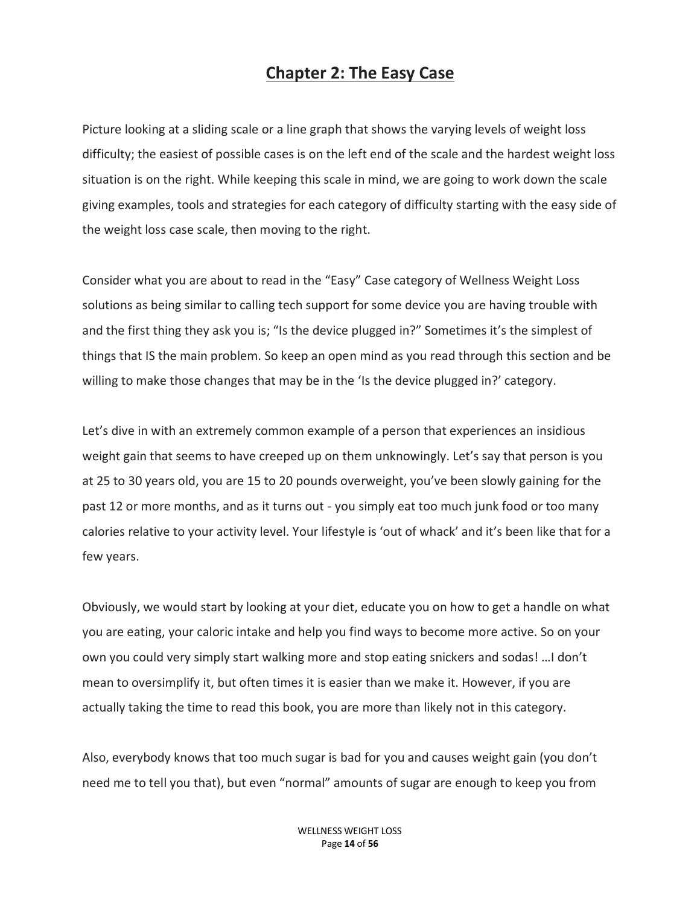# Chapter 2: The Easy Case

Picture looking at a sliding scale or a line graph that shows the varying levels of weight loss difficulty; the easiest of possible cases is on the left end of the scale and the hardest weight loss situation is on the right. While keeping this scale in mind, we are going to work down the scale giving examples, tools and strategies for each category of difficulty starting with the easy side of the weight loss case scale, then moving to the right.

Consider what you are about to read in the "Easy" Case category of Wellness Weight Loss solutions as being similar to calling tech support for some device you are having trouble with and the first thing they ask you is; "Is the device plugged in?" Sometimes it's the simplest of things that IS the main problem. So keep an open mind as you read through this section and be willing to make those changes that may be in the 'Is the device plugged in?' category.

Let's dive in with an extremely common example of a person that experiences an insidious weight gain that seems to have creeped up on them unknowingly. Let's say that person is you at 25 to 30 years old, you are 15 to 20 pounds overweight, you've been slowly gaining for the past 12 or more months, and as it turns out - you simply eat too much junk food or too many calories relative to your activity level. Your lifestyle is 'out of whack' and it's been like that for a few years.

Obviously, we would start by looking at your diet, educate you on how to get a handle on what you are eating, your caloric intake and help you find ways to become more active. So on your own you could very simply start walking more and stop eating snickers and sodas! …I don't mean to oversimplify it, but often times it is easier than we make it. However, if you are actually taking the time to read this book, you are more than likely not in this category.

Also, everybody knows that too much sugar is bad for you and causes weight gain (you don't need me to tell you that), but even "normal" amounts of sugar are enough to keep you from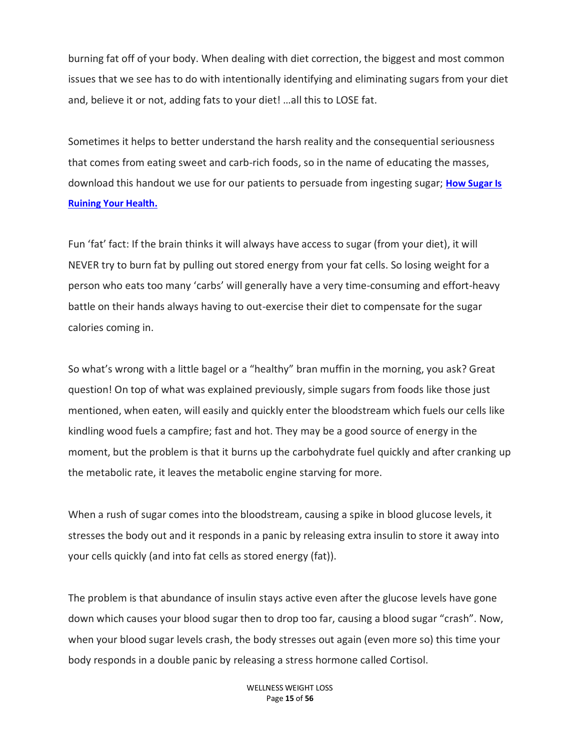burning fat off of your body. When dealing with diet correction, the biggest and most common issues that we see has to do with intentionally identifying and eliminating sugars from your diet and, believe it or not, adding fats to your diet! …all this to LOSE fat.

Sometimes it helps to better understand the harsh reality and the consequential seriousness that comes from eating sweet and carb-rich foods, so in the name of educating the masses, download this handout we use for our patients to persuade from ingesting sugar; **How Sugar Is Ruining Your Health.**

Fun 'fat' fact: If the brain thinks it will always have access to sugar (from your diet), it will NEVER try to burn fat by pulling out stored energy from your fat cells. So losing weight for a person who eats too many 'carbs' will generally have a very time-consuming and effort-heavy battle on their hands always having to out-exercise their diet to compensate for the sugar calories coming in.

So what's wrong with a little bagel or a "healthy" bran muffin in the morning, you ask? Great question! On top of what was explained previously, simple sugars from foods like those just mentioned, when eaten, will easily and quickly enter the bloodstream which fuels our cells like kindling wood fuels a campfire; fast and hot. They may be a good source of energy in the moment, but the problem is that it burns up the carbohydrate fuel quickly and after cranking up the metabolic rate, it leaves the metabolic engine starving for more.

When a rush of sugar comes into the bloodstream, causing a spike in blood glucose levels, it stresses the body out and it responds in a panic by releasing extra insulin to store it away into your cells quickly (and into fat cells as stored energy (fat)).

The problem is that abundance of insulin stays active even after the glucose levels have gone down which causes your blood sugar then to drop too far, causing a blood sugar "crash". Now, when your blood sugar levels crash, the body stresses out again (even more so) this time your body responds in a double panic by releasing a stress hormone called Cortisol.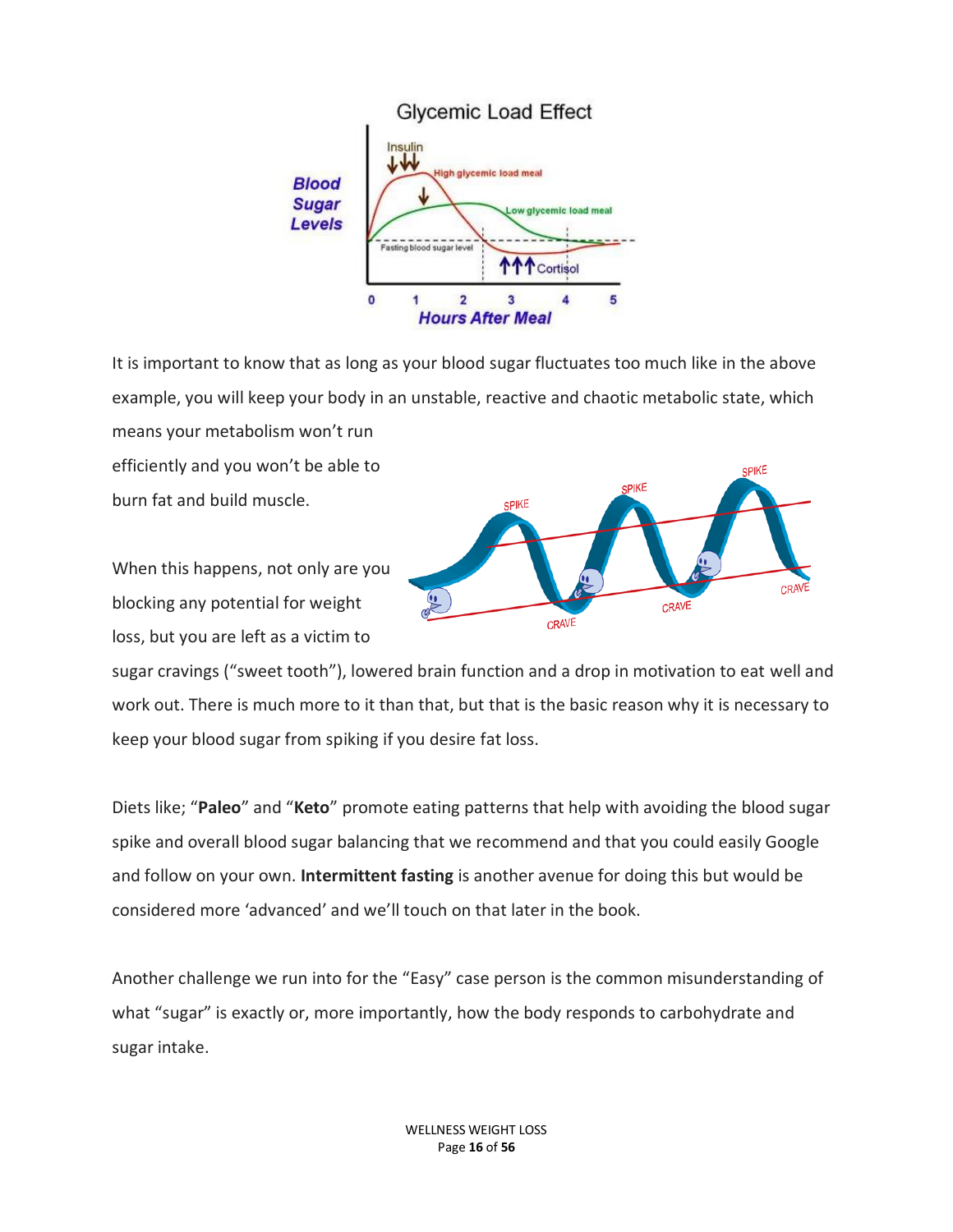It is important to know that as long as your blood sugar fluctuates too much like in the above example, you will keep your body in an unstable, reactive and chaotic metabolic state, which means your metabolism won't run efficiently and you won't be able to burn fat and build muscle.

When this happens, not only are you blocking any potential for weight loss, but you are left as a victim to sugar cravings ("sweet tooth"), lowered brain function and a drop in motivation to eat well and work out. There is much more to it than that, but that is the basic reason why it is necessary to keep your blood sugar from spiking if you desire fat loss.

Diets like; "**Paleo**" and "**Keto**" promote eating patterns that help with avoiding the blood sugar spike and overall blood sugar balancing that we recommend and that you could easily Google and follow on your own. **Intermittent fasting** is another avenue for doing this but would be considered more 'advanced' and we'll touch on that later in the book.

Another challenge we run into for the "Easy" case person is the common misunderstanding of what "sugar" is exactly or, more importantly, how the body responds to carbohydrate and sugar intake.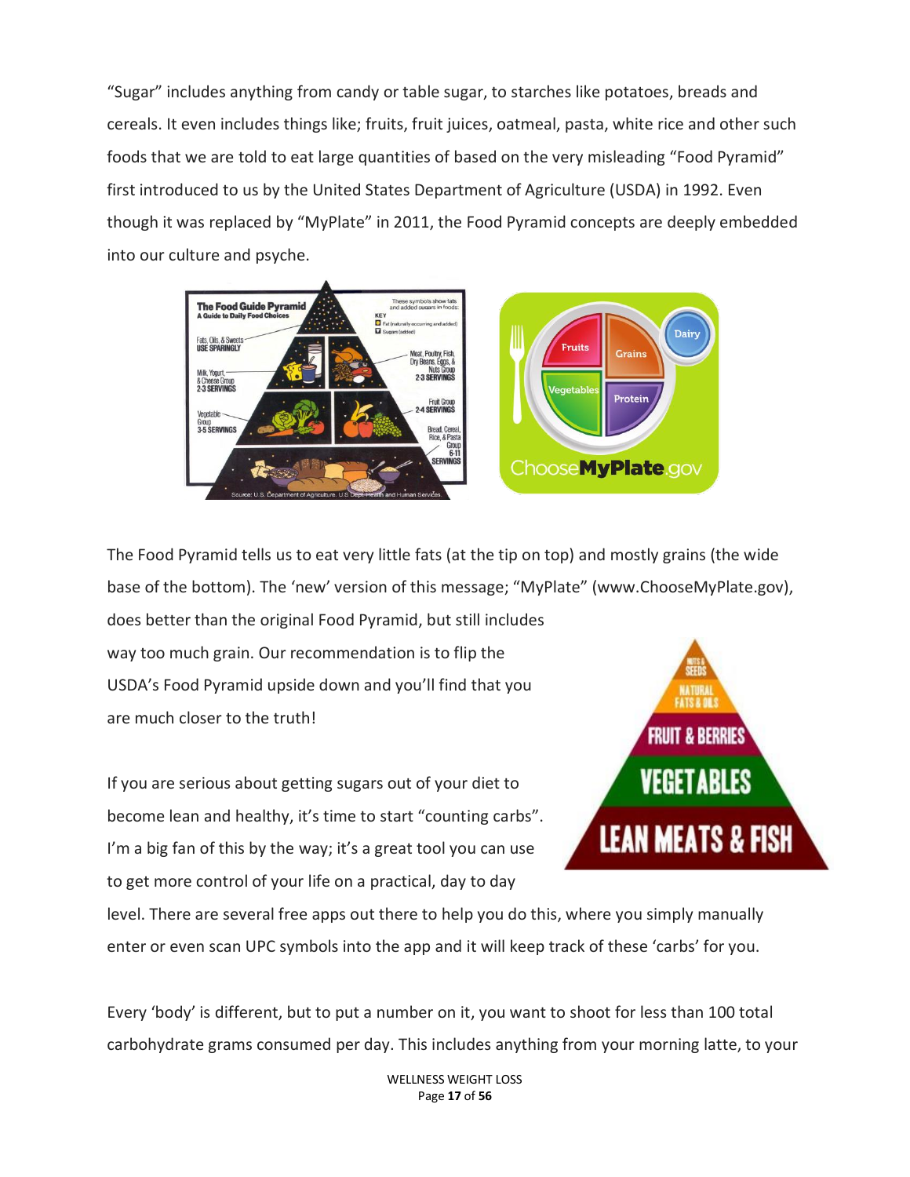"Sugar" includes anything from candy or table sugar, to starches like potatoes, breads and cereals. It even includes things like; fruits, fruit juices, oatmeal, pasta, white rice and other such foods that we are told to eat large quantities of based on the very misleading "Food Pyramid" first introduced to us by the United States Department of Agriculture (USDA) in 1992. Even though it was replaced by "MyPlate" in 2011, the Food Pyramid concepts are deeply embedded into our culture and psyche.

The Food Pyramid tells us to eat very little fats (at the tip on top) and mostly grains (the wide base of the bottom). The 'new' version of this message; "MyPlate" (www.ChooseMyPlate.gov), does better than the original Food Pyramid, but still includes way too much grain. Our recommendation is to flip the USDA's Food Pyramid upside down and you'll find that you are much closer to the truth!

If you are serious about getting sugars out of your diet to become lean and healthy, it's time to start "counting carbs". I'm a big fan of this by the way; it's a great tool you can use to get more control of your life on a practical, day to day level. There are several free apps out there to help you do this, where you simply manually enter or even scan UPC symbols into the app and it will keep track of these 'carbs' for you.

Every 'body' is different, but to put a number on it, you want to shoot for less than 100 total carbohydrate grams consumed per day. This includes anything from your morning latte, to your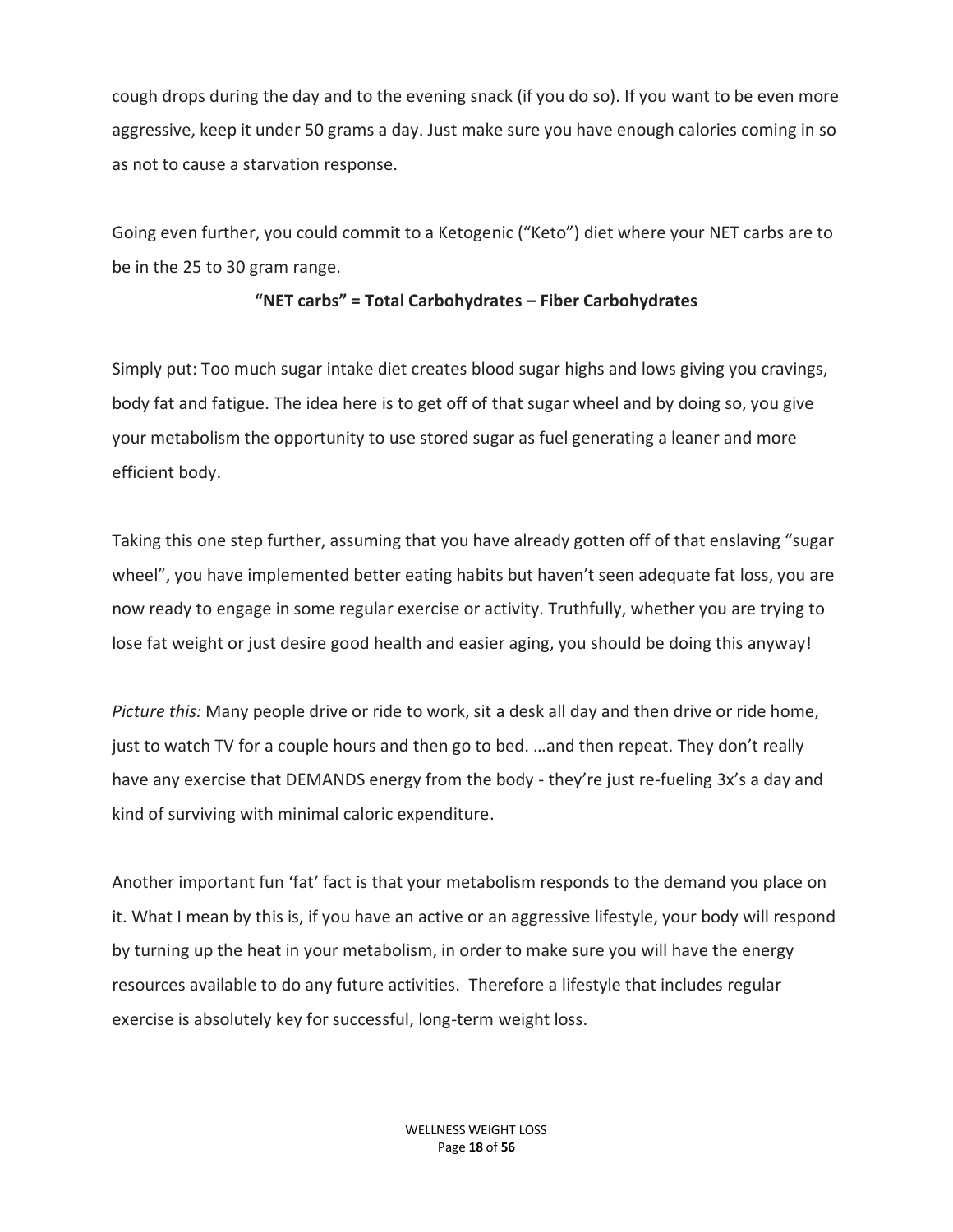cough drops during the day and to the evening snack (if you do so). If you want to be even more aggressive, keep it under 50 grams a day. Just make sure you have enough calories coming in so as not to cause a starvation response.

Going even further, you could commit to a Ketogenic ("Keto") diet where your NET carbs are to be in the 25 to 30 gram range.

**"NET carbs" = Total Carbohydrates – Fiber Carbohydrates**

Simply put: Too much sugar intake diet creates blood sugar highs and lows giving you cravings, body fat and fatigue. The idea here is to get off of that sugar wheel and by doing so, you give your metabolism the opportunity to use stored sugar as fuel generating a leaner and more efficient body.

Taking this one step further, assuming that you have already gotten off of that enslaving "sugar wheel", you have implemented better eating habits but haven't seen adequate fat loss, you are now ready to engage in some regular exercise or activity. Truthfully, whether you are trying to lose fat weight or just desire good health and easier aging, you should be doing this anyway!

*Picture this:* Many people drive or ride to work, sit a desk all day and then drive or ride home, just to watch TV for a couple hours and then go to bed. …and then repeat. They don't really have any exercise that DEMANDS energy from the body - they're just re-fueling 3x's a day and kind of surviving with minimal caloric expenditure.

Another important fun 'fat' fact is that your metabolism responds to the demand you place on it. What I mean by this is, if you have an active or an aggressive lifestyle, your body will respond by turning up the heat in your metabolism, in order to make sure you will have the energy resources available to do any future activities. Therefore a lifestyle that includes regular exercise is absolutely key for successful, long-term weight loss.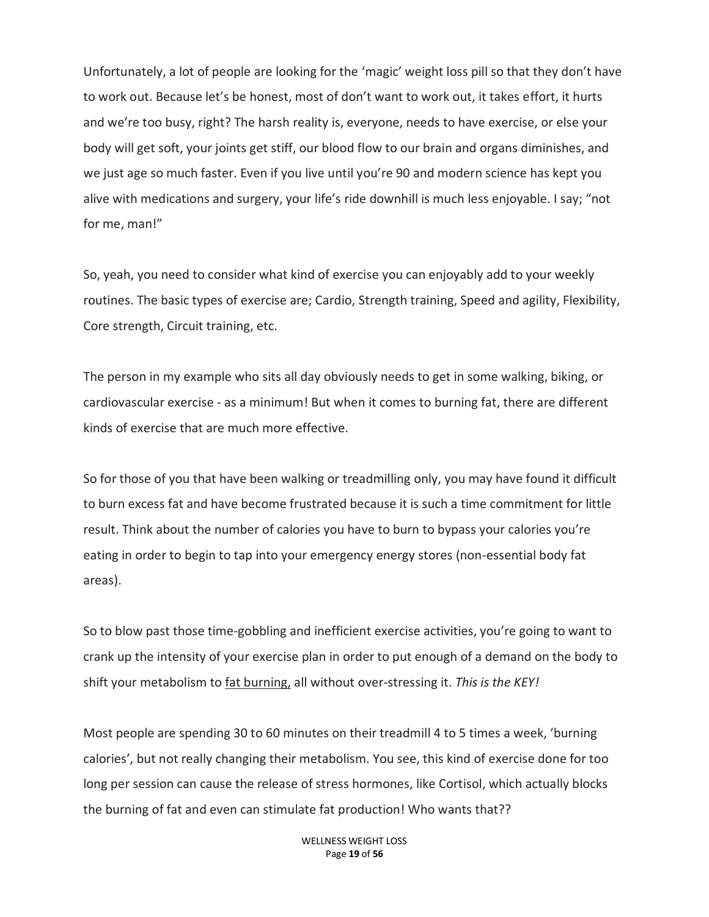Unfortunately, a lot of people are looking for the 'magic' weight loss pill so that they don't have to work out. Because let's be honest, most of don't want to work out, it takes effort, it hurts and we're too busy, right? The harsh reality is, everyone, needs to have exercise, or else your body will get soft, your joints get stiff, our blood flow to our brain and organs diminishes, and we just age so much faster. Even if you live until you're 90 and modern science has kept you alive with medications and surgery, your life's ride downhill is much less enjoyable. I say; "not for me, man!"

So, yeah, you need to consider what kind of exercise you can enjoyably add to your weekly routines. The basic types of exercise are; Cardio, Strength training, Speed and agility, Flexibility, Core strength, Circuit training, etc.

The person in my example who sits all day obviously needs to get in some walking, biking, or cardiovascular exercise - as a minimum! But when it comes to burning fat, there are different kinds of exercise that are much more effective.

So for those of you that have been walking or treadmilling only, you may have found it difficult to burn excess fat and have become frustrated because it is such a time commitment for little result. Think about the number of calories you have to burn to bypass your calories you're eating in order to begin to tap into your emergency energy stores (non-essential body fat areas).

So to blow past those time-gobbling and inefficient exercise activities, you're going to want to crank up the intensity of your exercise plan in order to put enough of a demand on the body to shift your metabolism to <u>fat burning,</u> all without over-stressing it. *This is the KEY!*

Most people are spending 30 to 60 minutes on their treadmill 4 to 5 times a week, 'burning calories', but not really changing their metabolism. You see, this kind of exercise done for too long per session can cause the release of stress hormones, like Cortisol, which actually blocks the burning of fat and even can stimulate fat production! Who wants that??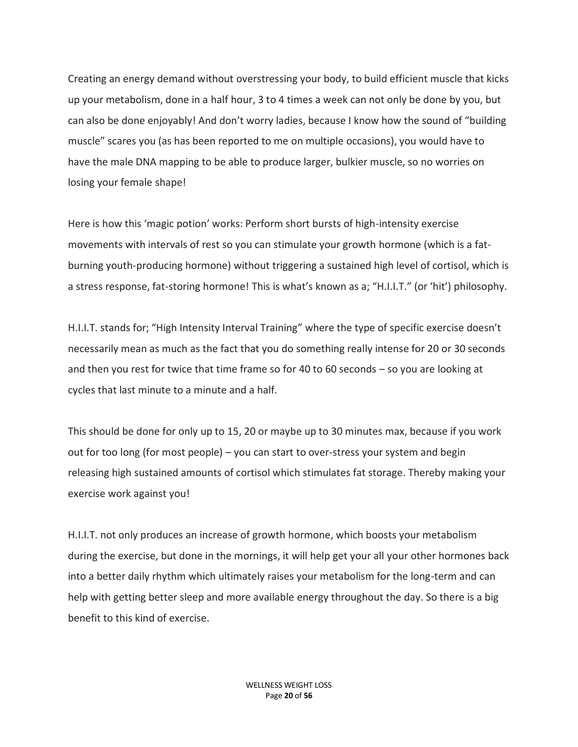Creating an energy demand without overstressing your body, to build efficient muscle that kicks up your metabolism, done in a half hour, 3 to 4 times a week can not only be done by you, but can also be done enjoyably! And don't worry ladies, because I know how the sound of "building muscle" scares you (as has been reported to me on multiple occasions), you would have to have the male DNA mapping to be able to produce larger, bulkier muscle, so no worries on losing your female shape!

Here is how this 'magic potion' works: Perform short bursts of high-intensity exercise movements with intervals of rest so you can stimulate your growth hormone (which is a fat-burning youth-producing hormone) without triggering a sustained high level of cortisol, which is a stress response, fat-storing hormone! This is what's known as a; "H.I.I.T." (or 'hit') philosophy.

H.I.I.T. stands for; "High Intensity Interval Training" where the type of specific exercise doesn't necessarily mean as much as the fact that you do something really intense for 20 or 30 seconds and then you rest for twice that time frame so for 40 to 60 seconds – so you are looking at cycles that last minute to a minute and a half.

This should be done for only up to 15, 20 or maybe up to 30 minutes max, because if you work out for too long (for most people) – you can start to over-stress your system and begin releasing high sustained amounts of cortisol which stimulates fat storage. Thereby making your exercise work against you!

H.I.I.T. not only produces an increase of growth hormone, which boosts your metabolism during the exercise, but done in the mornings, it will help get your all your other hormones back into a better daily rhythm which ultimately raises your metabolism for the long-term and can help with getting better sleep and more available energy throughout the day. So there is a big benefit to this kind of exercise.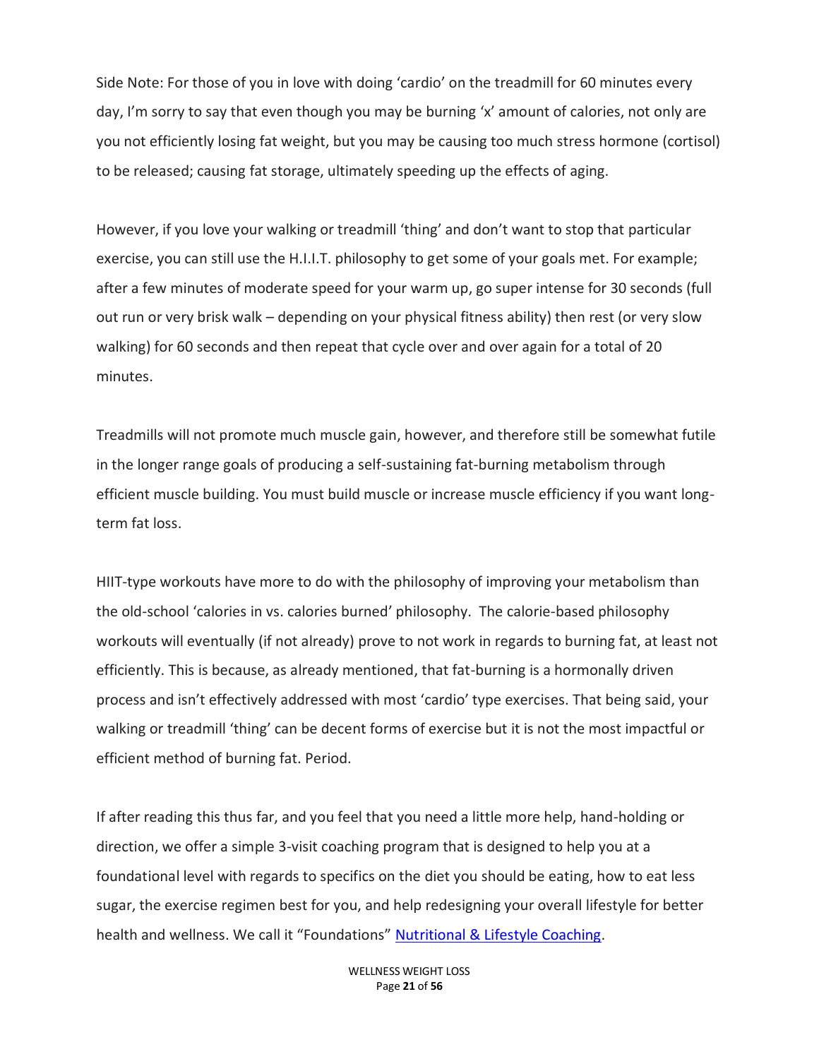Side Note: For those of you in love with doing 'cardio' on the treadmill for 60 minutes every day, I'm sorry to say that even though you may be burning 'x' amount of calories, not only are you not efficiently losing fat weight, but you may be causing too much stress hormone (cortisol) to be released; causing fat storage, ultimately speeding up the effects of aging.

However, if you love your walking or treadmill 'thing' and don't want to stop that particular exercise, you can still use the H.I.I.T. philosophy to get some of your goals met. For example; after a few minutes of moderate speed for your warm up, go super intense for 30 seconds (full out run or very brisk walk – depending on your physical fitness ability) then rest (or very slow walking) for 60 seconds and then repeat that cycle over and over again for a total of 20 minutes.

Treadmills will not promote much muscle gain, however, and therefore still be somewhat futile in the longer range goals of producing a self-sustaining fat-burning metabolism through efficient muscle building. You must build muscle or increase muscle efficiency if you want long-term fat loss.

HIIT-type workouts have more to do with the philosophy of improving your metabolism than the old-school 'calories in vs. calories burned' philosophy. The calorie-based philosophy workouts will eventually (if not already) prove to not work in regards to burning fat, at least not efficiently. This is because, as already mentioned, that fat-burning is a hormonally driven process and isn't effectively addressed with most 'cardio' type exercises. That being said, your walking or treadmill 'thing' can be decent forms of exercise but it is not the most impactful or efficient method of burning fat. Period.

If after reading this thus far, and you feel that you need a little more help, hand-holding or direction, we offer a simple 3-visit coaching program that is designed to help you at a foundational level with regards to specifics on the diet you should be eating, how to eat less sugar, the exercise regimen best for you, and help redesigning your overall lifestyle for better health and wellness. We call it "Foundations" Nutritional & Lifestyle Coaching.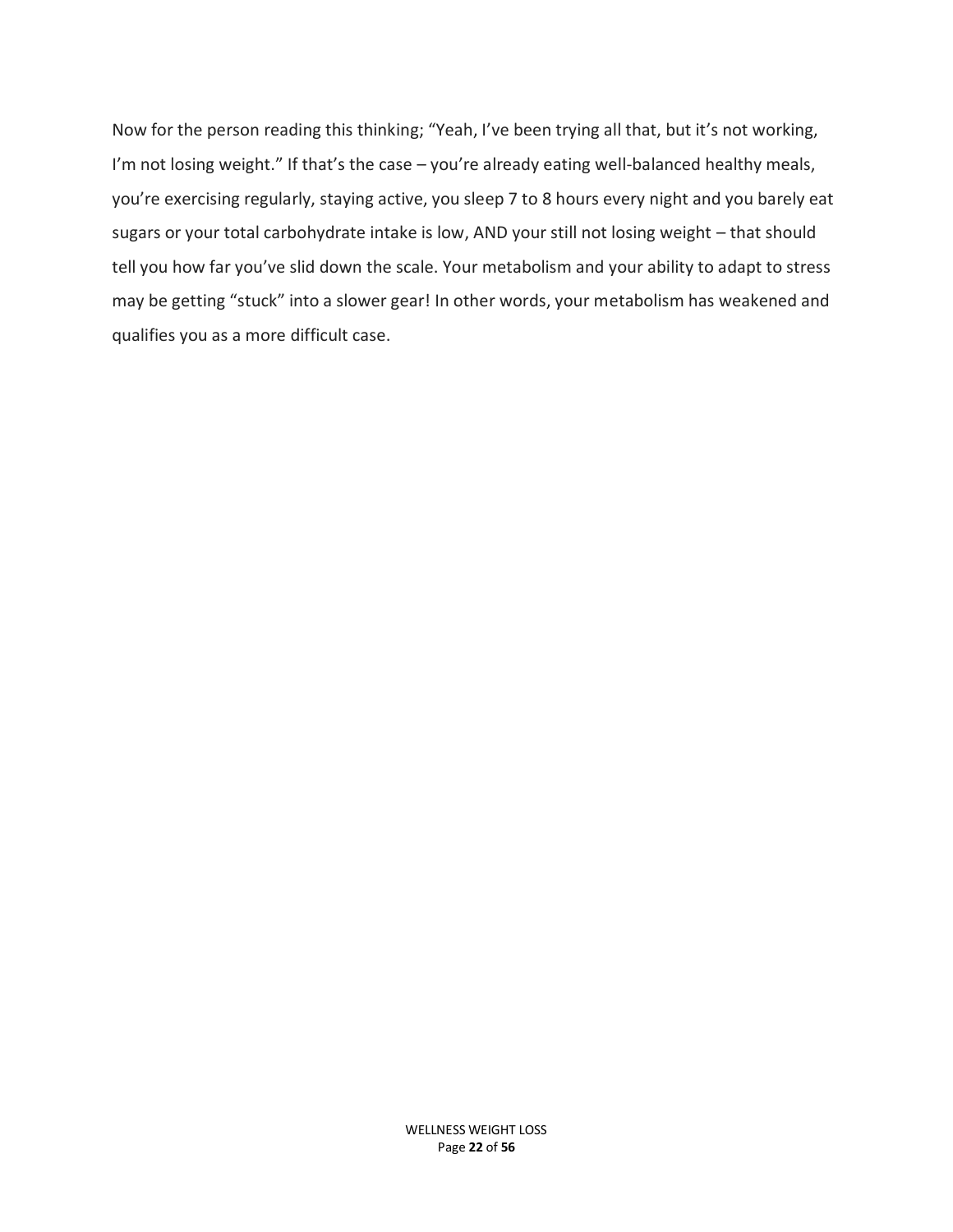Now for the person reading this thinking; "Yeah, I've been trying all that, but it's not working, I'm not losing weight." If that's the case – you're already eating well-balanced healthy meals, you're exercising regularly, staying active, you sleep 7 to 8 hours every night and you barely eat sugars or your total carbohydrate intake is low, AND your still not losing weight – that should tell you how far you've slid down the scale. Your metabolism and your ability to adapt to stress may be getting "stuck" into a slower gear! In other words, your metabolism has weakened and qualifies you as a more difficult case.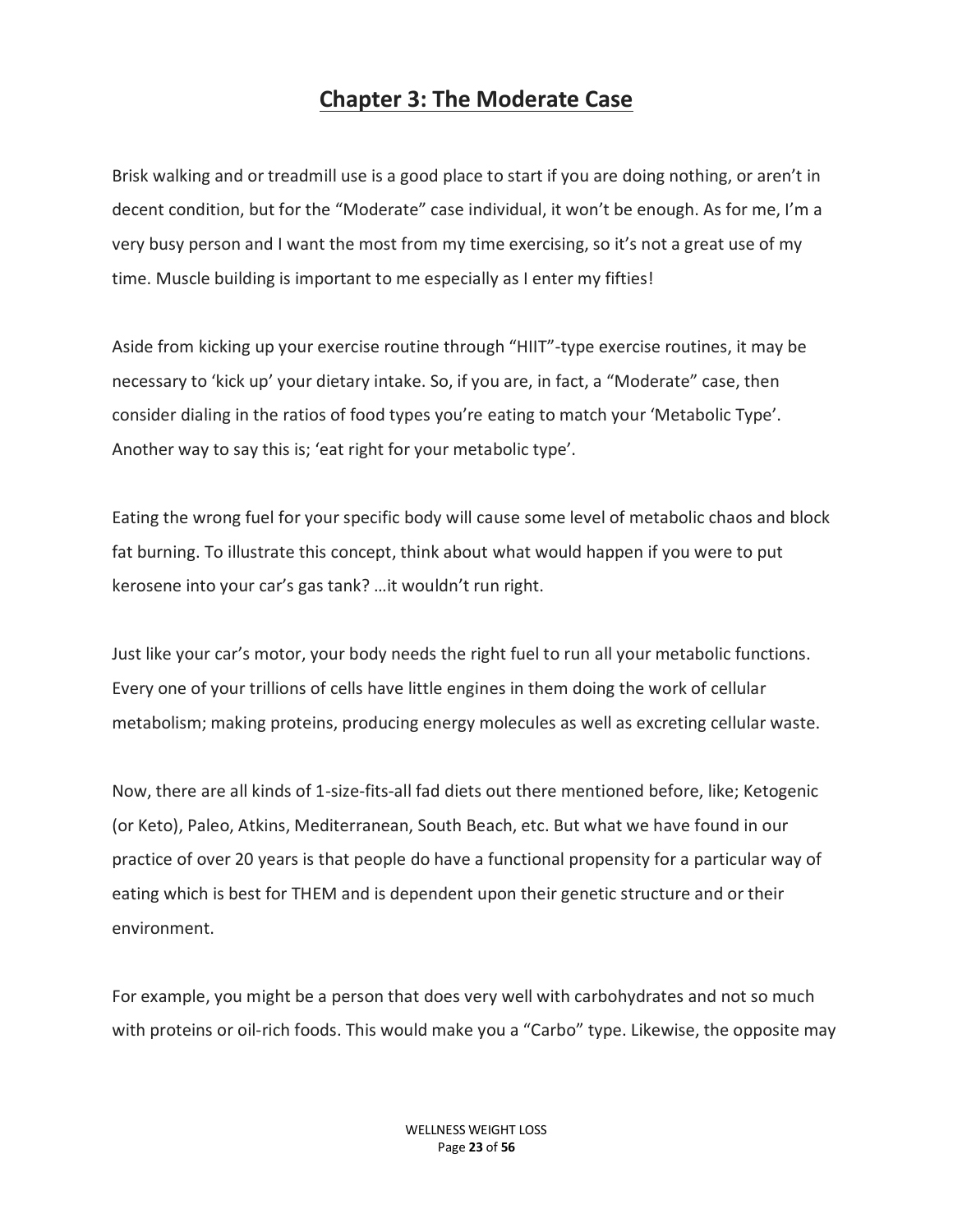# Chapter 3: The Moderate Case

Brisk walking and or treadmill use is a good place to start if you are doing nothing, or aren't in decent condition, but for the "Moderate" case individual, it won't be enough. As for me, I'm a very busy person and I want the most from my time exercising, so it's not a great use of my time. Muscle building is important to me especially as I enter my fifties!

Aside from kicking up your exercise routine through "HIIT"-type exercise routines, it may be necessary to 'kick up' your dietary intake. So, if you are, in fact, a "Moderate" case, then consider dialing in the ratios of food types you're eating to match your 'Metabolic Type'. Another way to say this is; 'eat right for your metabolic type'.

Eating the wrong fuel for your specific body will cause some level of metabolic chaos and block fat burning. To illustrate this concept, think about what would happen if you were to put kerosene into your car's gas tank? …it wouldn't run right.

Just like your car's motor, your body needs the right fuel to run all your metabolic functions. Every one of your trillions of cells have little engines in them doing the work of cellular metabolism; making proteins, producing energy molecules as well as excreting cellular waste.

Now, there are all kinds of 1-size-fits-all fad diets out there mentioned before, like; Ketogenic (or Keto), Paleo, Atkins, Mediterranean, South Beach, etc. But what we have found in our practice of over 20 years is that people do have a functional propensity for a particular way of eating which is best for THEM and is dependent upon their genetic structure and or their environment.

For example, you might be a person that does very well with carbohydrates and not so much with proteins or oil-rich foods. This would make you a "Carbo" type. Likewise, the opposite may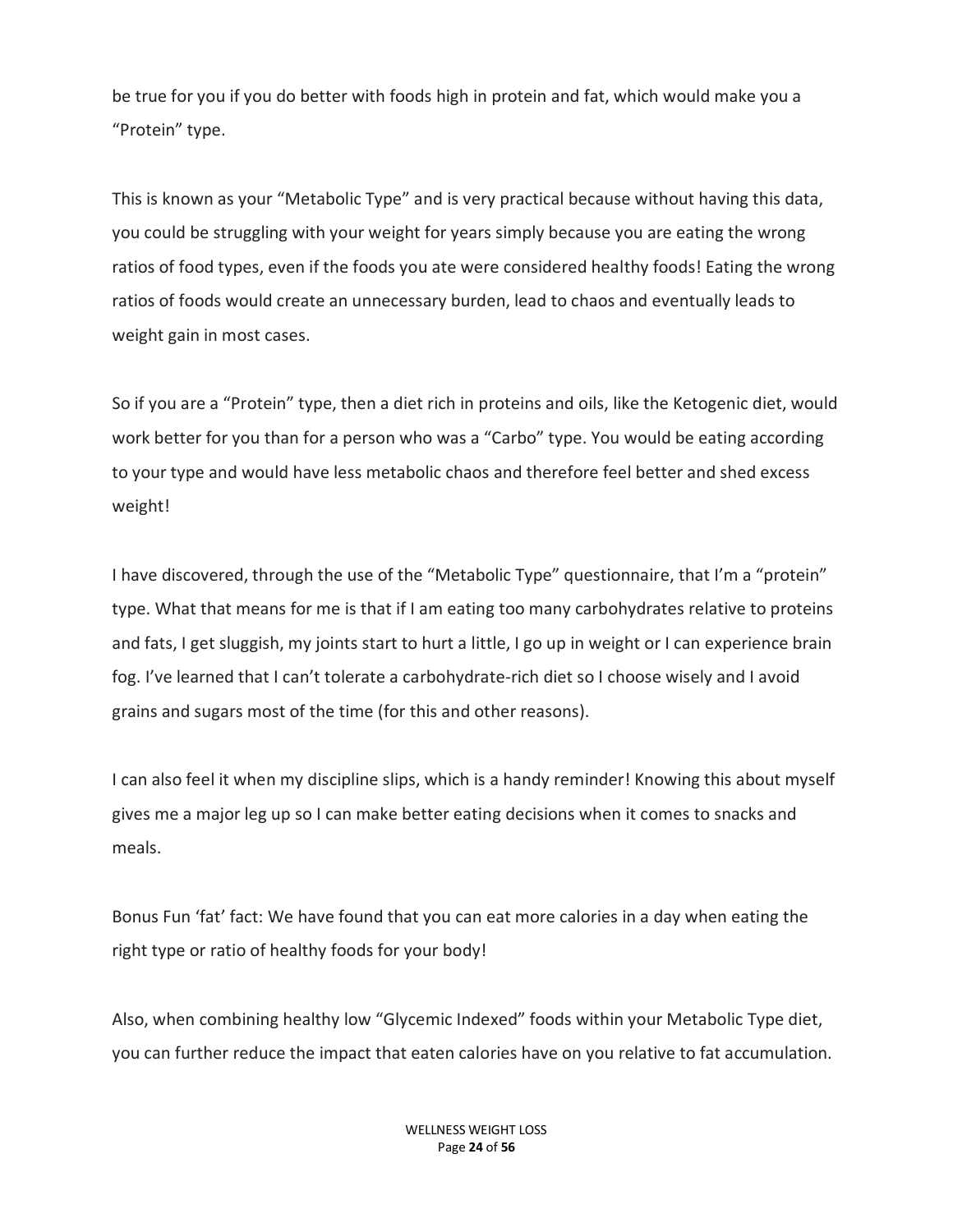be true for you if you do better with foods high in protein and fat, which would make you a "Protein" type.

This is known as your "Metabolic Type" and is very practical because without having this data, you could be struggling with your weight for years simply because you are eating the wrong ratios of food types, even if the foods you ate were considered healthy foods! Eating the wrong ratios of foods would create an unnecessary burden, lead to chaos and eventually leads to weight gain in most cases.

So if you are a "Protein" type, then a diet rich in proteins and oils, like the Ketogenic diet, would work better for you than for a person who was a "Carbo" type. You would be eating according to your type and would have less metabolic chaos and therefore feel better and shed excess weight!

I have discovered, through the use of the "Metabolic Type" questionnaire, that I'm a "protein" type. What that means for me is that if I am eating too many carbohydrates relative to proteins and fats, I get sluggish, my joints start to hurt a little, I go up in weight or I can experience brain fog. I've learned that I can't tolerate a carbohydrate-rich diet so I choose wisely and I avoid grains and sugars most of the time (for this and other reasons).

I can also feel it when my discipline slips, which is a handy reminder! Knowing this about myself gives me a major leg up so I can make better eating decisions when it comes to snacks and meals.

Bonus Fun 'fat' fact: We have found that you can eat more calories in a day when eating the right type or ratio of healthy foods for your body!

Also, when combining healthy low "Glycemic Indexed" foods within your Metabolic Type diet, you can further reduce the impact that eaten calories have on you relative to fat accumulation.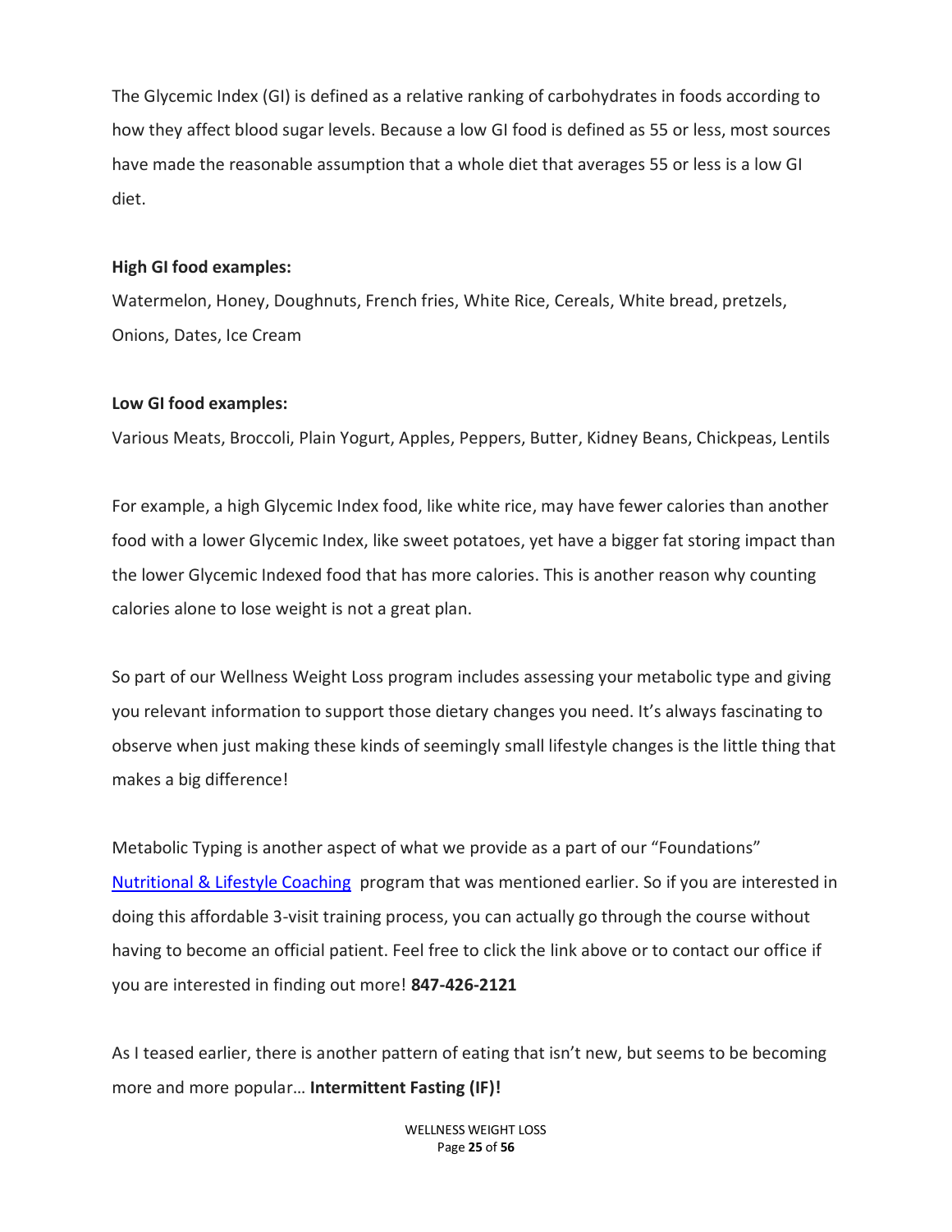The Glycemic Index (GI) is defined as a relative ranking of carbohydrates in foods according to how they affect blood sugar levels. Because a low GI food is defined as 55 or less, most sources have made the reasonable assumption that a whole diet that averages 55 or less is a low GI diet.

**High GI food examples:**
Watermelon, Honey, Doughnuts, French fries, White Rice, Cereals, White bread, pretzels, Onions, Dates, Ice Cream

**Low GI food examples:**
Various Meats, Broccoli, Plain Yogurt, Apples, Peppers, Butter, Kidney Beans, Chickpeas, Lentils

For example, a high Glycemic Index food, like white rice, may have fewer calories than another food with a lower Glycemic Index, like sweet potatoes, yet have a bigger fat storing impact than the lower Glycemic Indexed food that has more calories. This is another reason why counting calories alone to lose weight is not a great plan.

So part of our Wellness Weight Loss program includes assessing your metabolic type and giving you relevant information to support those dietary changes you need. It's always fascinating to observe when just making these kinds of seemingly small lifestyle changes is the little thing that makes a big difference!

Metabolic Typing is another aspect of what we provide as a part of our "Foundations" Nutritional & Lifestyle Coaching program that was mentioned earlier. So if you are interested in doing this affordable 3-visit training process, you can actually go through the course without having to become an official patient. Feel free to click the link above or to contact our office if you are interested in finding out more! **847-426-2121**

As I teased earlier, there is another pattern of eating that isn't new, but seems to be becoming more and more popular… **Intermittent Fasting (IF)!**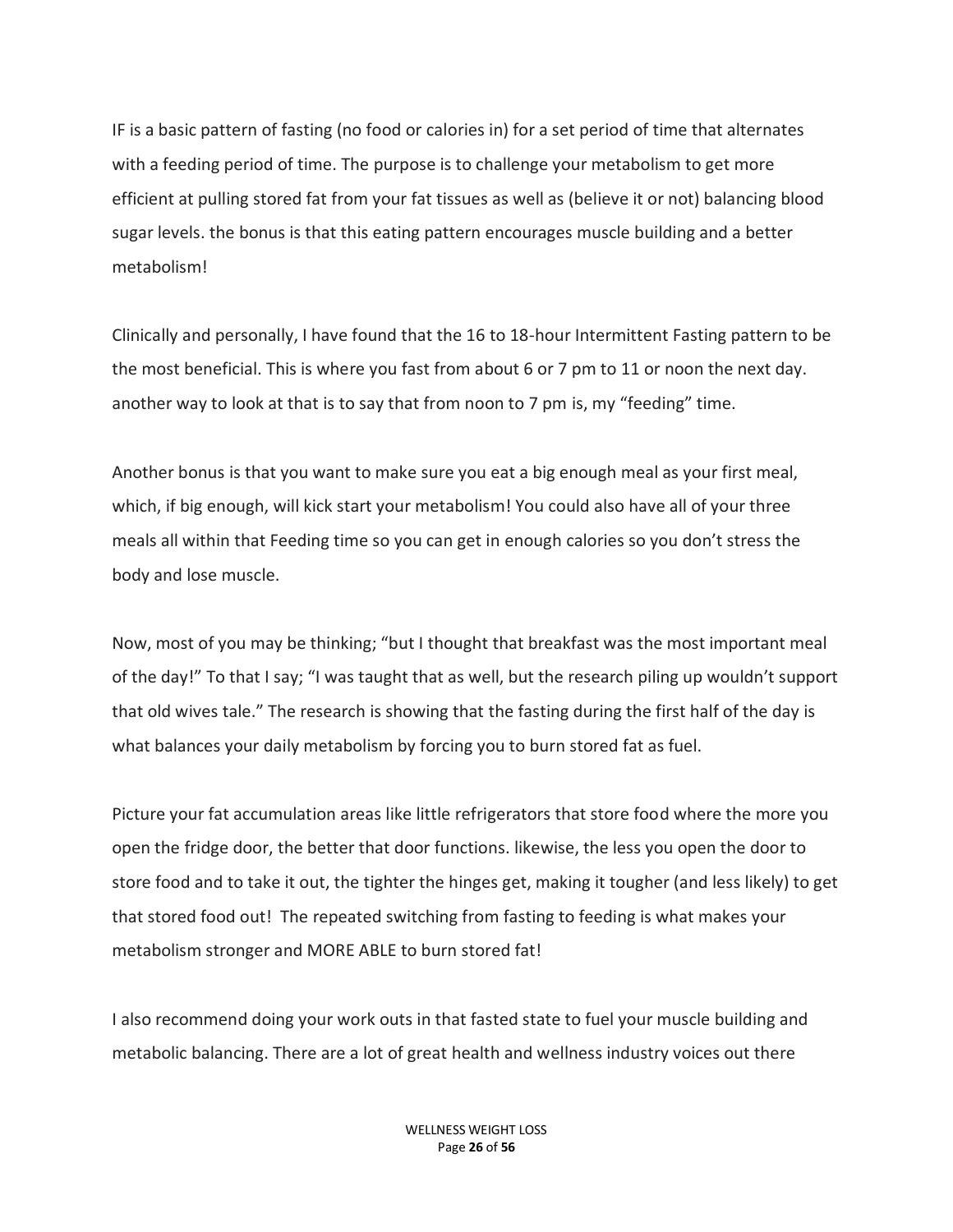IF is a basic pattern of fasting (no food or calories in) for a set period of time that alternates with a feeding period of time. The purpose is to challenge your metabolism to get more efficient at pulling stored fat from your fat tissues as well as (believe it or not) balancing blood sugar levels. the bonus is that this eating pattern encourages muscle building and a better metabolism!

Clinically and personally, I have found that the 16 to 18-hour Intermittent Fasting pattern to be the most beneficial. This is where you fast from about 6 or 7 pm to 11 or noon the next day. another way to look at that is to say that from noon to 7 pm is, my "feeding" time.

Another bonus is that you want to make sure you eat a big enough meal as your first meal, which, if big enough, will kick start your metabolism! You could also have all of your three meals all within that Feeding time so you can get in enough calories so you don't stress the body and lose muscle.

Now, most of you may be thinking; "but I thought that breakfast was the most important meal of the day!" To that I say; "I was taught that as well, but the research piling up wouldn't support that old wives tale." The research is showing that the fasting during the first half of the day is what balances your daily metabolism by forcing you to burn stored fat as fuel.

Picture your fat accumulation areas like little refrigerators that store food where the more you open the fridge door, the better that door functions. likewise, the less you open the door to store food and to take it out, the tighter the hinges get, making it tougher (and less likely) to get that stored food out! The repeated switching from fasting to feeding is what makes your metabolism stronger and MORE ABLE to burn stored fat!

I also recommend doing your work outs in that fasted state to fuel your muscle building and metabolic balancing. There are a lot of great health and wellness industry voices out there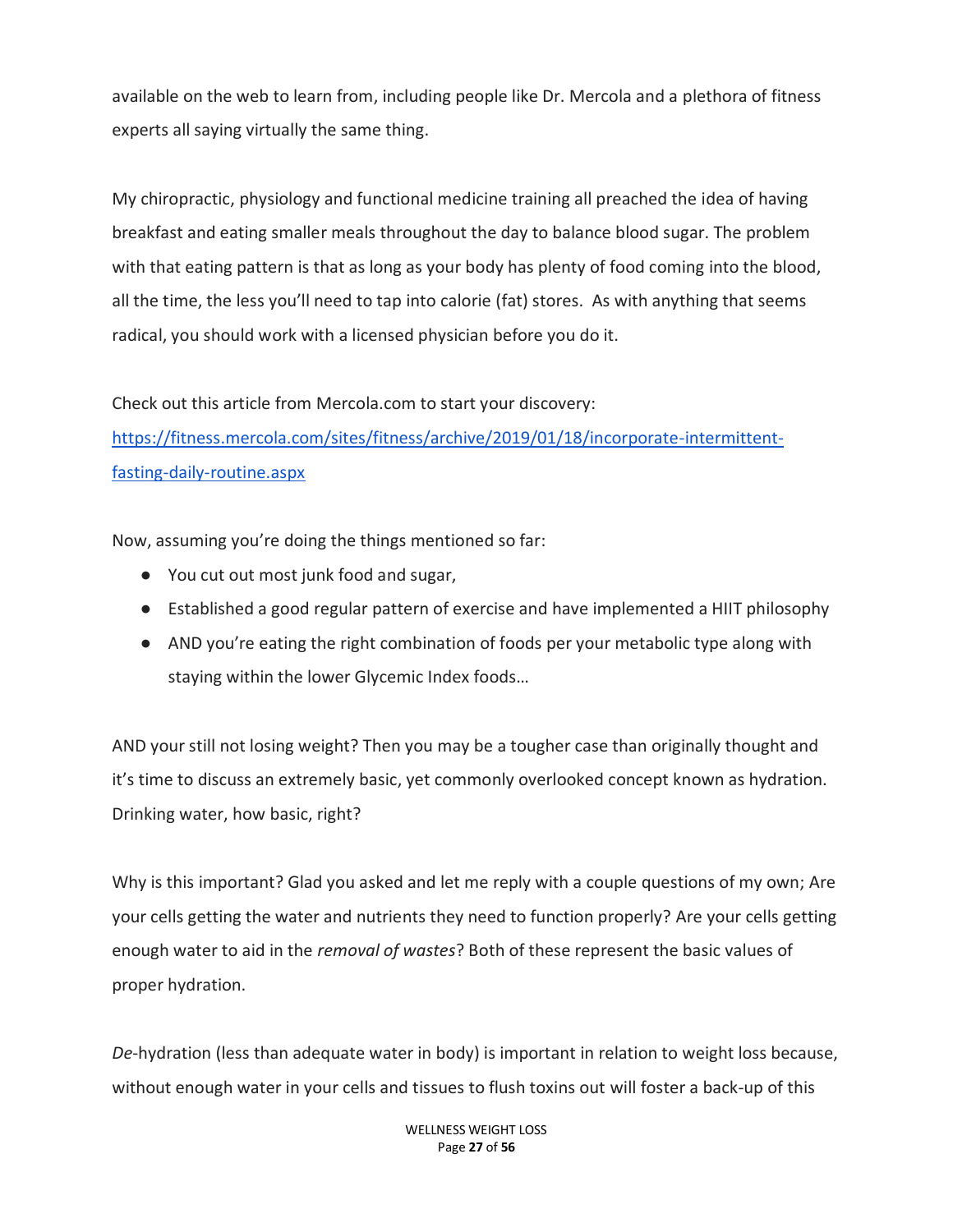available on the web to learn from, including people like Dr. Mercola and a plethora of fitness experts all saying virtually the same thing.

My chiropractic, physiology and functional medicine training all preached the idea of having breakfast and eating smaller meals throughout the day to balance blood sugar. The problem with that eating pattern is that as long as your body has plenty of food coming into the blood, all the time, the less you'll need to tap into calorie (fat) stores.  As with anything that seems radical, you should work with a licensed physician before you do it.

Check out this article from Mercola.com to start your discovery:
[https://fitness.mercola.com/sites/fitness/archive/2019/01/18/incorporate-intermittent-fasting-daily-routine.aspx](https://fitness.mercola.com/sites/fitness/archive/2019/01/18/incorporate-intermittent-fasting-daily-routine.aspx)

Now, assuming you're doing the things mentioned so far:

- You cut out most junk food and sugar,
- Established a good regular pattern of exercise and have implemented a HIIT philosophy
- AND you're eating the right combination of foods per your metabolic type along with staying within the lower Glycemic Index foods…

AND your still not losing weight? Then you may be a tougher case than originally thought and it's time to discuss an extremely basic, yet commonly overlooked concept known as hydration. Drinking water, how basic, right?

Why is this important? Glad you asked and let me reply with a couple questions of my own; Are your cells getting the water and nutrients they need to function properly? Are your cells getting enough water to aid in the *removal of wastes*? Both of these represent the basic values of proper hydration.

*De*-hydration (less than adequate water in body) is important in relation to weight loss because, without enough water in your cells and tissues to flush toxins out will foster a back-up of this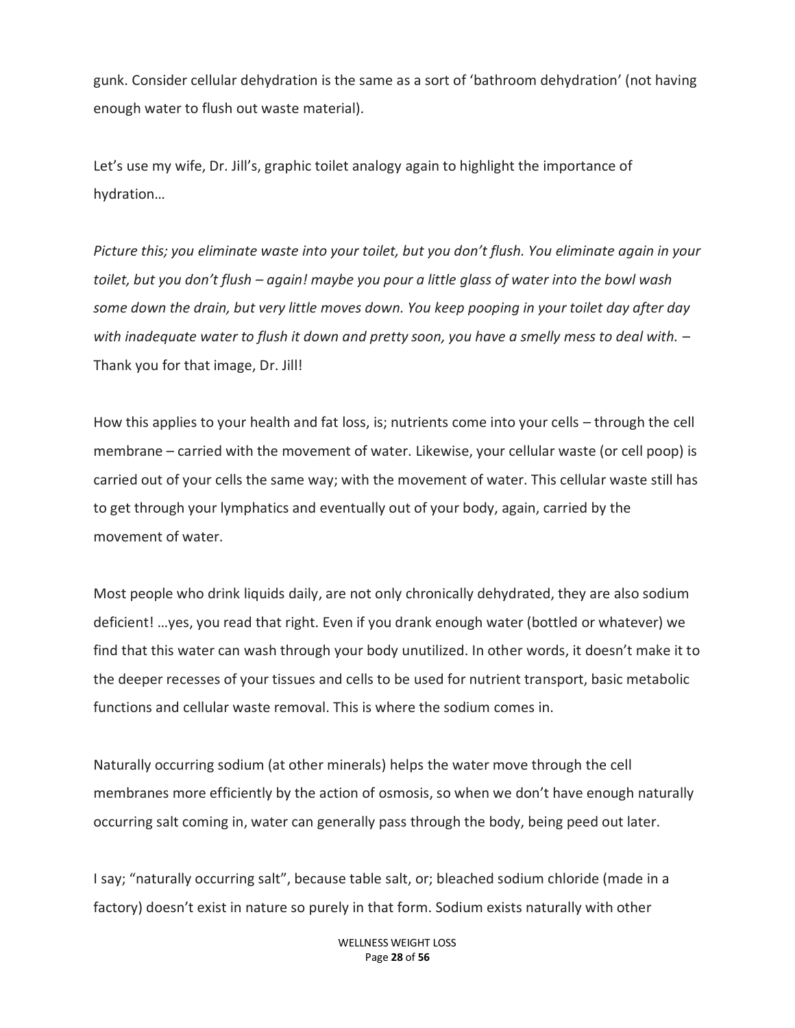gunk. Consider cellular dehydration is the same as a sort of 'bathroom dehydration' (not having enough water to flush out waste material).

Let's use my wife, Dr. Jill's, graphic toilet analogy again to highlight the importance of hydration…

*Picture this; you eliminate waste into your toilet, but you don't flush. You eliminate again in your toilet, but you don't flush – again! maybe you pour a little glass of water into the bowl wash some down the drain, but very little moves down. You keep pooping in your toilet day after day with inadequate water to flush it down and pretty soon, you have a smelly mess to deal with.* – Thank you for that image, Dr. Jill!

How this applies to your health and fat loss, is; nutrients come into your cells – through the cell membrane – carried with the movement of water. Likewise, your cellular waste (or cell poop) is carried out of your cells the same way; with the movement of water. This cellular waste still has to get through your lymphatics and eventually out of your body, again, carried by the movement of water.

Most people who drink liquids daily, are not only chronically dehydrated, they are also sodium deficient! …yes, you read that right. Even if you drank enough water (bottled or whatever) we find that this water can wash through your body unutilized. In other words, it doesn't make it to the deeper recesses of your tissues and cells to be used for nutrient transport, basic metabolic functions and cellular waste removal. This is where the sodium comes in.

Naturally occurring sodium (at other minerals) helps the water move through the cell membranes more efficiently by the action of osmosis, so when we don't have enough naturally occurring salt coming in, water can generally pass through the body, being peed out later.

I say; "naturally occurring salt", because table salt, or; bleached sodium chloride (made in a factory) doesn't exist in nature so purely in that form. Sodium exists naturally with other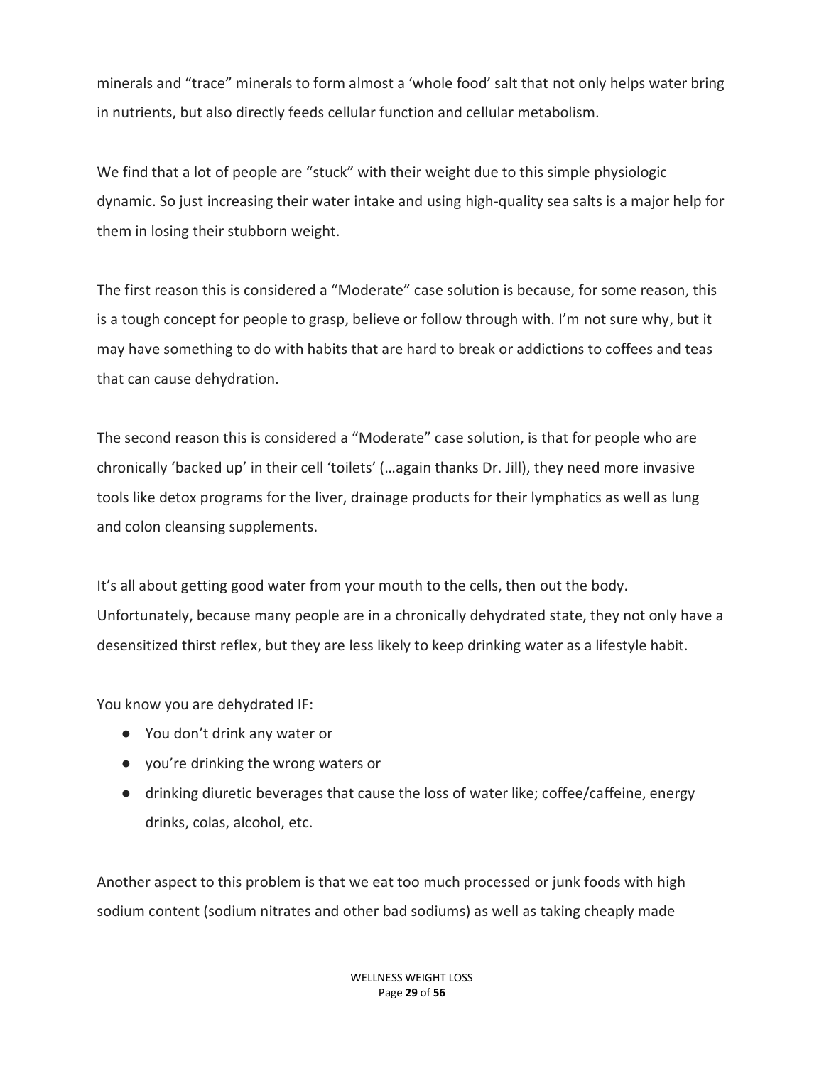minerals and "trace" minerals to form almost a 'whole food' salt that not only helps water bring in nutrients, but also directly feeds cellular function and cellular metabolism.

We find that a lot of people are "stuck" with their weight due to this simple physiologic dynamic. So just increasing their water intake and using high-quality sea salts is a major help for them in losing their stubborn weight.

The first reason this is considered a "Moderate" case solution is because, for some reason, this is a tough concept for people to grasp, believe or follow through with. I'm not sure why, but it may have something to do with habits that are hard to break or addictions to coffees and teas that can cause dehydration.

The second reason this is considered a "Moderate" case solution, is that for people who are chronically 'backed up' in their cell 'toilets' (…again thanks Dr. Jill), they need more invasive tools like detox programs for the liver, drainage products for their lymphatics as well as lung and colon cleansing supplements.

It's all about getting good water from your mouth to the cells, then out the body. Unfortunately, because many people are in a chronically dehydrated state, they not only have a desensitized thirst reflex, but they are less likely to keep drinking water as a lifestyle habit.

You know you are dehydrated IF:

- You don't drink any water or
- you're drinking the wrong waters or
- drinking diuretic beverages that cause the loss of water like; coffee/caffeine, energy drinks, colas, alcohol, etc.

Another aspect to this problem is that we eat too much processed or junk foods with high sodium content (sodium nitrates and other bad sodiums) as well as taking cheaply made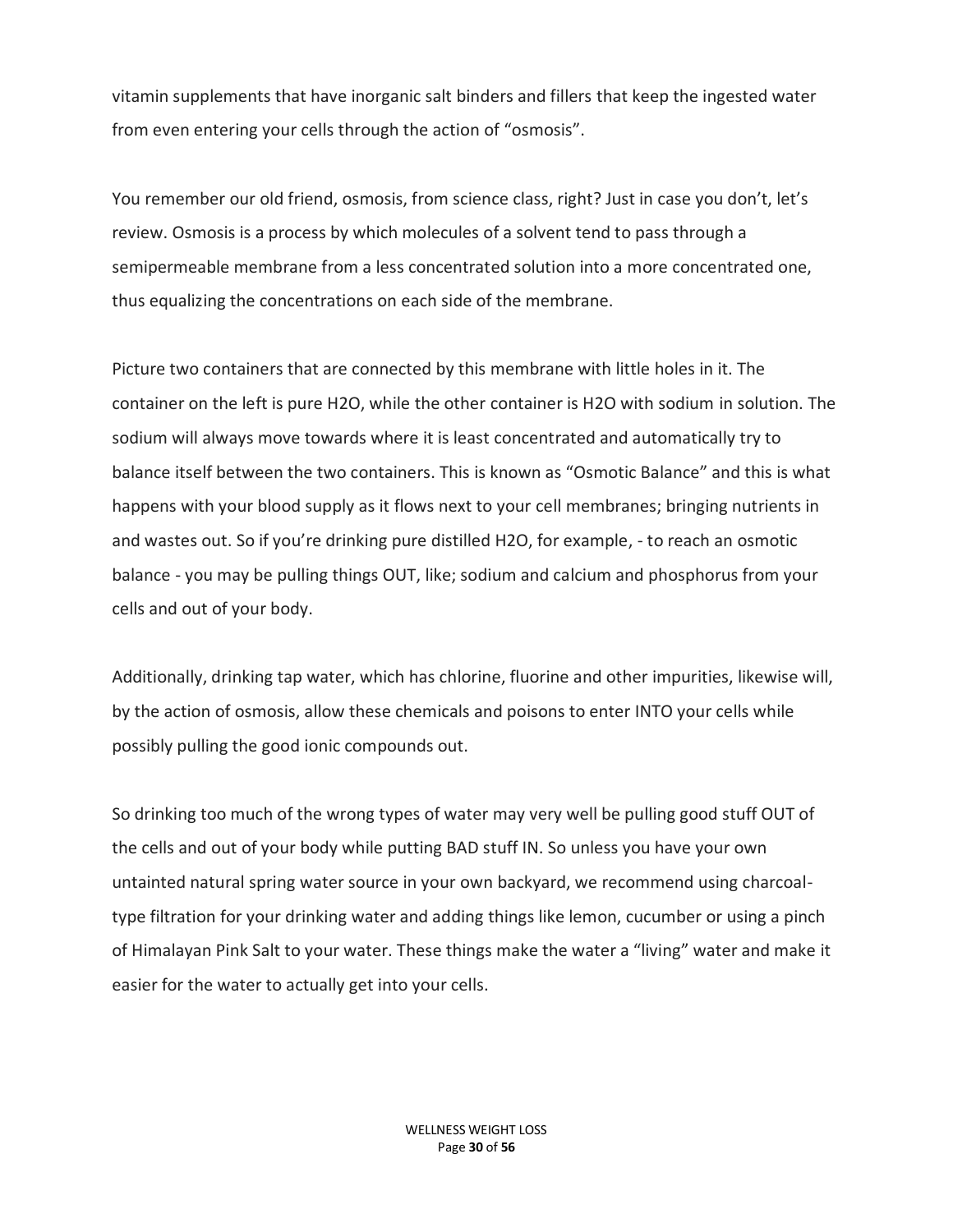vitamin supplements that have inorganic salt binders and fillers that keep the ingested water from even entering your cells through the action of "osmosis".

You remember our old friend, osmosis, from science class, right? Just in case you don't, let's review. Osmosis is a process by which molecules of a solvent tend to pass through a semipermeable membrane from a less concentrated solution into a more concentrated one, thus equalizing the concentrations on each side of the membrane.

Picture two containers that are connected by this membrane with little holes in it. The container on the left is pure $H_2O$, while the other container is $H_2O$ with sodium in solution. The sodium will always move towards where it is least concentrated and automatically try to balance itself between the two containers. This is known as "Osmotic Balance" and this is what happens with your blood supply as it flows next to your cell membranes; bringing nutrients in and wastes out. So if you're drinking pure distilled $H_2O$, for example, - to reach an osmotic balance - you may be pulling things OUT, like; sodium and calcium and phosphorus from your cells and out of your body.

Additionally, drinking tap water, which has chlorine, fluorine and other impurities, likewise will, by the action of osmosis, allow these chemicals and poisons to enter INTO your cells while possibly pulling the good ionic compounds out.

So drinking too much of the wrong types of water may very well be pulling good stuff OUT of the cells and out of your body while putting BAD stuff IN. So unless you have your own untainted natural spring water source in your own backyard, we recommend using charcoal-type filtration for your drinking water and adding things like lemon, cucumber or using a pinch of Himalayan Pink Salt to your water. These things make the water a "living" water and make it easier for the water to actually get into your cells.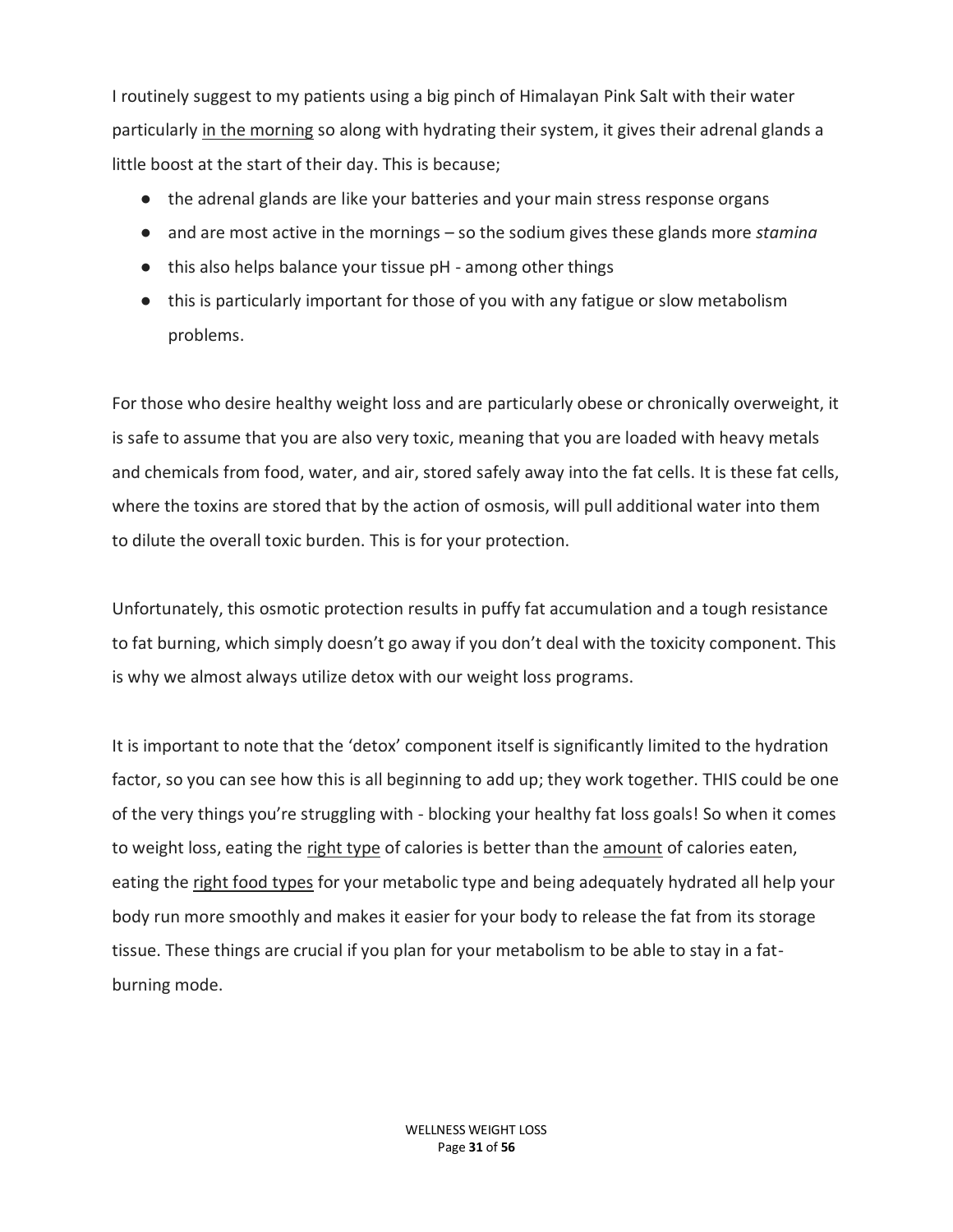I routinely suggest to my patients using a big pinch of Himalayan Pink Salt with their water particularly in the morning so along with hydrating their system, it gives their adrenal glands a little boost at the start of their day. This is because;

- the adrenal glands are like your batteries and your main stress response organs
- and are most active in the mornings – so the sodium gives these glands more *stamina*
- this also helps balance your tissue pH - among other things
- this is particularly important for those of you with any fatigue or slow metabolism problems.

For those who desire healthy weight loss and are particularly obese or chronically overweight, it is safe to assume that you are also very toxic, meaning that you are loaded with heavy metals and chemicals from food, water, and air, stored safely away into the fat cells. It is these fat cells, where the toxins are stored that by the action of osmosis, will pull additional water into them to dilute the overall toxic burden. This is for your protection.

Unfortunately, this osmotic protection results in puffy fat accumulation and a tough resistance to fat burning, which simply doesn't go away if you don't deal with the toxicity component. This is why we almost always utilize detox with our weight loss programs.

It is important to note that the 'detox' component itself is significantly limited to the hydration factor, so you can see how this is all beginning to add up; they work together. THIS could be one of the very things you're struggling with - blocking your healthy fat loss goals! So when it comes to weight loss, eating the right type of calories is better than the amount of calories eaten, eating the right food types for your metabolic type and being adequately hydrated all help your body run more smoothly and makes it easier for your body to release the fat from its storage tissue. These things are crucial if you plan for your metabolism to be able to stay in a fat-burning mode.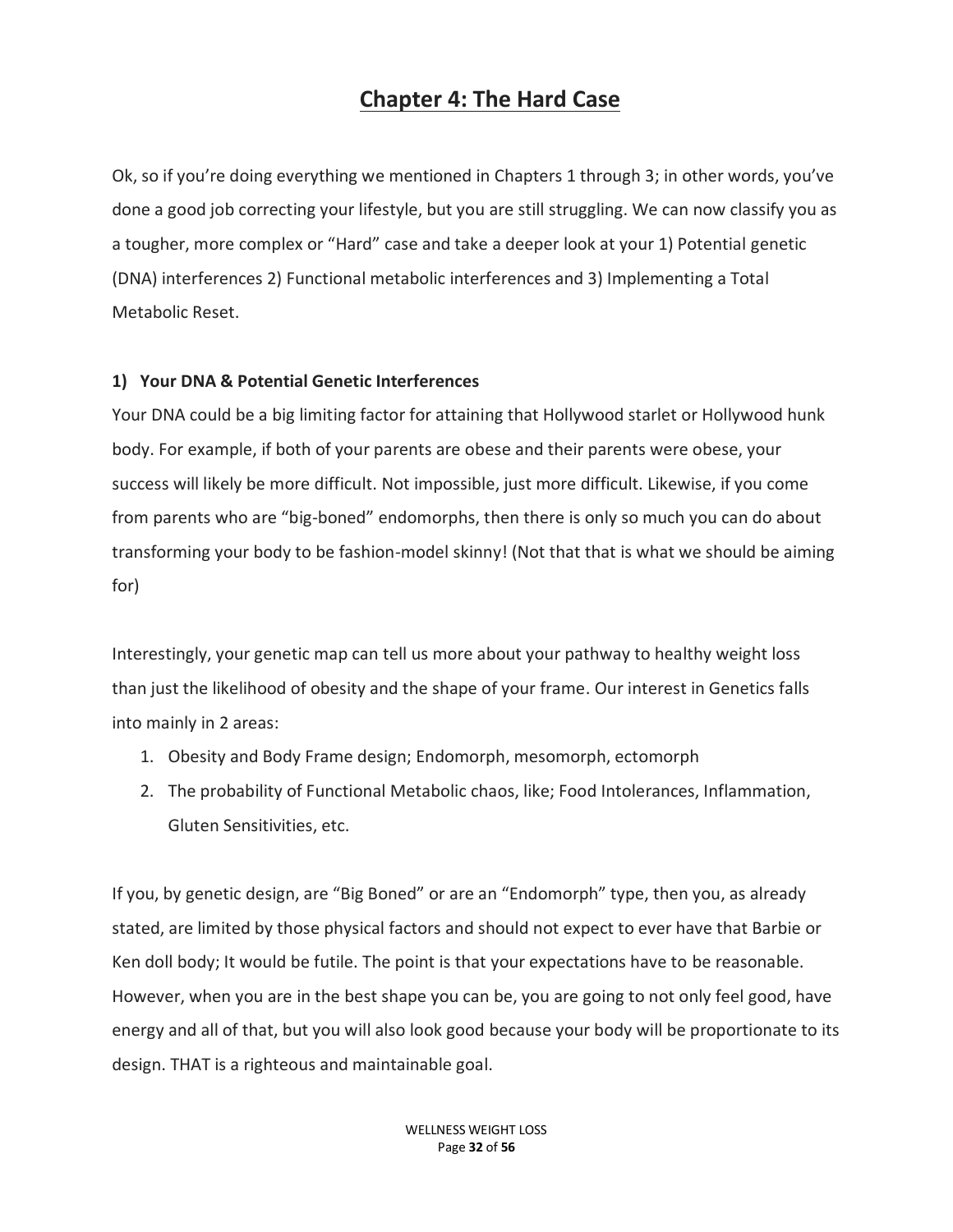# Chapter 4: The Hard Case

Ok, so if you're doing everything we mentioned in Chapters 1 through 3; in other words, you've done a good job correcting your lifestyle, but you are still struggling. We can now classify you as a tougher, more complex or "Hard" case and take a deeper look at your 1) Potential genetic (DNA) interferences 2) Functional metabolic interferences and 3) Implementing a Total Metabolic Reset.

### 1) Your DNA & Potential Genetic Interferences

Your DNA could be a big limiting factor for attaining that Hollywood starlet or Hollywood hunk body. For example, if both of your parents are obese and their parents were obese, your success will likely be more difficult. Not impossible, just more difficult. Likewise, if you come from parents who are "big-boned" endomorphs, then there is only so much you can do about transforming your body to be fashion-model skinny! (Not that that is what we should be aiming for)

Interestingly, your genetic map can tell us more about your pathway to healthy weight loss than just the likelihood of obesity and the shape of your frame. Our interest in Genetics falls into mainly in 2 areas:

1. Obesity and Body Frame design; Endomorph, mesomorph, ectomorph
2. The probability of Functional Metabolic chaos, like; Food Intolerances, Inflammation, Gluten Sensitivities, etc.

If you, by genetic design, are "Big Boned" or are an "Endomorph" type, then you, as already stated, are limited by those physical factors and should not expect to ever have that Barbie or Ken doll body; It would be futile. The point is that your expectations have to be reasonable. However, when you are in the best shape you can be, you are going to not only feel good, have energy and all of that, but you will also look good because your body will be proportionate to its design. THAT is a righteous and maintainable goal.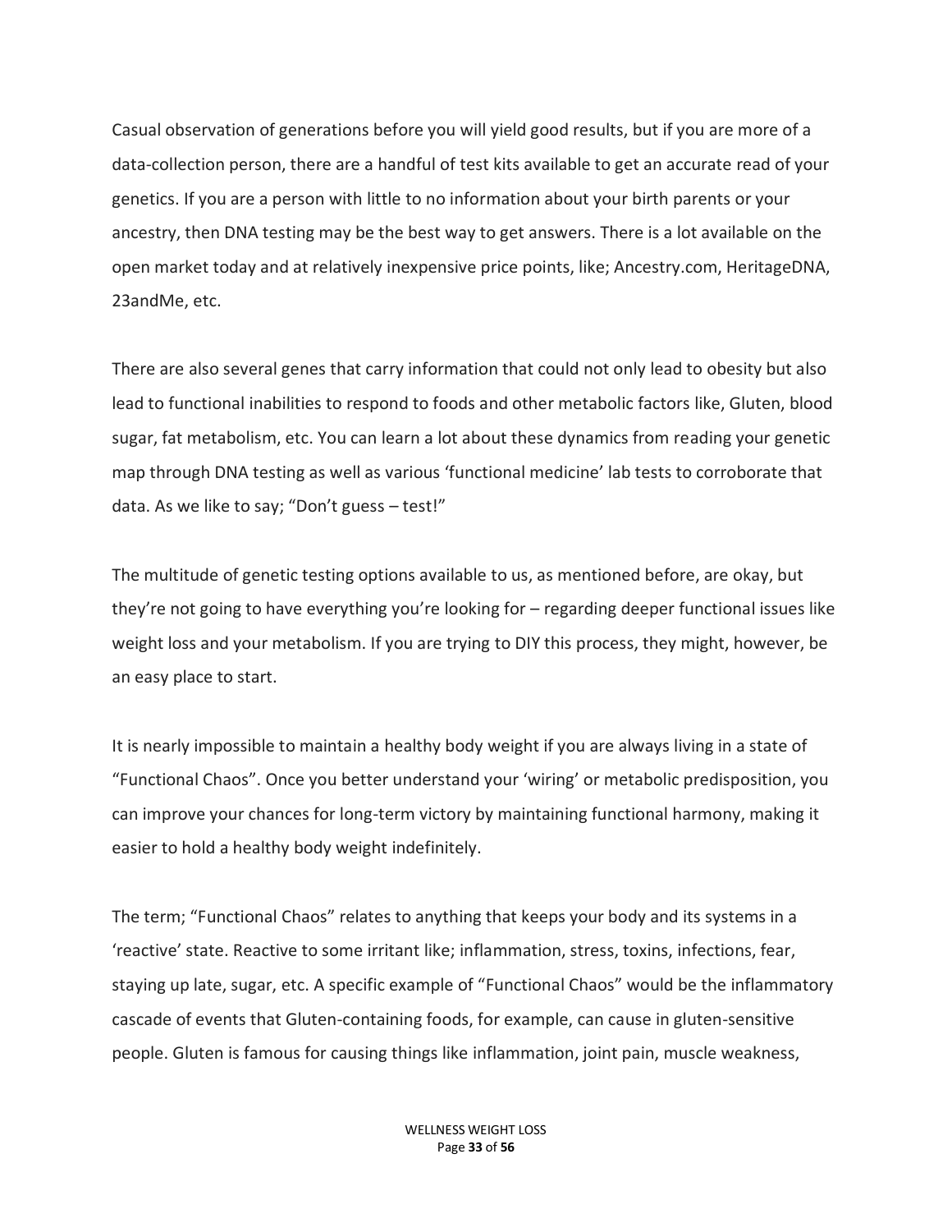Casual observation of generations before you will yield good results, but if you are more of a data-collection person, there are a handful of test kits available to get an accurate read of your genetics. If you are a person with little to no information about your birth parents or your ancestry, then DNA testing may be the best way to get answers. There is a lot available on the open market today and at relatively inexpensive price points, like; Ancestry.com, HeritageDNA, 23andMe, etc.

There are also several genes that carry information that could not only lead to obesity but also lead to functional inabilities to respond to foods and other metabolic factors like, Gluten, blood sugar, fat metabolism, etc. You can learn a lot about these dynamics from reading your genetic map through DNA testing as well as various 'functional medicine' lab tests to corroborate that data. As we like to say; "Don't guess – test!"

The multitude of genetic testing options available to us, as mentioned before, are okay, but they're not going to have everything you're looking for – regarding deeper functional issues like weight loss and your metabolism. If you are trying to DIY this process, they might, however, be an easy place to start.

It is nearly impossible to maintain a healthy body weight if you are always living in a state of "Functional Chaos". Once you better understand your 'wiring' or metabolic predisposition, you can improve your chances for long-term victory by maintaining functional harmony, making it easier to hold a healthy body weight indefinitely.

The term; "Functional Chaos" relates to anything that keeps your body and its systems in a 'reactive' state. Reactive to some irritant like; inflammation, stress, toxins, infections, fear, staying up late, sugar, etc. A specific example of "Functional Chaos" would be the inflammatory cascade of events that Gluten-containing foods, for example, can cause in gluten-sensitive people. Gluten is famous for causing things like inflammation, joint pain, muscle weakness,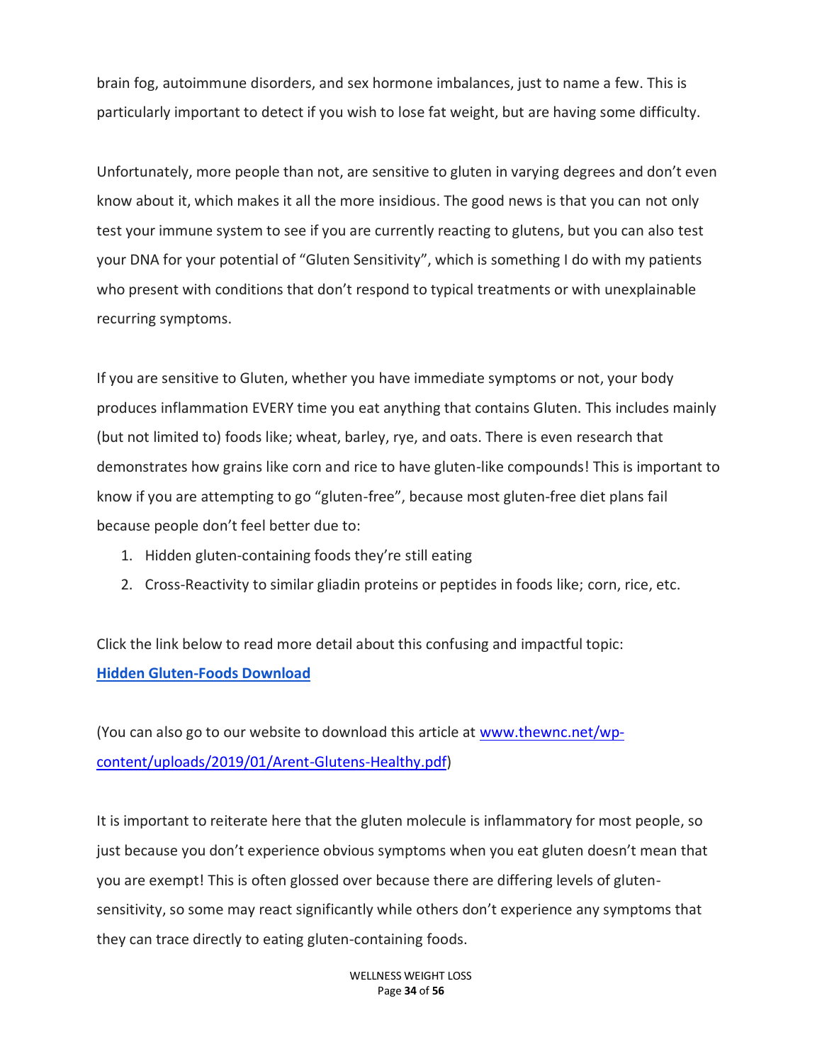brain fog, autoimmune disorders, and sex hormone imbalances, just to name a few. This is particularly important to detect if you wish to lose fat weight, but are having some difficulty.

Unfortunately, more people than not, are sensitive to gluten in varying degrees and don't even know about it, which makes it all the more insidious. The good news is that you can not only test your immune system to see if you are currently reacting to glutens, but you can also test your DNA for your potential of "Gluten Sensitivity", which is something I do with my patients who present with conditions that don't respond to typical treatments or with unexplainable recurring symptoms.

If you are sensitive to Gluten, whether you have immediate symptoms or not, your body produces inflammation EVERY time you eat anything that contains Gluten. This includes mainly (but not limited to) foods like; wheat, barley, rye, and oats. There is even research that demonstrates how grains like corn and rice to have gluten-like compounds! This is important to know if you are attempting to go "gluten-free", because most gluten-free diet plans fail because people don't feel better due to:

1. Hidden gluten-containing foods they're still eating
2. Cross-Reactivity to similar gliadin proteins or peptides in foods like; corn, rice, etc.

Click the link below to read more detail about this confusing and impactful topic:
**[Hidden Gluten-Foods Download]()**

(You can also go to our website to download this article at [www.thewnc.net/wp-content/uploads/2019/01/Arent-Glutens-Healthy.pdf](www.thewnc.net/wp-content/uploads/2019/01/Arent-Glutens-Healthy.pdf))

It is important to reiterate here that the gluten molecule is inflammatory for most people, so just because you don't experience obvious symptoms when you eat gluten doesn't mean that you are exempt! This is often glossed over because there are differing levels of gluten-sensitivity, so some may react significantly while others don't experience any symptoms that they can trace directly to eating gluten-containing foods.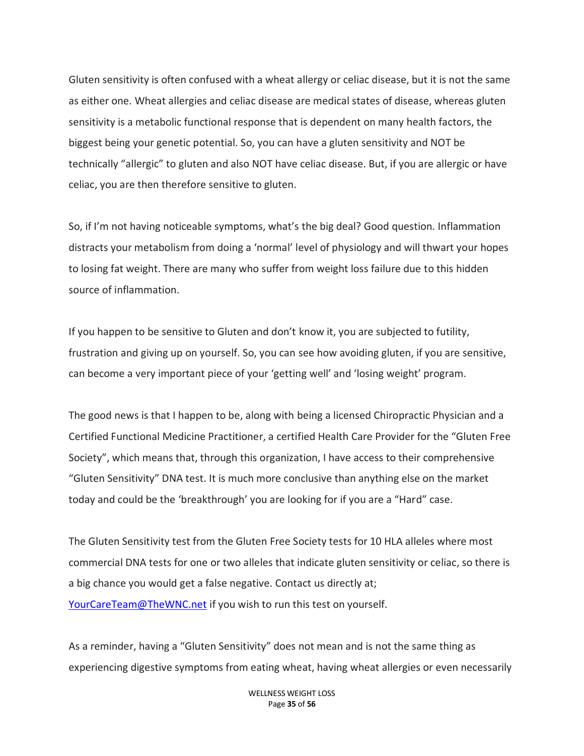Gluten sensitivity is often confused with a wheat allergy or celiac disease, but it is not the same as either one. Wheat allergies and celiac disease are medical states of disease, whereas gluten sensitivity is a metabolic functional response that is dependent on many health factors, the biggest being your genetic potential. So, you can have a gluten sensitivity and NOT be technically "allergic" to gluten and also NOT have celiac disease. But, if you are allergic or have celiac, you are then therefore sensitive to gluten.

So, if I'm not having noticeable symptoms, what's the big deal? Good question. Inflammation distracts your metabolism from doing a 'normal' level of physiology and will thwart your hopes to losing fat weight. There are many who suffer from weight loss failure due to this hidden source of inflammation.

If you happen to be sensitive to Gluten and don't know it, you are subjected to futility, frustration and giving up on yourself. So, you can see how avoiding gluten, if you are sensitive, can become a very important piece of your 'getting well' and 'losing weight' program.

The good news is that I happen to be, along with being a licensed Chiropractic Physician and a Certified Functional Medicine Practitioner, a certified Health Care Provider for the "Gluten Free Society", which means that, through this organization, I have access to their comprehensive "Gluten Sensitivity" DNA test. It is much more conclusive than anything else on the market today and could be the 'breakthrough' you are looking for if you are a "Hard" case.

The Gluten Sensitivity test from the Gluten Free Society tests for 10 HLA alleles where most commercial DNA tests for one or two alleles that indicate gluten sensitivity or celiac, so there is a big chance you would get a false negative. Contact us directly at; [YourCareTeam@TheWNC.net](mailto:YourCareTeam@TheWNC.net) if you wish to run this test on yourself.

As a reminder, having a "Gluten Sensitivity" does not mean and is not the same thing as experiencing digestive symptoms from eating wheat, having wheat allergies or even necessarily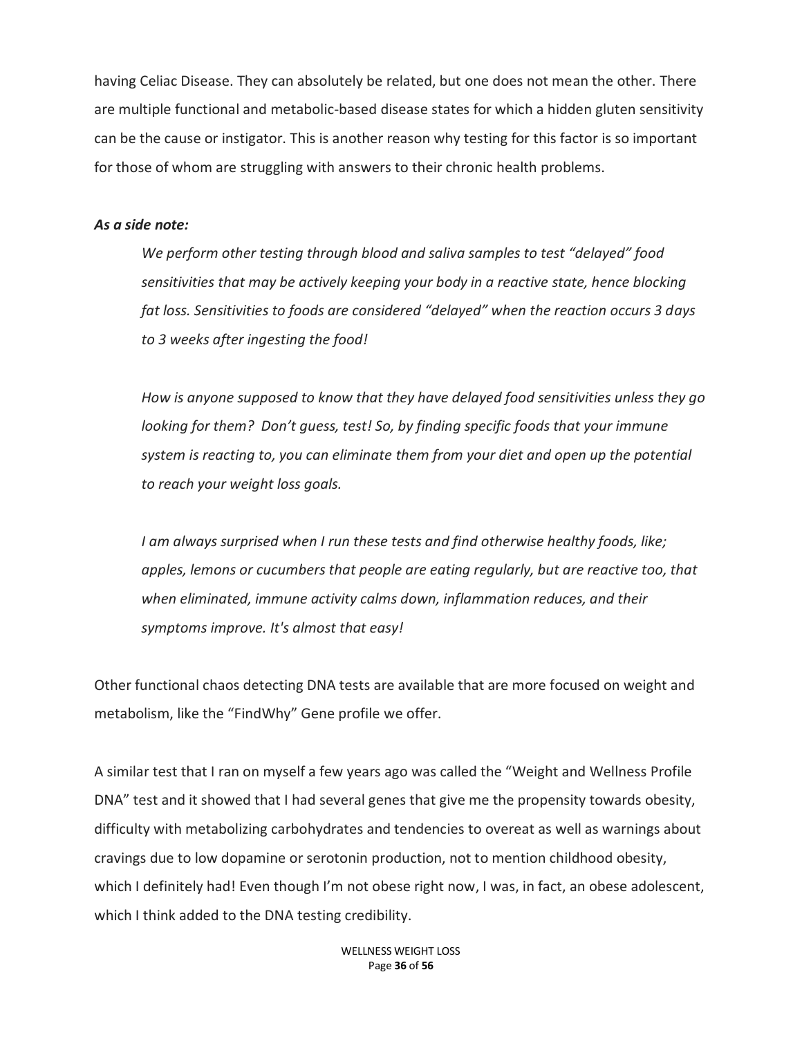having Celiac Disease. They can absolutely be related, but one does not mean the other. There are multiple functional and metabolic-based disease states for which a hidden gluten sensitivity can be the cause or instigator. This is another reason why testing for this factor is so important for those of whom are struggling with answers to their chronic health problems.

***As a side note:***

> *We perform other testing through blood and saliva samples to test "delayed" food sensitivities that may be actively keeping your body in a reactive state, hence blocking fat loss. Sensitivities to foods are considered "delayed" when the reaction occurs 3 days to 3 weeks after ingesting the food!*
>
> *How is anyone supposed to know that they have delayed food sensitivities unless they go looking for them? Don't guess, test! So, by finding specific foods that your immune system is reacting to, you can eliminate them from your diet and open up the potential to reach your weight loss goals.*
>
> *I am always surprised when I run these tests and find otherwise healthy foods, like; apples, lemons or cucumbers that people are eating regularly, but are reactive too, that when eliminated, immune activity calms down, inflammation reduces, and their symptoms improve. It's almost that easy!*

Other functional chaos detecting DNA tests are available that are more focused on weight and metabolism, like the "FindWhy" Gene profile we offer.

A similar test that I ran on myself a few years ago was called the "Weight and Wellness Profile DNA" test and it showed that I had several genes that give me the propensity towards obesity, difficulty with metabolizing carbohydrates and tendencies to overeat as well as warnings about cravings due to low dopamine or serotonin production, not to mention childhood obesity, which I definitely had! Even though I'm not obese right now, I was, in fact, an obese adolescent, which I think added to the DNA testing credibility.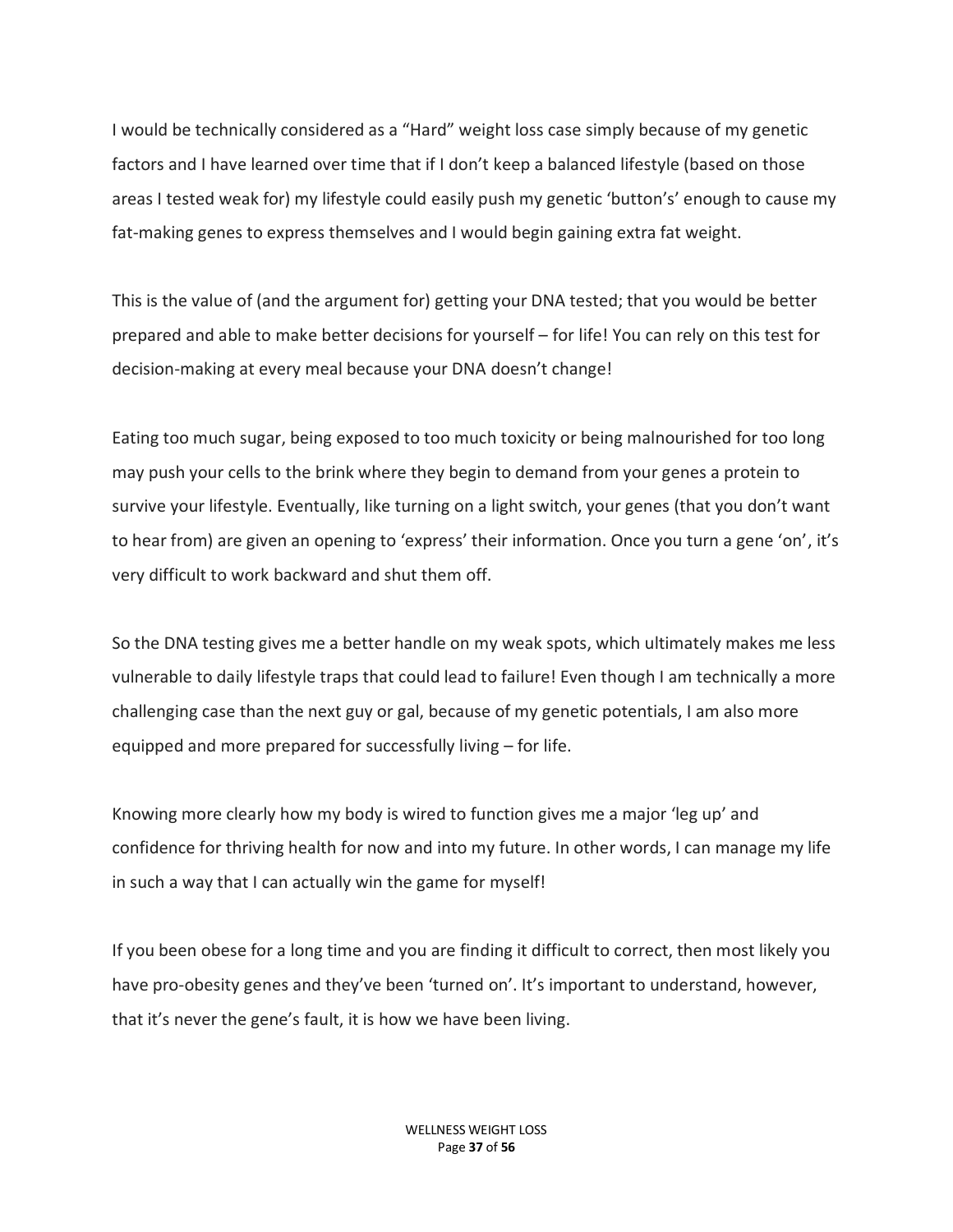I would be technically considered as a "Hard" weight loss case simply because of my genetic factors and I have learned over time that if I don't keep a balanced lifestyle (based on those areas I tested weak for) my lifestyle could easily push my genetic 'button's' enough to cause my fat-making genes to express themselves and I would begin gaining extra fat weight.

This is the value of (and the argument for) getting your DNA tested; that you would be better prepared and able to make better decisions for yourself – for life! You can rely on this test for decision-making at every meal because your DNA doesn't change!

Eating too much sugar, being exposed to too much toxicity or being malnourished for too long may push your cells to the brink where they begin to demand from your genes a protein to survive your lifestyle. Eventually, like turning on a light switch, your genes (that you don't want to hear from) are given an opening to 'express' their information. Once you turn a gene 'on', it's very difficult to work backward and shut them off.

So the DNA testing gives me a better handle on my weak spots, which ultimately makes me less vulnerable to daily lifestyle traps that could lead to failure! Even though I am technically a more challenging case than the next guy or gal, because of my genetic potentials, I am also more equipped and more prepared for successfully living – for life.

Knowing more clearly how my body is wired to function gives me a major 'leg up' and confidence for thriving health for now and into my future. In other words, I can manage my life in such a way that I can actually win the game for myself!

If you been obese for a long time and you are finding it difficult to correct, then most likely you have pro-obesity genes and they've been 'turned on'. It's important to understand, however, that it's never the gene's fault, it is how we have been living.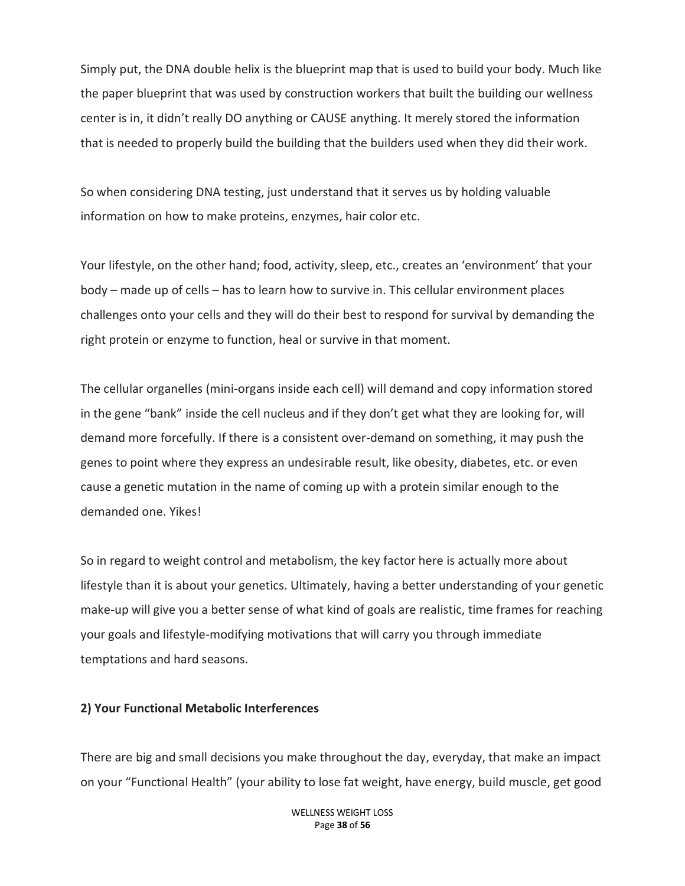Simply put, the DNA double helix is the blueprint map that is used to build your body. Much like the paper blueprint that was used by construction workers that built the building our wellness center is in, it didn't really DO anything or CAUSE anything. It merely stored the information that is needed to properly build the building that the builders used when they did their work.

So when considering DNA testing, just understand that it serves us by holding valuable information on how to make proteins, enzymes, hair color etc.

Your lifestyle, on the other hand; food, activity, sleep, etc., creates an 'environment' that your body – made up of cells – has to learn how to survive in. This cellular environment places challenges onto your cells and they will do their best to respond for survival by demanding the right protein or enzyme to function, heal or survive in that moment.

The cellular organelles (mini-organs inside each cell) will demand and copy information stored in the gene "bank" inside the cell nucleus and if they don't get what they are looking for, will demand more forcefully. If there is a consistent over-demand on something, it may push the genes to point where they express an undesirable result, like obesity, diabetes, etc. or even cause a genetic mutation in the name of coming up with a protein similar enough to the demanded one. Yikes!

So in regard to weight control and metabolism, the key factor here is actually more about lifestyle than it is about your genetics. Ultimately, having a better understanding of your genetic make-up will give you a better sense of what kind of goals are realistic, time frames for reaching your goals and lifestyle-modifying motivations that will carry you through immediate temptations and hard seasons.

**2) Your Functional Metabolic Interferences**

There are big and small decisions you make throughout the day, everyday, that make an impact on your "Functional Health" (your ability to lose fat weight, have energy, build muscle, get good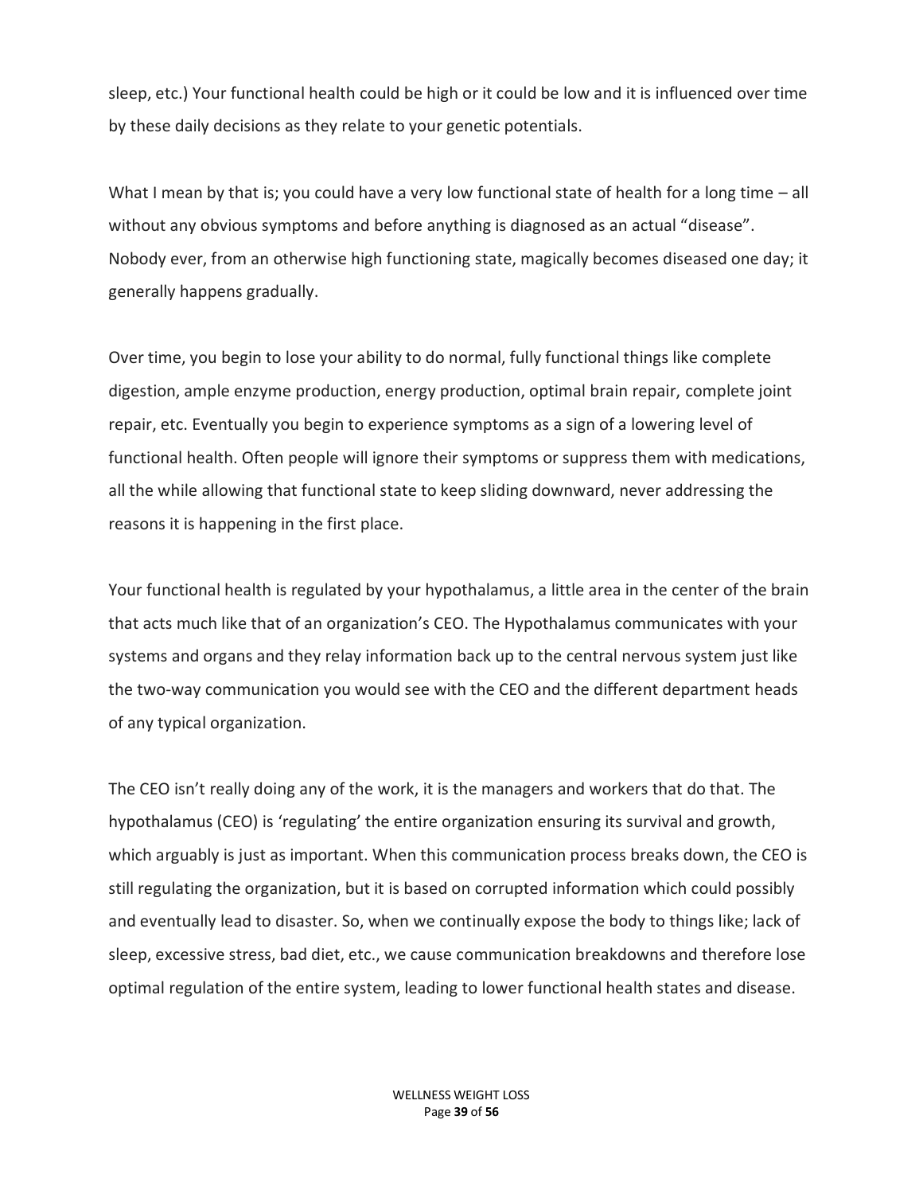sleep, etc.) Your functional health could be high or it could be low and it is influenced over time by these daily decisions as they relate to your genetic potentials.

What I mean by that is; you could have a very low functional state of health for a long time – all without any obvious symptoms and before anything is diagnosed as an actual "disease". Nobody ever, from an otherwise high functioning state, magically becomes diseased one day; it generally happens gradually.

Over time, you begin to lose your ability to do normal, fully functional things like complete digestion, ample enzyme production, energy production, optimal brain repair, complete joint repair, etc. Eventually you begin to experience symptoms as a sign of a lowering level of functional health. Often people will ignore their symptoms or suppress them with medications, all the while allowing that functional state to keep sliding downward, never addressing the reasons it is happening in the first place.

Your functional health is regulated by your hypothalamus, a little area in the center of the brain that acts much like that of an organization's CEO. The Hypothalamus communicates with your systems and organs and they relay information back up to the central nervous system just like the two-way communication you would see with the CEO and the different department heads of any typical organization.

The CEO isn't really doing any of the work, it is the managers and workers that do that. The hypothalamus (CEO) is 'regulating' the entire organization ensuring its survival and growth, which arguably is just as important. When this communication process breaks down, the CEO is still regulating the organization, but it is based on corrupted information which could possibly and eventually lead to disaster. So, when we continually expose the body to things like; lack of sleep, excessive stress, bad diet, etc., we cause communication breakdowns and therefore lose optimal regulation of the entire system, leading to lower functional health states and disease.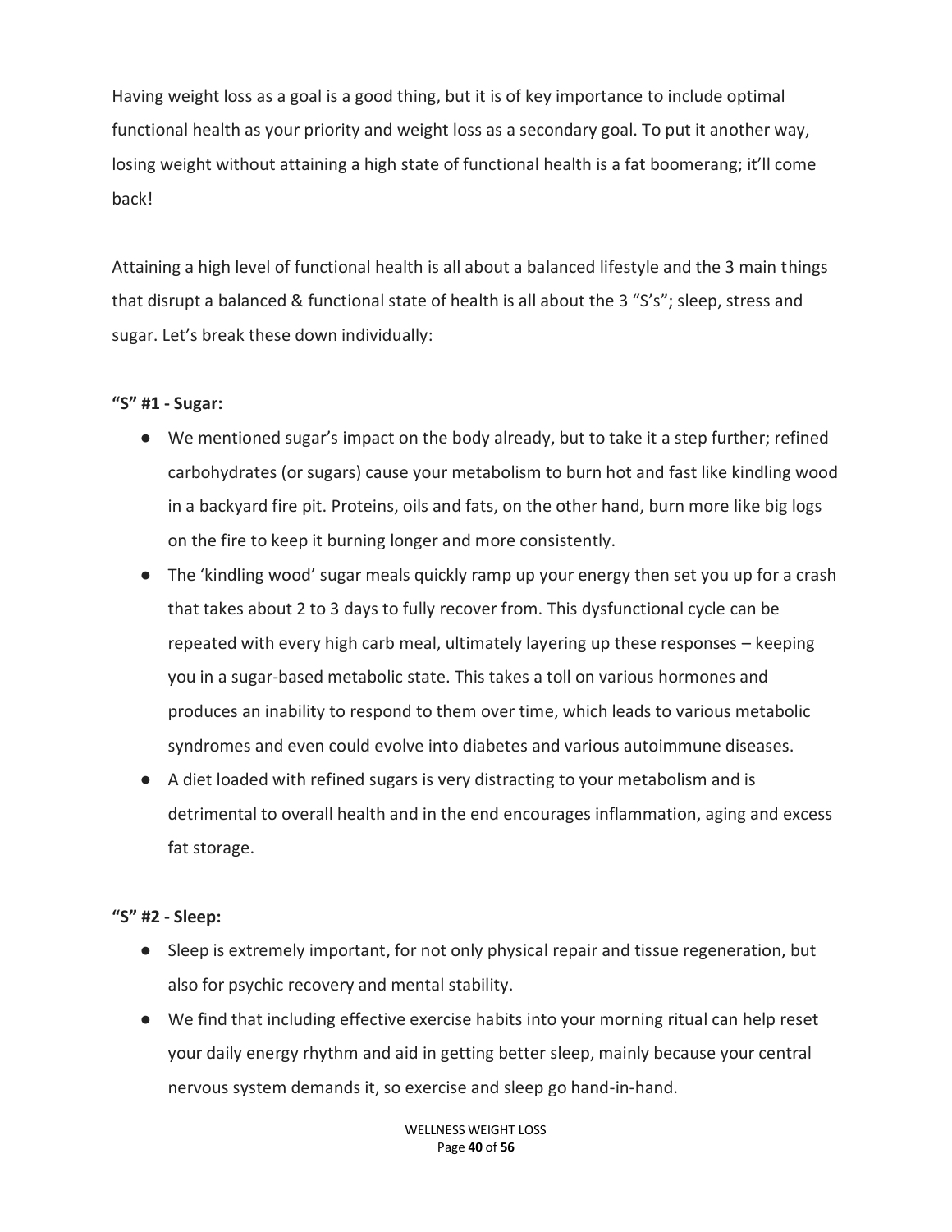Having weight loss as a goal is a good thing, but it is of key importance to include optimal functional health as your priority and weight loss as a secondary goal. To put it another way, losing weight without attaining a high state of functional health is a fat boomerang; it'll come back!

Attaining a high level of functional health is all about a balanced lifestyle and the 3 main things that disrupt a balanced & functional state of health is all about the 3 "S's"; sleep, stress and sugar. Let's break these down individually:

**"S" #1 - Sugar:**

- We mentioned sugar's impact on the body already, but to take it a step further; refined carbohydrates (or sugars) cause your metabolism to burn hot and fast like kindling wood in a backyard fire pit. Proteins, oils and fats, on the other hand, burn more like big logs on the fire to keep it burning longer and more consistently.
- The 'kindling wood' sugar meals quickly ramp up your energy then set you up for a crash that takes about 2 to 3 days to fully recover from. This dysfunctional cycle can be repeated with every high carb meal, ultimately layering up these responses – keeping you in a sugar-based metabolic state. This takes a toll on various hormones and produces an inability to respond to them over time, which leads to various metabolic syndromes and even could evolve into diabetes and various autoimmune diseases.
- A diet loaded with refined sugars is very distracting to your metabolism and is detrimental to overall health and in the end encourages inflammation, aging and excess fat storage.

**"S" #2 - Sleep:**

- Sleep is extremely important, for not only physical repair and tissue regeneration, but also for psychic recovery and mental stability.
- We find that including effective exercise habits into your morning ritual can help reset your daily energy rhythm and aid in getting better sleep, mainly because your central nervous system demands it, so exercise and sleep go hand-in-hand.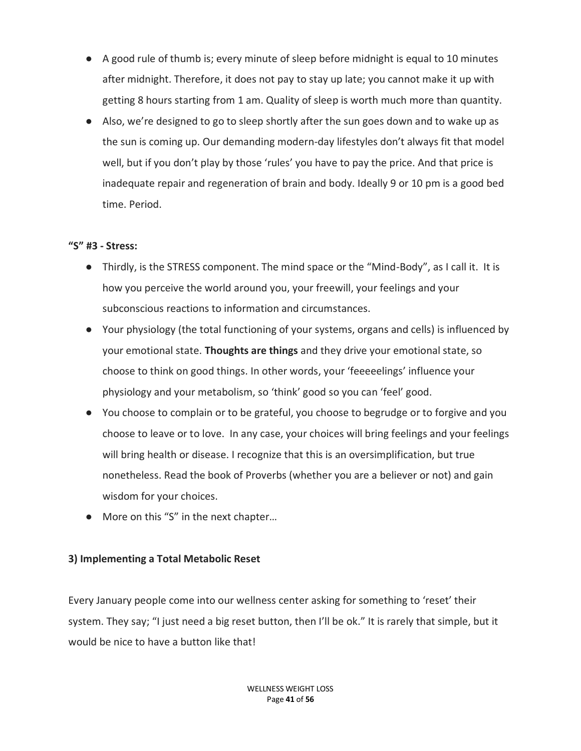- A good rule of thumb is; every minute of sleep before midnight is equal to 10 minutes after midnight. Therefore, it does not pay to stay up late; you cannot make it up with getting 8 hours starting from 1 am. Quality of sleep is worth much more than quantity.
- Also, we're designed to go to sleep shortly after the sun goes down and to wake up as the sun is coming up. Our demanding modern-day lifestyles don't always fit that model well, but if you don't play by those 'rules' you have to pay the price. And that price is inadequate repair and regeneration of brain and body. Ideally 9 or 10 pm is a good bed time. Period.

**"S" #3 - Stress:**

- Thirdly, is the STRESS component. The mind space or the "Mind-Body", as I call it. It is how you perceive the world around you, your freewill, your feelings and your subconscious reactions to information and circumstances.
- Your physiology (the total functioning of your systems, organs and cells) is influenced by your emotional state. **Thoughts are things** and they drive your emotional state, so choose to think on good things. In other words, your 'feeeeelings' influence your physiology and your metabolism, so 'think' good so you can 'feel' good.
- You choose to complain or to be grateful, you choose to begrudge or to forgive and you choose to leave or to love. In any case, your choices will bring feelings and your feelings will bring health or disease. I recognize that this is an oversimplification, but true nonetheless. Read the book of Proverbs (whether you are a believer or not) and gain wisdom for your choices.
- More on this "S" in the next chapter…

**3) Implementing a Total Metabolic Reset**

Every January people come into our wellness center asking for something to 'reset' their system. They say; "I just need a big reset button, then I'll be ok." It is rarely that simple, but it would be nice to have a button like that!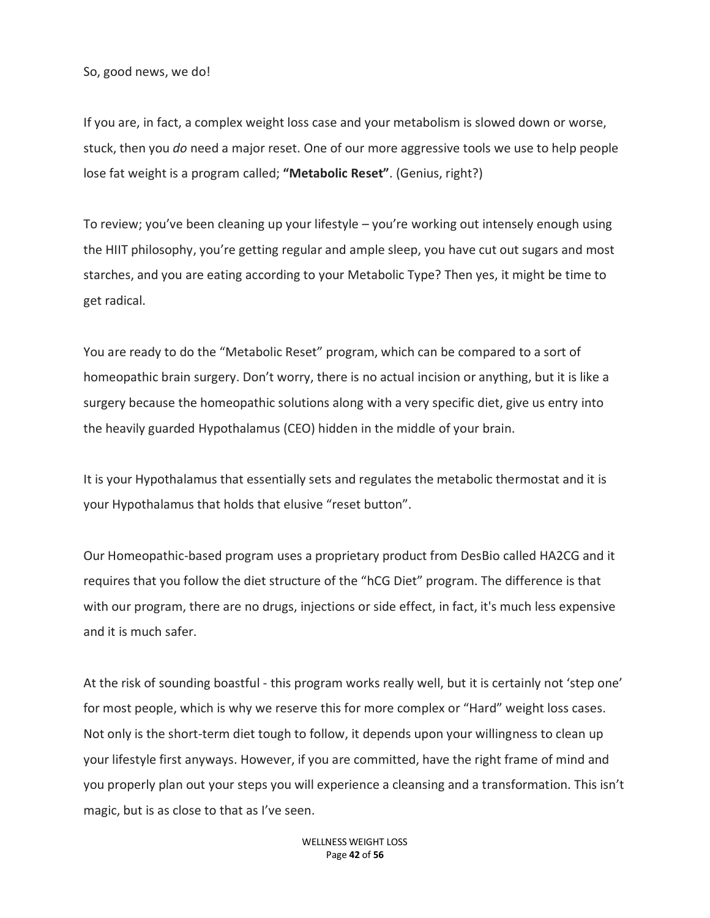So, good news, we do!

If you are, in fact, a complex weight loss case and your metabolism is slowed down or worse, stuck, then you *do* need a major reset. One of our more aggressive tools we use to help people lose fat weight is a program called; **"Metabolic Reset"**. (Genius, right?)

To review; you've been cleaning up your lifestyle – you're working out intensely enough using the HIIT philosophy, you're getting regular and ample sleep, you have cut out sugars and most starches, and you are eating according to your Metabolic Type? Then yes, it might be time to get radical.

You are ready to do the "Metabolic Reset" program, which can be compared to a sort of homeopathic brain surgery. Don't worry, there is no actual incision or anything, but it is like a surgery because the homeopathic solutions along with a very specific diet, give us entry into the heavily guarded Hypothalamus (CEO) hidden in the middle of your brain.

It is your Hypothalamus that essentially sets and regulates the metabolic thermostat and it is your Hypothalamus that holds that elusive "reset button".

Our Homeopathic-based program uses a proprietary product from DesBio called HA2CG and it requires that you follow the diet structure of the "hCG Diet" program. The difference is that with our program, there are no drugs, injections or side effect, in fact, it's much less expensive and it is much safer.

At the risk of sounding boastful - this program works really well, but it is certainly not 'step one' for most people, which is why we reserve this for more complex or "Hard" weight loss cases. Not only is the short-term diet tough to follow, it depends upon your willingness to clean up your lifestyle first anyways. However, if you are committed, have the right frame of mind and you properly plan out your steps you will experience a cleansing and a transformation. This isn't magic, but is as close to that as I've seen.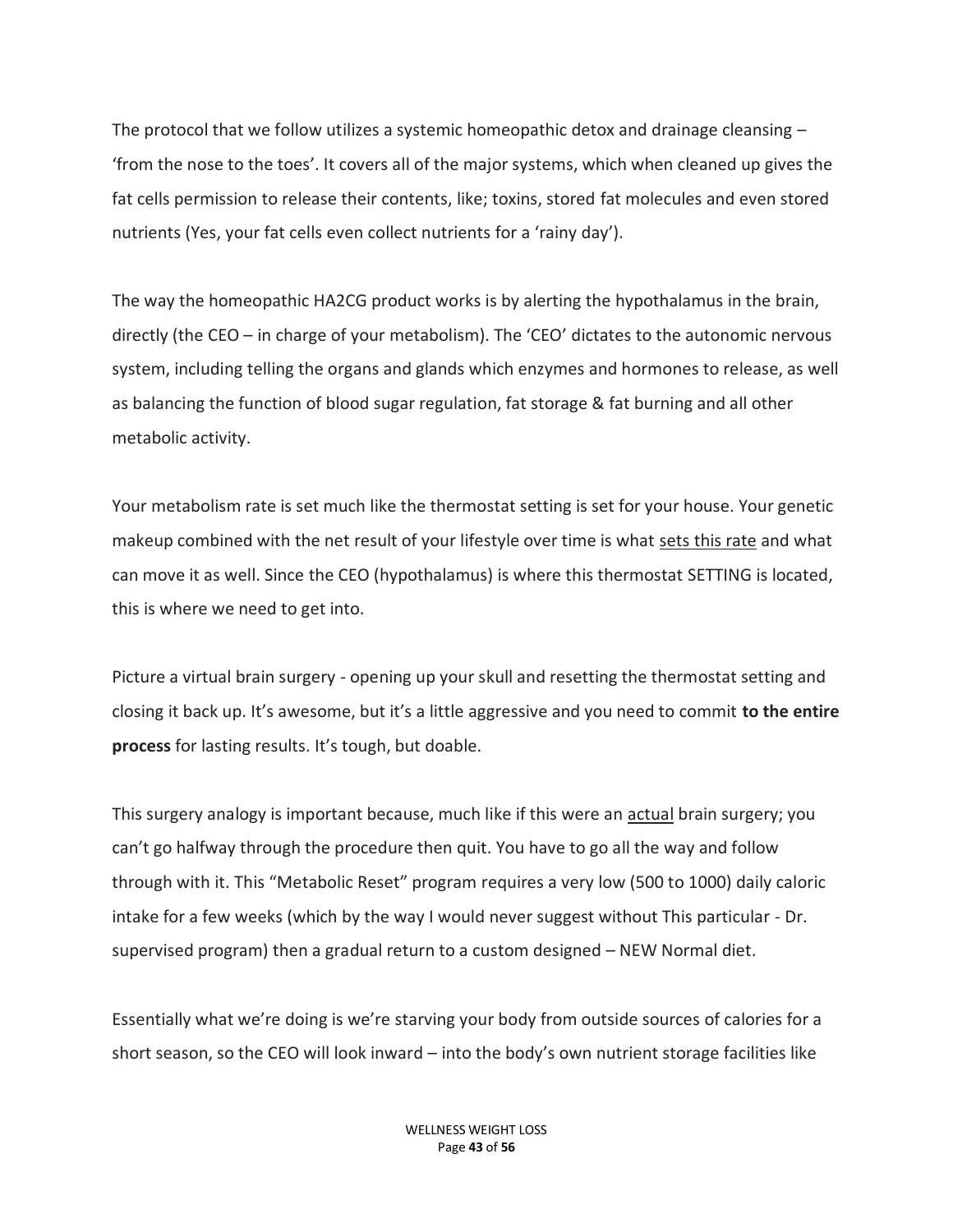The protocol that we follow utilizes a systemic homeopathic detox and drainage cleansing – 'from the nose to the toes'. It covers all of the major systems, which when cleaned up gives the fat cells permission to release their contents, like; toxins, stored fat molecules and even stored nutrients (Yes, your fat cells even collect nutrients for a 'rainy day').

The way the homeopathic HA2CG product works is by alerting the hypothalamus in the brain, directly (the CEO – in charge of your metabolism). The 'CEO' dictates to the autonomic nervous system, including telling the organs and glands which enzymes and hormones to release, as well as balancing the function of blood sugar regulation, fat storage & fat burning and all other metabolic activity.

Your metabolism rate is set much like the thermostat setting is set for your house. Your genetic makeup combined with the net result of your lifestyle over time is what <u>sets this rate</u> and what can move it as well. Since the CEO (hypothalamus) is where this thermostat SETTING is located, this is where we need to get into.

Picture a virtual brain surgery - opening up your skull and resetting the thermostat setting and closing it back up. It's awesome, but it's a little aggressive and you need to commit **to the entire process** for lasting results. It's tough, but doable.

This surgery analogy is important because, much like if this were an <u>actual</u> brain surgery; you can't go halfway through the procedure then quit. You have to go all the way and follow through with it. This "Metabolic Reset" program requires a very low (500 to 1000) daily caloric intake for a few weeks (which by the way I would never suggest without This particular - Dr. supervised program) then a gradual return to a custom designed – NEW Normal diet.

Essentially what we're doing is we're starving your body from outside sources of calories for a short season, so the CEO will look inward – into the body's own nutrient storage facilities like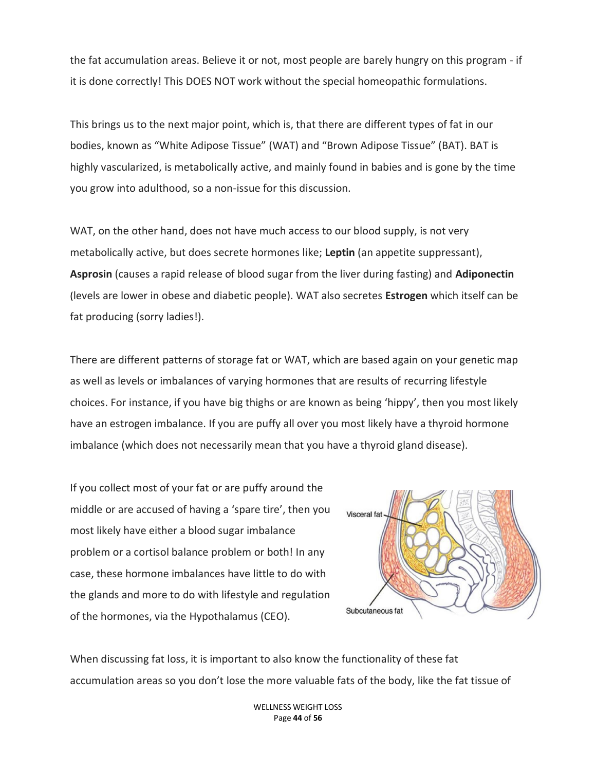the fat accumulation areas. Believe it or not, most people are barely hungry on this program - if it is done correctly! This DOES NOT work without the special homeopathic formulations.

This brings us to the next major point, which is, that there are different types of fat in our bodies, known as "White Adipose Tissue" (WAT) and "Brown Adipose Tissue" (BAT). BAT is highly vascularized, is metabolically active, and mainly found in babies and is gone by the time you grow into adulthood, so a non-issue for this discussion.

WAT, on the other hand, does not have much access to our blood supply, is not very metabolically active, but does secrete hormones like; **Leptin** (an appetite suppressant), **Asprosin** (causes a rapid release of blood sugar from the liver during fasting) and **Adiponectin** (levels are lower in obese and diabetic people). WAT also secretes **Estrogen** which itself can be fat producing (sorry ladies!).

There are different patterns of storage fat or WAT, which are based again on your genetic map as well as levels or imbalances of varying hormones that are results of recurring lifestyle choices. For instance, if you have big thighs or are known as being 'hippy', then you most likely have an estrogen imbalance. If you are puffy all over you most likely have a thyroid hormone imbalance (which does not necessarily mean that you have a thyroid gland disease).

If you collect most of your fat or are puffy around the middle or are accused of having a 'spare tire', then you most likely have either a blood sugar imbalance problem or a cortisol balance problem or both! In any case, these hormone imbalances have little to do with the glands and more to do with lifestyle and regulation of the hormones, via the Hypothalamus (CEO).

When discussing fat loss, it is important to also know the functionality of these fat accumulation areas so you don't lose the more valuable fats of the body, like the fat tissue of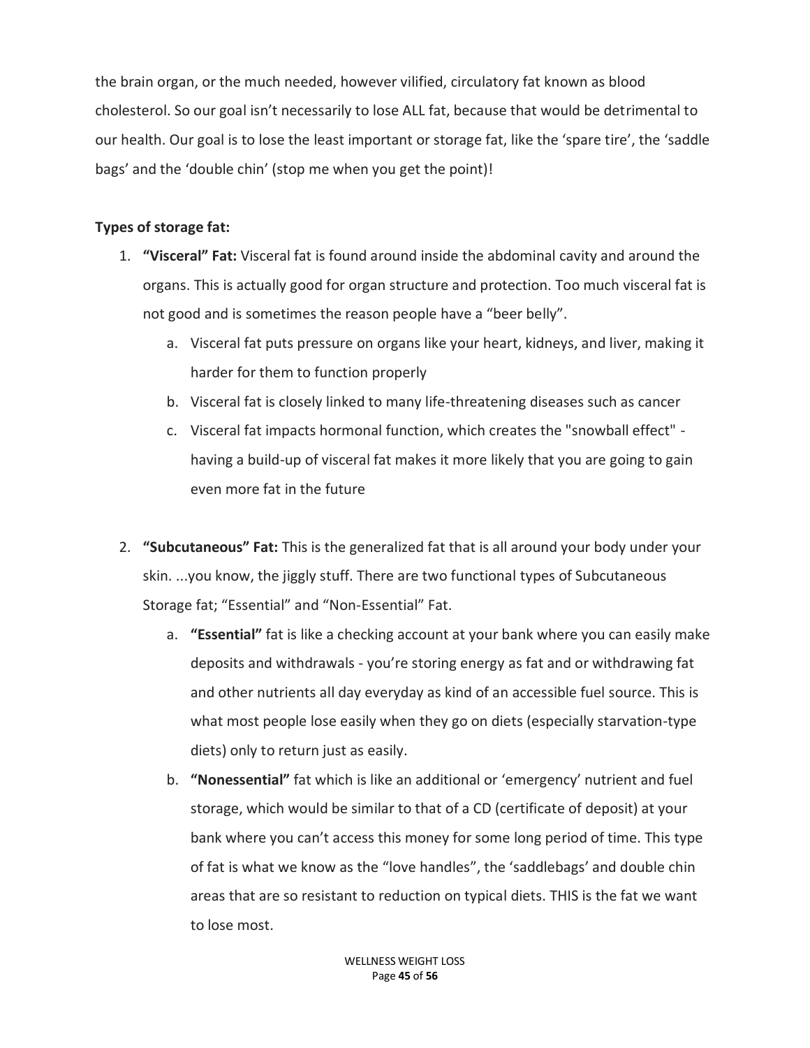the brain organ, or the much needed, however vilified, circulatory fat known as blood cholesterol. So our goal isn't necessarily to lose ALL fat, because that would be detrimental to our health. Our goal is to lose the least important or storage fat, like the 'spare tire', the 'saddle bags' and the 'double chin' (stop me when you get the point)!

**Types of storage fat:**

1. **"Visceral" Fat:** Visceral fat is found around inside the abdominal cavity and around the organs. This is actually good for organ structure and protection. Too much visceral fat is not good and is sometimes the reason people have a "beer belly".
    a. Visceral fat puts pressure on organs like your heart, kidneys, and liver, making it harder for them to function properly
    b. Visceral fat is closely linked to many life-threatening diseases such as cancer
    c. Visceral fat impacts hormonal function, which creates the "snowball effect" - having a build-up of visceral fat makes it more likely that you are going to gain even more fat in the future

2. **"Subcutaneous" Fat:** This is the generalized fat that is all around your body under your skin. ...you know, the jiggly stuff. There are two functional types of Subcutaneous Storage fat; "Essential" and "Non-Essential" Fat.
    a. **"Essential"** fat is like a checking account at your bank where you can easily make deposits and withdrawals - you're storing energy as fat and or withdrawing fat and other nutrients all day everyday as kind of an accessible fuel source. This is what most people lose easily when they go on diets (especially starvation-type diets) only to return just as easily.
    b. **"Nonessential"** fat which is like an additional or 'emergency' nutrient and fuel storage, which would be similar to that of a CD (certificate of deposit) at your bank where you can't access this money for some long period of time. This type of fat is what we know as the "love handles", the 'saddlebags' and double chin areas that are so resistant to reduction on typical diets. THIS is the fat we want to lose most.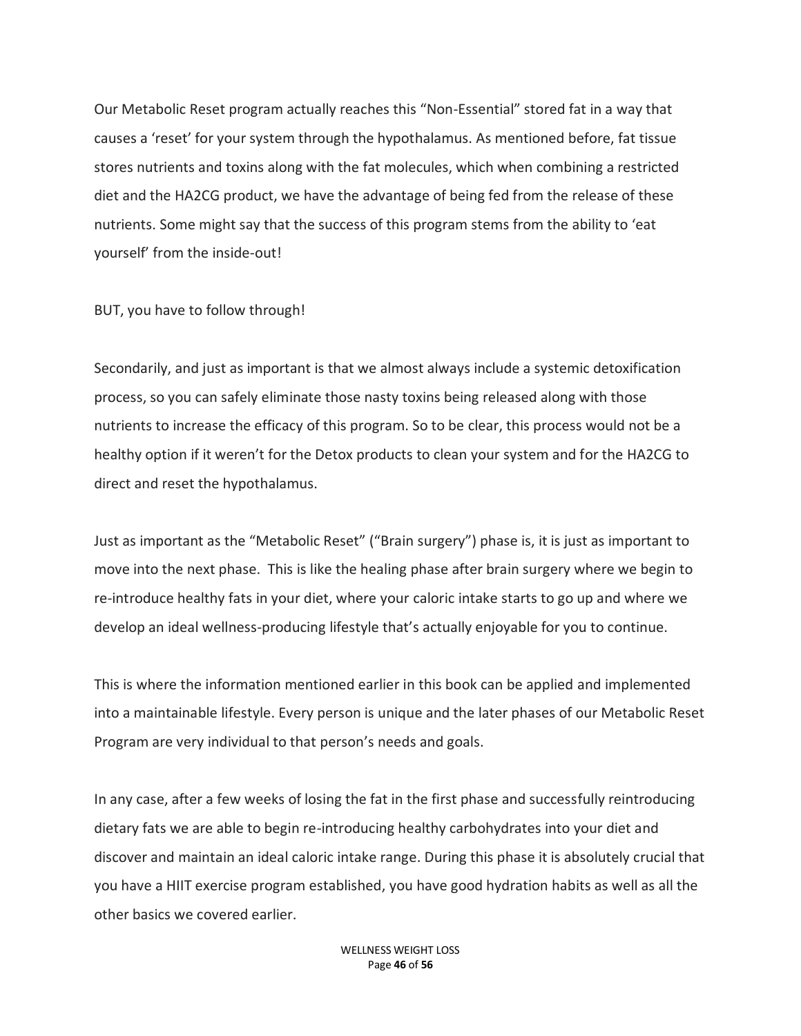Our Metabolic Reset program actually reaches this "Non-Essential" stored fat in a way that causes a 'reset' for your system through the hypothalamus. As mentioned before, fat tissue stores nutrients and toxins along with the fat molecules, which when combining a restricted diet and the HA2CG product, we have the advantage of being fed from the release of these nutrients. Some might say that the success of this program stems from the ability to 'eat yourself' from the inside-out!

BUT, you have to follow through!

Secondarily, and just as important is that we almost always include a systemic detoxification process, so you can safely eliminate those nasty toxins being released along with those nutrients to increase the efficacy of this program. So to be clear, this process would not be a healthy option if it weren't for the Detox products to clean your system and for the HA2CG to direct and reset the hypothalamus.

Just as important as the "Metabolic Reset" ("Brain surgery") phase is, it is just as important to move into the next phase. This is like the healing phase after brain surgery where we begin to re-introduce healthy fats in your diet, where your caloric intake starts to go up and where we develop an ideal wellness-producing lifestyle that's actually enjoyable for you to continue.

This is where the information mentioned earlier in this book can be applied and implemented into a maintainable lifestyle. Every person is unique and the later phases of our Metabolic Reset Program are very individual to that person's needs and goals.

In any case, after a few weeks of losing the fat in the first phase and successfully reintroducing dietary fats we are able to begin re-introducing healthy carbohydrates into your diet and discover and maintain an ideal caloric intake range. During this phase it is absolutely crucial that you have a HIIT exercise program established, you have good hydration habits as well as all the other basics we covered earlier.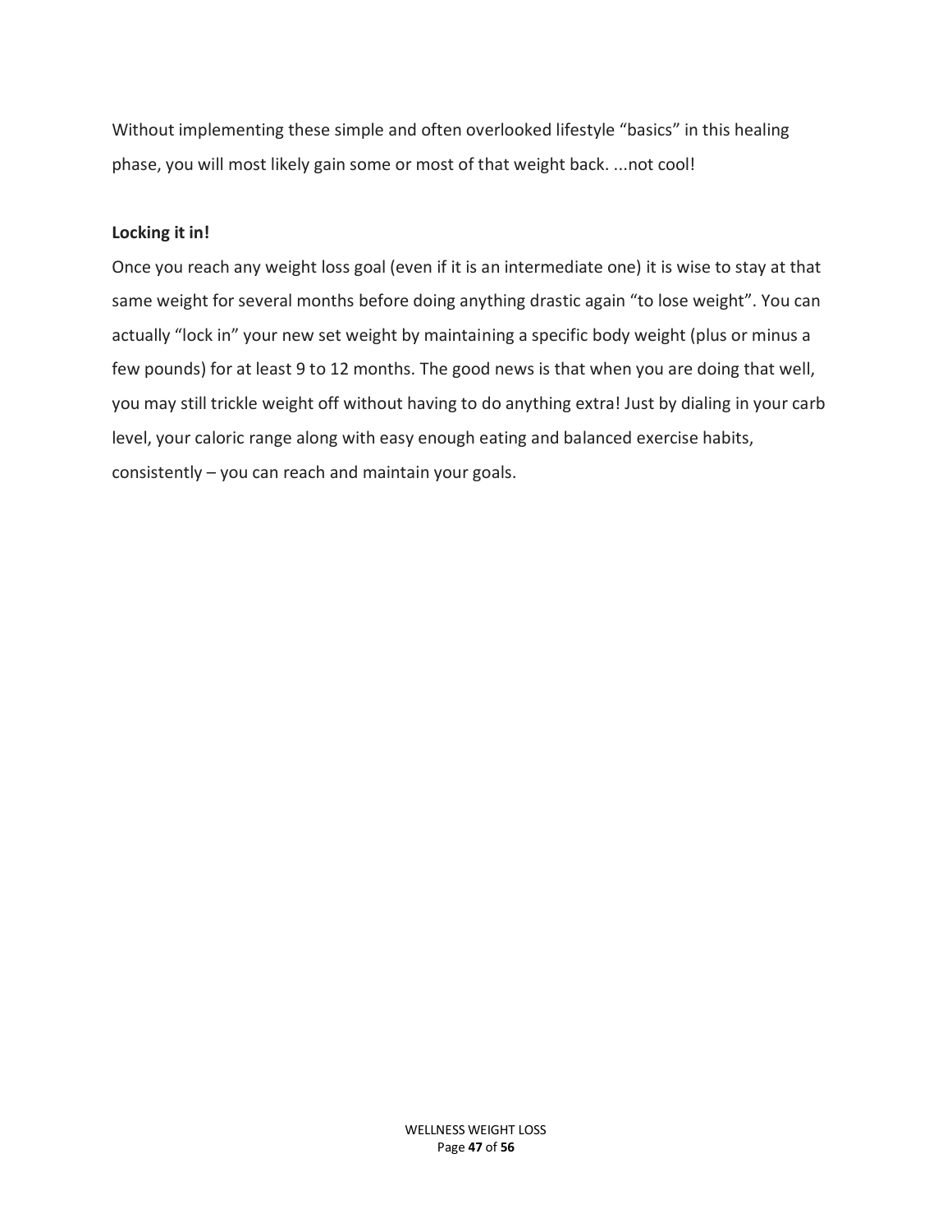Without implementing these simple and often overlooked lifestyle “basics” in this healing phase, you will most likely gain some or most of that weight back. ...not cool!

**Locking it in!**

Once you reach any weight loss goal (even if it is an intermediate one) it is wise to stay at that same weight for several months before doing anything drastic again “to lose weight”. You can actually “lock in” your new set weight by maintaining a specific body weight (plus or minus a few pounds) for at least 9 to 12 months. The good news is that when you are doing that well, you may still trickle weight off without having to do anything extra! Just by dialing in your carb level, your caloric range along with easy enough eating and balanced exercise habits, consistently – you can reach and maintain your goals.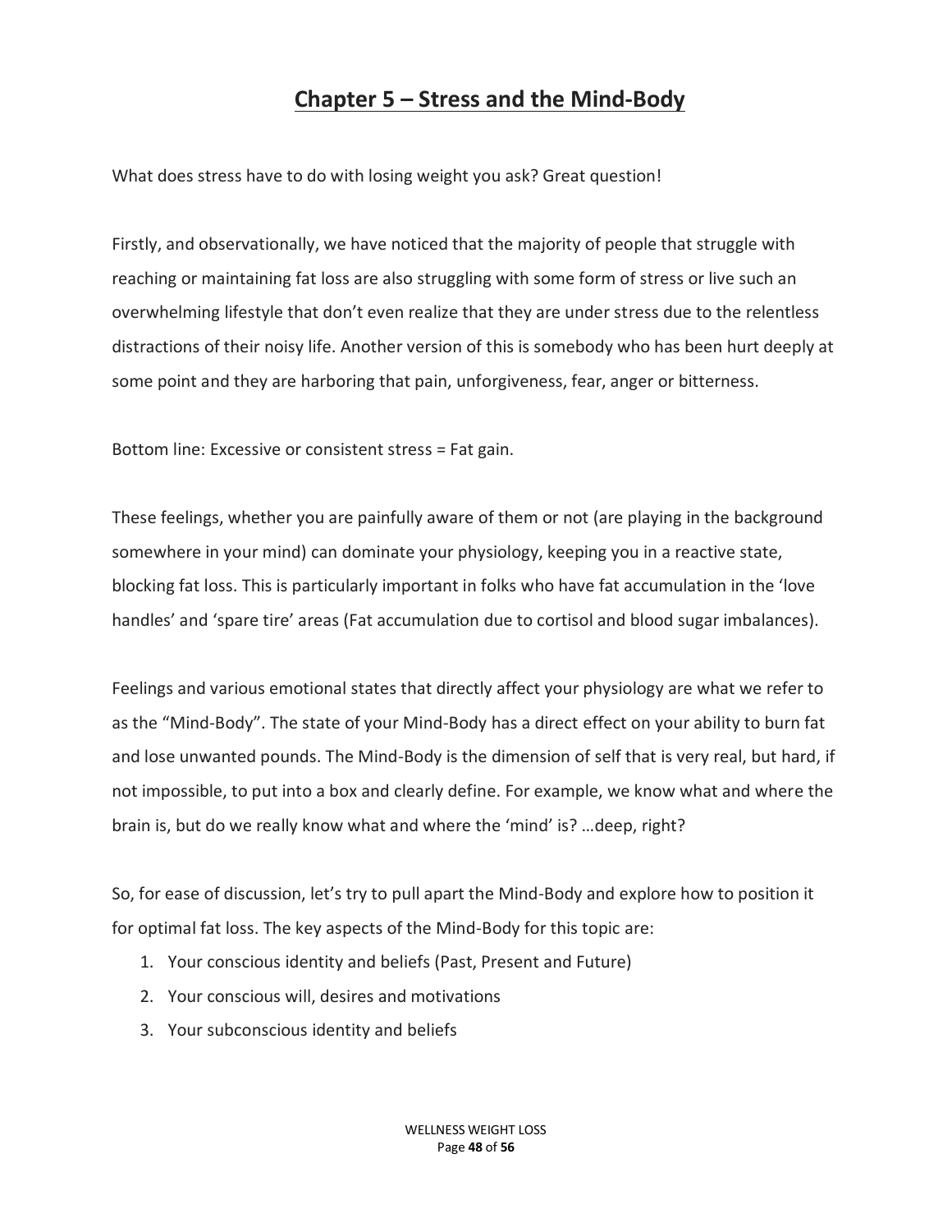# Chapter 5 – Stress and the Mind-Body

What does stress have to do with losing weight you ask? Great question!

Firstly, and observationally, we have noticed that the majority of people that struggle with reaching or maintaining fat loss are also struggling with some form of stress or live such an overwhelming lifestyle that don't even realize that they are under stress due to the relentless distractions of their noisy life. Another version of this is somebody who has been hurt deeply at some point and they are harboring that pain, unforgiveness, fear, anger or bitterness.

Bottom line: Excessive or consistent stress = Fat gain.

These feelings, whether you are painfully aware of them or not (are playing in the background somewhere in your mind) can dominate your physiology, keeping you in a reactive state, blocking fat loss. This is particularly important in folks who have fat accumulation in the 'love handles' and 'spare tire' areas (Fat accumulation due to cortisol and blood sugar imbalances).

Feelings and various emotional states that directly affect your physiology are what we refer to as the "Mind-Body". The state of your Mind-Body has a direct effect on your ability to burn fat and lose unwanted pounds. The Mind-Body is the dimension of self that is very real, but hard, if not impossible, to put into a box and clearly define. For example, we know what and where the brain is, but do we really know what and where the 'mind' is? …deep, right?

So, for ease of discussion, let's try to pull apart the Mind-Body and explore how to position it for optimal fat loss. The key aspects of the Mind-Body for this topic are:

1. Your conscious identity and beliefs (Past, Present and Future)
2. Your conscious will, desires and motivations
3. Your subconscious identity and beliefs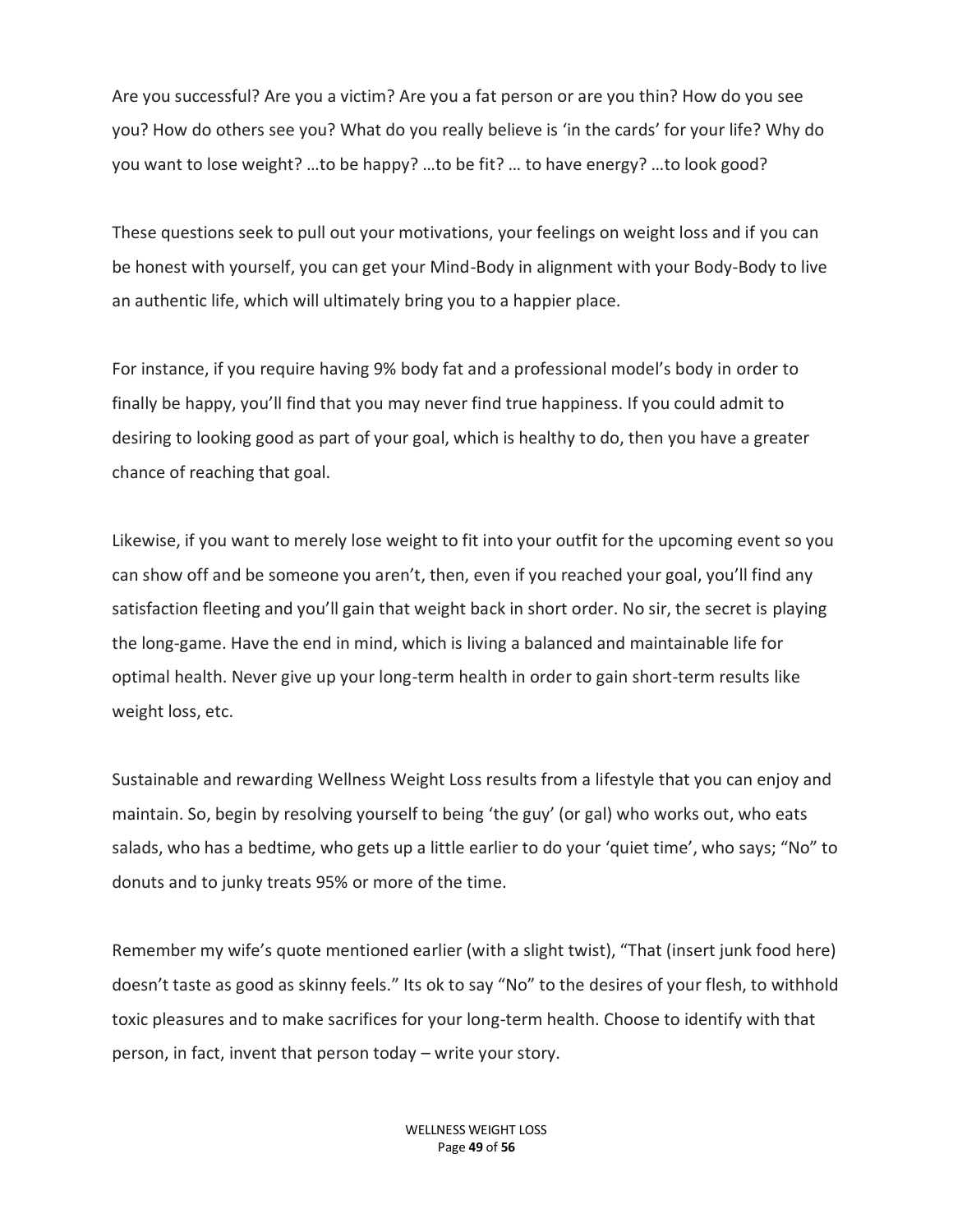Are you successful? Are you a victim? Are you a fat person or are you thin? How do you see you? How do others see you? What do you really believe is 'in the cards' for your life? Why do you want to lose weight? …to be happy? …to be fit? … to have energy? …to look good?

These questions seek to pull out your motivations, your feelings on weight loss and if you can be honest with yourself, you can get your Mind-Body in alignment with your Body-Body to live an authentic life, which will ultimately bring you to a happier place.

For instance, if you require having 9% body fat and a professional model's body in order to finally be happy, you'll find that you may never find true happiness. If you could admit to desiring to looking good as part of your goal, which is healthy to do, then you have a greater chance of reaching that goal.

Likewise, if you want to merely lose weight to fit into your outfit for the upcoming event so you can show off and be someone you aren't, then, even if you reached your goal, you'll find any satisfaction fleeting and you'll gain that weight back in short order. No sir, the secret is playing the long-game. Have the end in mind, which is living a balanced and maintainable life for optimal health. Never give up your long-term health in order to gain short-term results like weight loss, etc.

Sustainable and rewarding Wellness Weight Loss results from a lifestyle that you can enjoy and maintain. So, begin by resolving yourself to being 'the guy' (or gal) who works out, who eats salads, who has a bedtime, who gets up a little earlier to do your 'quiet time', who says; "No" to donuts and to junky treats 95% or more of the time.

Remember my wife's quote mentioned earlier (with a slight twist), "That (insert junk food here) doesn't taste as good as skinny feels." Its ok to say "No" to the desires of your flesh, to withhold toxic pleasures and to make sacrifices for your long-term health. Choose to identify with that person, in fact, invent that person today – write your story.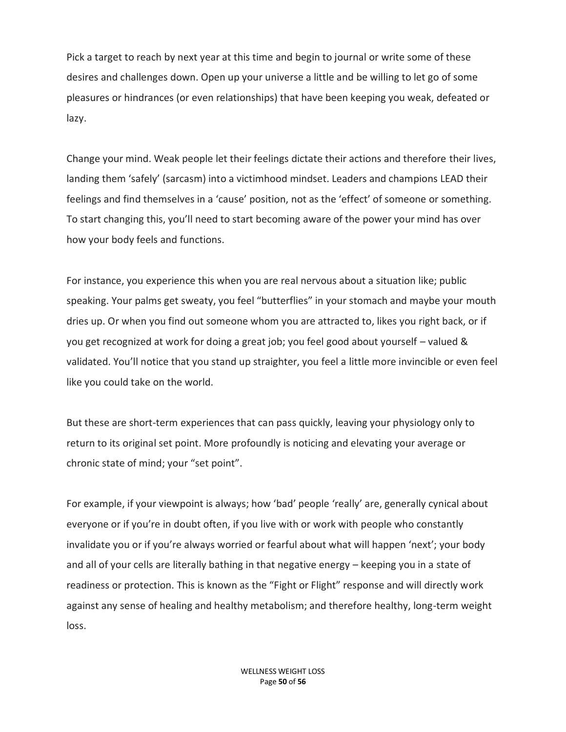Pick a target to reach by next year at this time and begin to journal or write some of these desires and challenges down. Open up your universe a little and be willing to let go of some pleasures or hindrances (or even relationships) that have been keeping you weak, defeated or lazy.

Change your mind. Weak people let their feelings dictate their actions and therefore their lives, landing them 'safely' (sarcasm) into a victimhood mindset. Leaders and champions LEAD their feelings and find themselves in a 'cause' position, not as the 'effect' of someone or something. To start changing this, you'll need to start becoming aware of the power your mind has over how your body feels and functions.

For instance, you experience this when you are real nervous about a situation like; public speaking. Your palms get sweaty, you feel "butterflies" in your stomach and maybe your mouth dries up. Or when you find out someone whom you are attracted to, likes you right back, or if you get recognized at work for doing a great job; you feel good about yourself – valued & validated. You'll notice that you stand up straighter, you feel a little more invincible or even feel like you could take on the world.

But these are short-term experiences that can pass quickly, leaving your physiology only to return to its original set point. More profoundly is noticing and elevating your average or chronic state of mind; your "set point".

For example, if your viewpoint is always; how 'bad' people 'really' are, generally cynical about everyone or if you're in doubt often, if you live with or work with people who constantly invalidate you or if you're always worried or fearful about what will happen 'next'; your body and all of your cells are literally bathing in that negative energy – keeping you in a state of readiness or protection. This is known as the "Fight or Flight" response and will directly work against any sense of healing and healthy metabolism; and therefore healthy, long-term weight loss.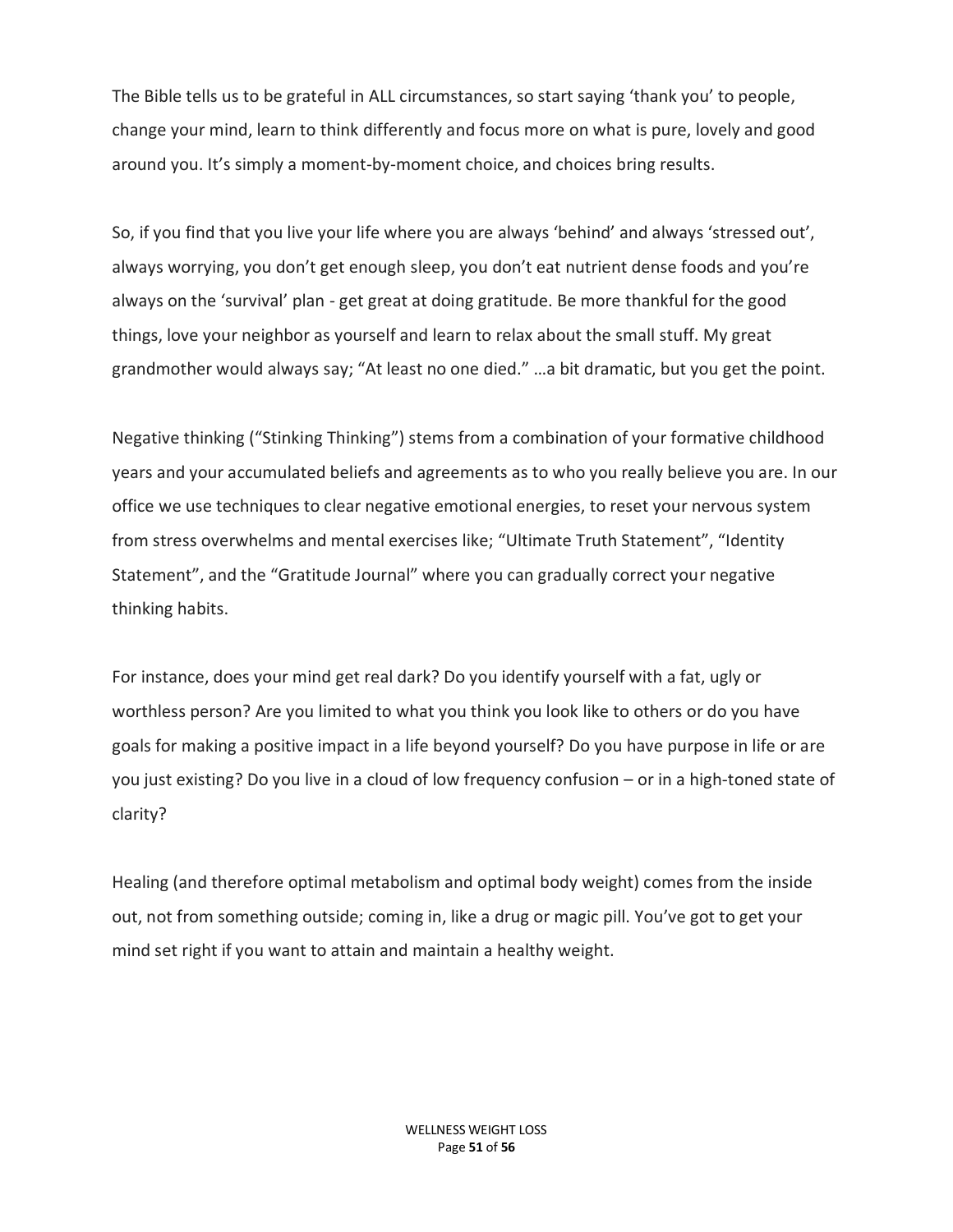The Bible tells us to be grateful in ALL circumstances, so start saying 'thank you' to people, change your mind, learn to think differently and focus more on what is pure, lovely and good around you. It's simply a moment-by-moment choice, and choices bring results.

So, if you find that you live your life where you are always 'behind' and always 'stressed out', always worrying, you don't get enough sleep, you don't eat nutrient dense foods and you're always on the 'survival' plan - get great at doing gratitude. Be more thankful for the good things, love your neighbor as yourself and learn to relax about the small stuff. My great grandmother would always say; "At least no one died." …a bit dramatic, but you get the point.

Negative thinking ("Stinking Thinking") stems from a combination of your formative childhood years and your accumulated beliefs and agreements as to who you really believe you are. In our office we use techniques to clear negative emotional energies, to reset your nervous system from stress overwhelms and mental exercises like; "Ultimate Truth Statement", "Identity Statement", and the "Gratitude Journal" where you can gradually correct your negative thinking habits.

For instance, does your mind get real dark? Do you identify yourself with a fat, ugly or worthless person? Are you limited to what you think you look like to others or do you have goals for making a positive impact in a life beyond yourself? Do you have purpose in life or are you just existing? Do you live in a cloud of low frequency confusion – or in a high-toned state of clarity?

Healing (and therefore optimal metabolism and optimal body weight) comes from the inside out, not from something outside; coming in, like a drug or magic pill. You've got to get your mind set right if you want to attain and maintain a healthy weight.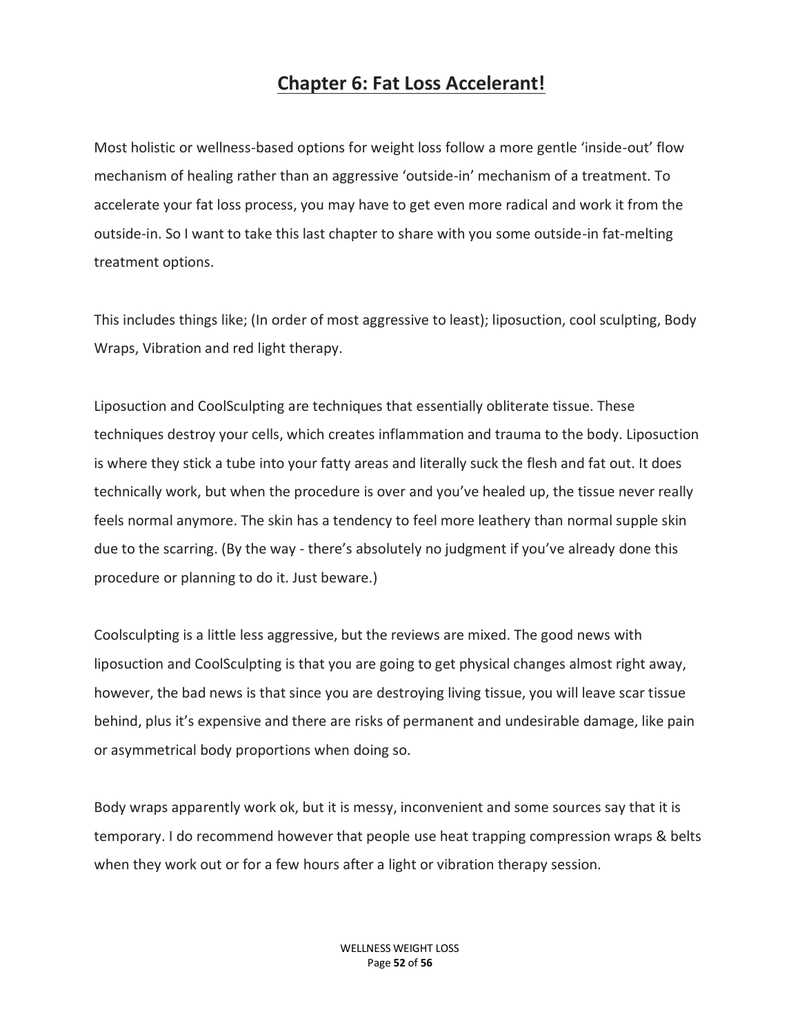# Chapter 6: Fat Loss Accelerant!

Most holistic or wellness-based options for weight loss follow a more gentle 'inside-out' flow mechanism of healing rather than an aggressive 'outside-in' mechanism of a treatment. To accelerate your fat loss process, you may have to get even more radical and work it from the outside-in. So I want to take this last chapter to share with you some outside-in fat-melting treatment options.

This includes things like; (In order of most aggressive to least); liposuction, cool sculpting, Body Wraps, Vibration and red light therapy.

Liposuction and CoolSculpting are techniques that essentially obliterate tissue. These techniques destroy your cells, which creates inflammation and trauma to the body. Liposuction is where they stick a tube into your fatty areas and literally suck the flesh and fat out. It does technically work, but when the procedure is over and you've healed up, the tissue never really feels normal anymore. The skin has a tendency to feel more leathery than normal supple skin due to the scarring. (By the way - there's absolutely no judgment if you've already done this procedure or planning to do it. Just beware.)

Coolsculpting is a little less aggressive, but the reviews are mixed. The good news with liposuction and CoolSculpting is that you are going to get physical changes almost right away, however, the bad news is that since you are destroying living tissue, you will leave scar tissue behind, plus it's expensive and there are risks of permanent and undesirable damage, like pain or asymmetrical body proportions when doing so.

Body wraps apparently work ok, but it is messy, inconvenient and some sources say that it is temporary. I do recommend however that people use heat trapping compression wraps & belts when they work out or for a few hours after a light or vibration therapy session.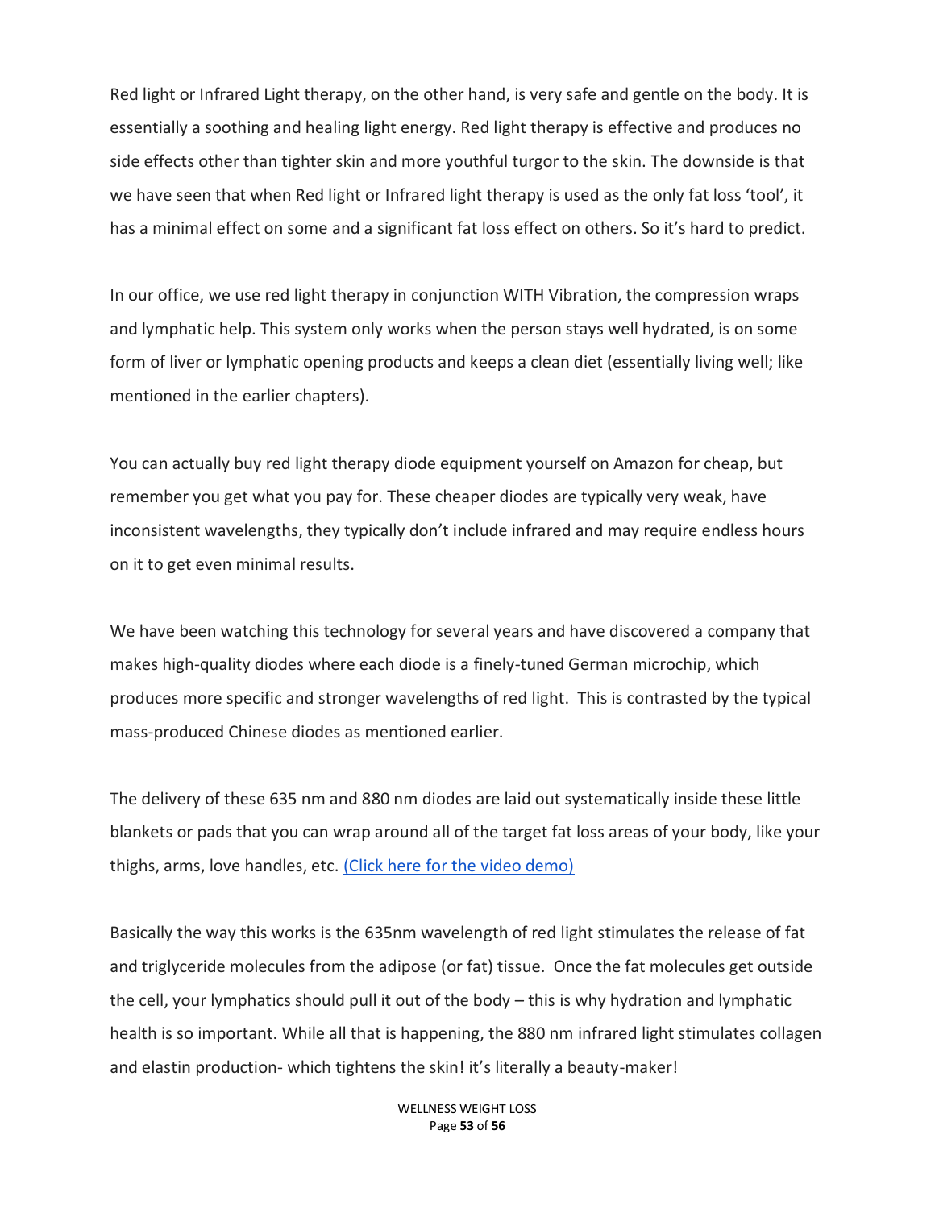Red light or Infrared Light therapy, on the other hand, is very safe and gentle on the body. It is essentially a soothing and healing light energy. Red light therapy is effective and produces no side effects other than tighter skin and more youthful turgor to the skin. The downside is that we have seen that when Red light or Infrared light therapy is used as the only fat loss 'tool', it has a minimal effect on some and a significant fat loss effect on others. So it's hard to predict.

In our office, we use red light therapy in conjunction WITH Vibration, the compression wraps and lymphatic help. This system only works when the person stays well hydrated, is on some form of liver or lymphatic opening products and keeps a clean diet (essentially living well; like mentioned in the earlier chapters).

You can actually buy red light therapy diode equipment yourself on Amazon for cheap, but remember you get what you pay for. These cheaper diodes are typically very weak, have inconsistent wavelengths, they typically don't include infrared and may require endless hours on it to get even minimal results.

We have been watching this technology for several years and have discovered a company that makes high-quality diodes where each diode is a finely-tuned German microchip, which produces more specific and stronger wavelengths of red light. This is contrasted by the typical mass-produced Chinese diodes as mentioned earlier.

The delivery of these 635 nm and 880 nm diodes are laid out systematically inside these little blankets or pads that you can wrap around all of the target fat loss areas of your body, like your thighs, arms, love handles, etc. (Click here for the video demo)

Basically the way this works is the 635nm wavelength of red light stimulates the release of fat and triglyceride molecules from the adipose (or fat) tissue. Once the fat molecules get outside the cell, your lymphatics should pull it out of the body – this is why hydration and lymphatic health is so important. While all that is happening, the 880 nm infrared light stimulates collagen and elastin production- which tightens the skin! it's literally a beauty-maker!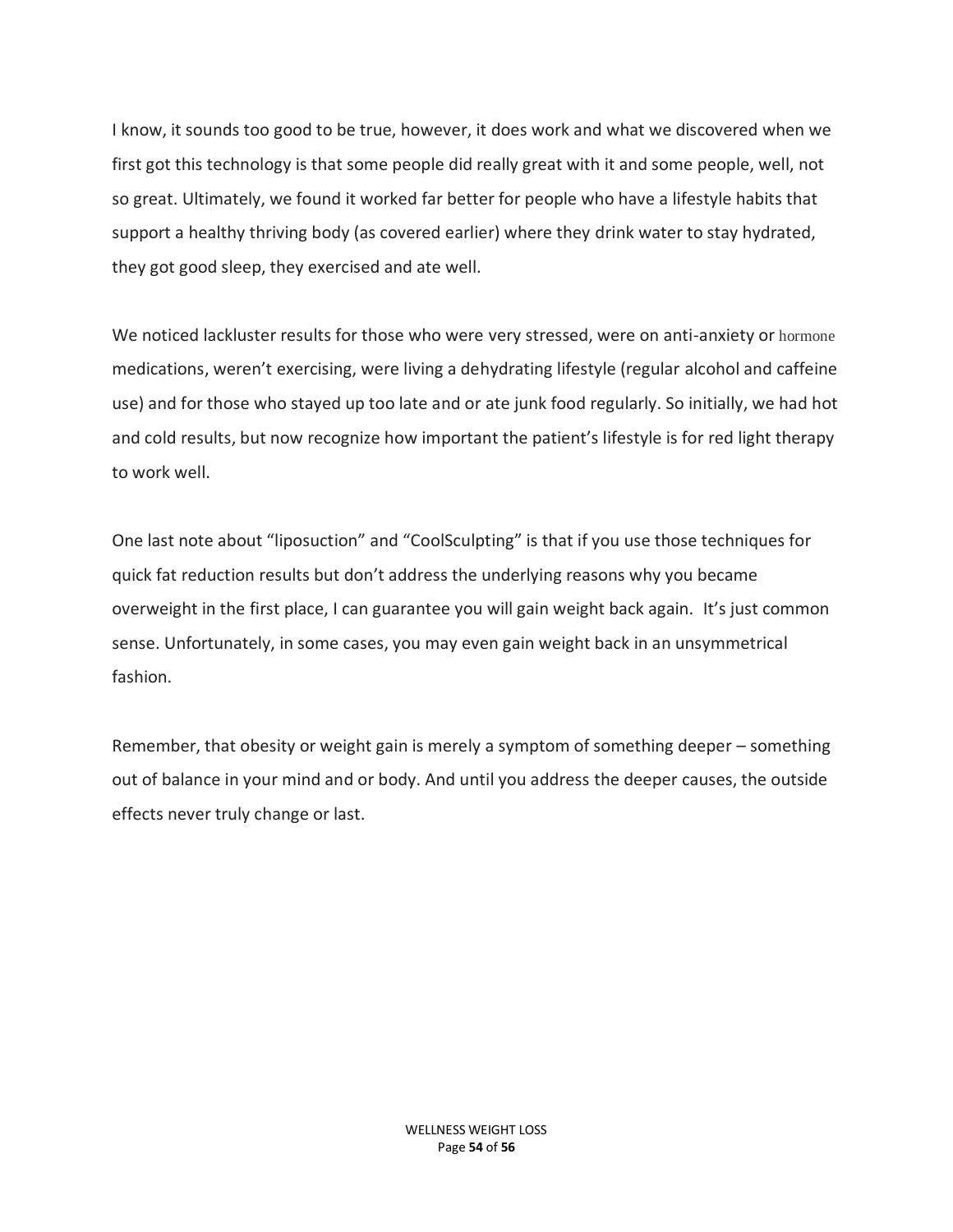I know, it sounds too good to be true, however, it does work and what we discovered when we first got this technology is that some people did really great with it and some people, well, not so great. Ultimately, we found it worked far better for people who have a lifestyle habits that support a healthy thriving body (as covered earlier) where they drink water to stay hydrated, they got good sleep, they exercised and ate well.

We noticed lackluster results for those who were very stressed, were on anti-anxiety or hormone medications, weren't exercising, were living a dehydrating lifestyle (regular alcohol and caffeine use) and for those who stayed up too late and or ate junk food regularly. So initially, we had hot and cold results, but now recognize how important the patient's lifestyle is for red light therapy to work well.

One last note about "liposuction" and "CoolSculpting" is that if you use those techniques for quick fat reduction results but don't address the underlying reasons why you became overweight in the first place, I can guarantee you will gain weight back again. It's just common sense. Unfortunately, in some cases, you may even gain weight back in an unsymmetrical fashion.

Remember, that obesity or weight gain is merely a symptom of something deeper – something out of balance in your mind and or body. And until you address the deeper causes, the outside effects never truly change or last.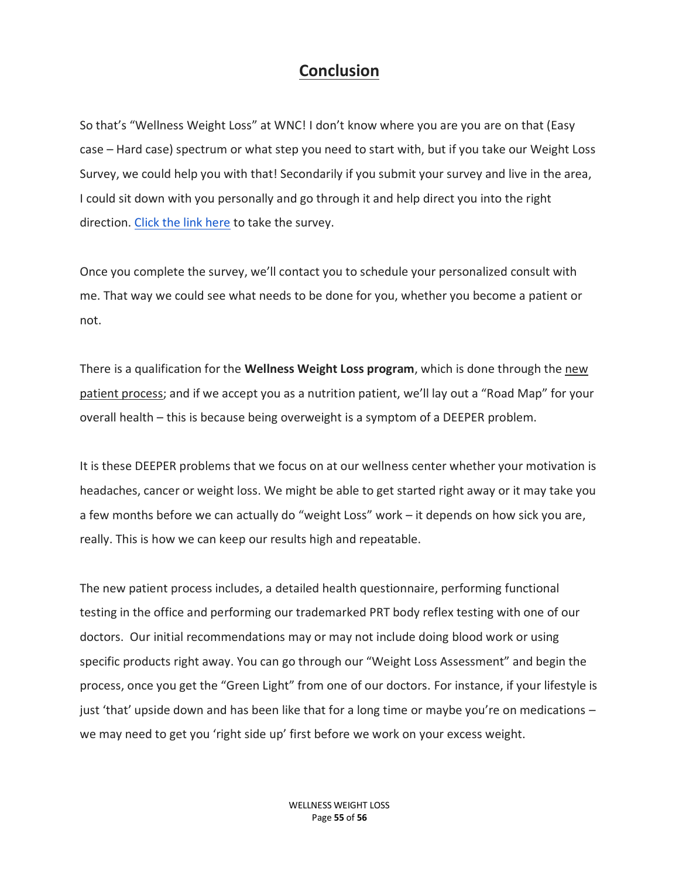# Conclusion

So that's "Wellness Weight Loss" at WNC! I don't know where you are you are on that (Easy case – Hard case) spectrum or what step you need to start with, but if you take our Weight Loss Survey, we could help you with that! Secondarily if you submit your survey and live in the area, I could sit down with you personally and go through it and help direct you into the right direction. Click the link here to take the survey.

Once you complete the survey, we'll contact you to schedule your personalized consult with me. That way we could see what needs to be done for you, whether you become a patient or not.

There is a qualification for the **Wellness Weight Loss program**, which is done through the new patient process; and if we accept you as a nutrition patient, we'll lay out a "Road Map" for your overall health – this is because being overweight is a symptom of a DEEPER problem.

It is these DEEPER problems that we focus on at our wellness center whether your motivation is headaches, cancer or weight loss. We might be able to get started right away or it may take you a few months before we can actually do "weight Loss" work – it depends on how sick you are, really. This is how we can keep our results high and repeatable.

The new patient process includes, a detailed health questionnaire, performing functional testing in the office and performing our trademarked PRT body reflex testing with one of our doctors. Our initial recommendations may or may not include doing blood work or using specific products right away. You can go through our "Weight Loss Assessment" and begin the process, once you get the "Green Light" from one of our doctors. For instance, if your lifestyle is just 'that' upside down and has been like that for a long time or maybe you're on medications – we may need to get you 'right side up' first before we work on your excess weight.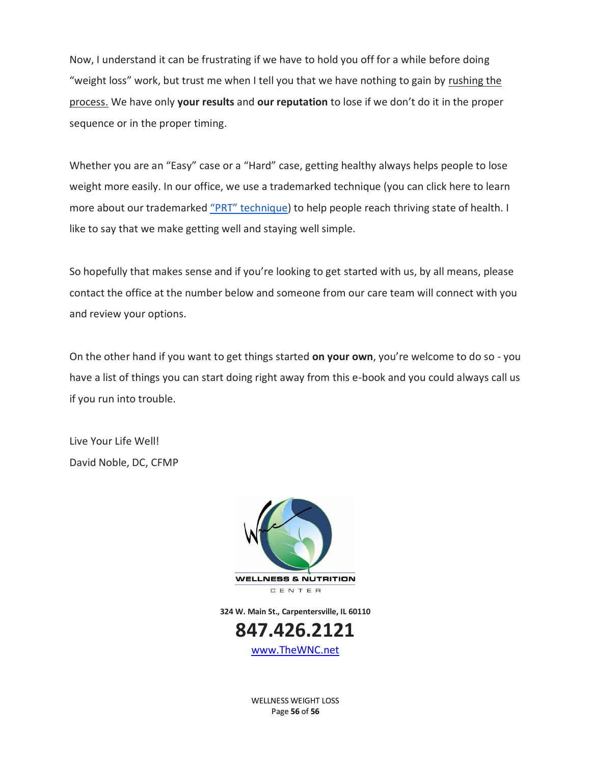Now, I understand it can be frustrating if we have to hold you off for a while before doing "weight loss" work, but trust me when I tell you that we have nothing to gain by rushing the process. We have only **your results** and **our reputation** to lose if we don't do it in the proper sequence or in the proper timing.

Whether you are an "Easy" case or a "Hard" case, getting healthy always helps people to lose weight more easily. In our office, we use a trademarked technique (you can click here to learn more about our trademarked "PRT" technique) to help people reach thriving state of health. I like to say that we make getting well and staying well simple.

So hopefully that makes sense and if you're looking to get started with us, by all means, please contact the office at the number below and someone from our care team will connect with you and review your options.

On the other hand if you want to get things started **on your own**, you're welcome to do so - you have a list of things you can start doing right away from this e-book and you could always call us if you run into trouble.

Live Your Life Well!
David Noble, DC, CFMP

WELLNESS & NUTRITION
CENTER

**324 W. Main St., Carpentersville, IL 60110**

**847.426.2121**

www.TheWNC.net